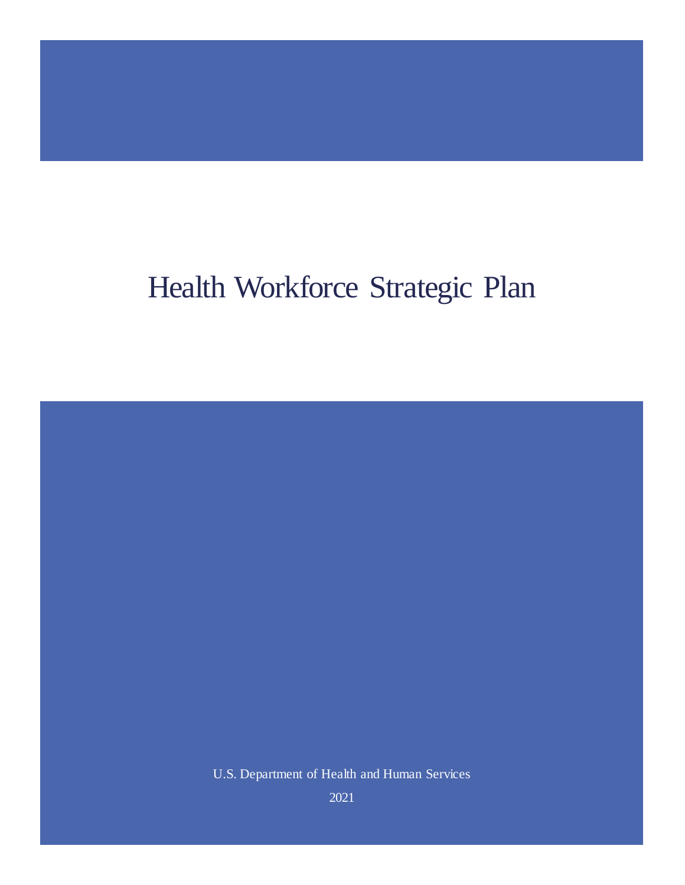# Health Workforce Strategic Plan

U.S. Department of Health and Human Services

2021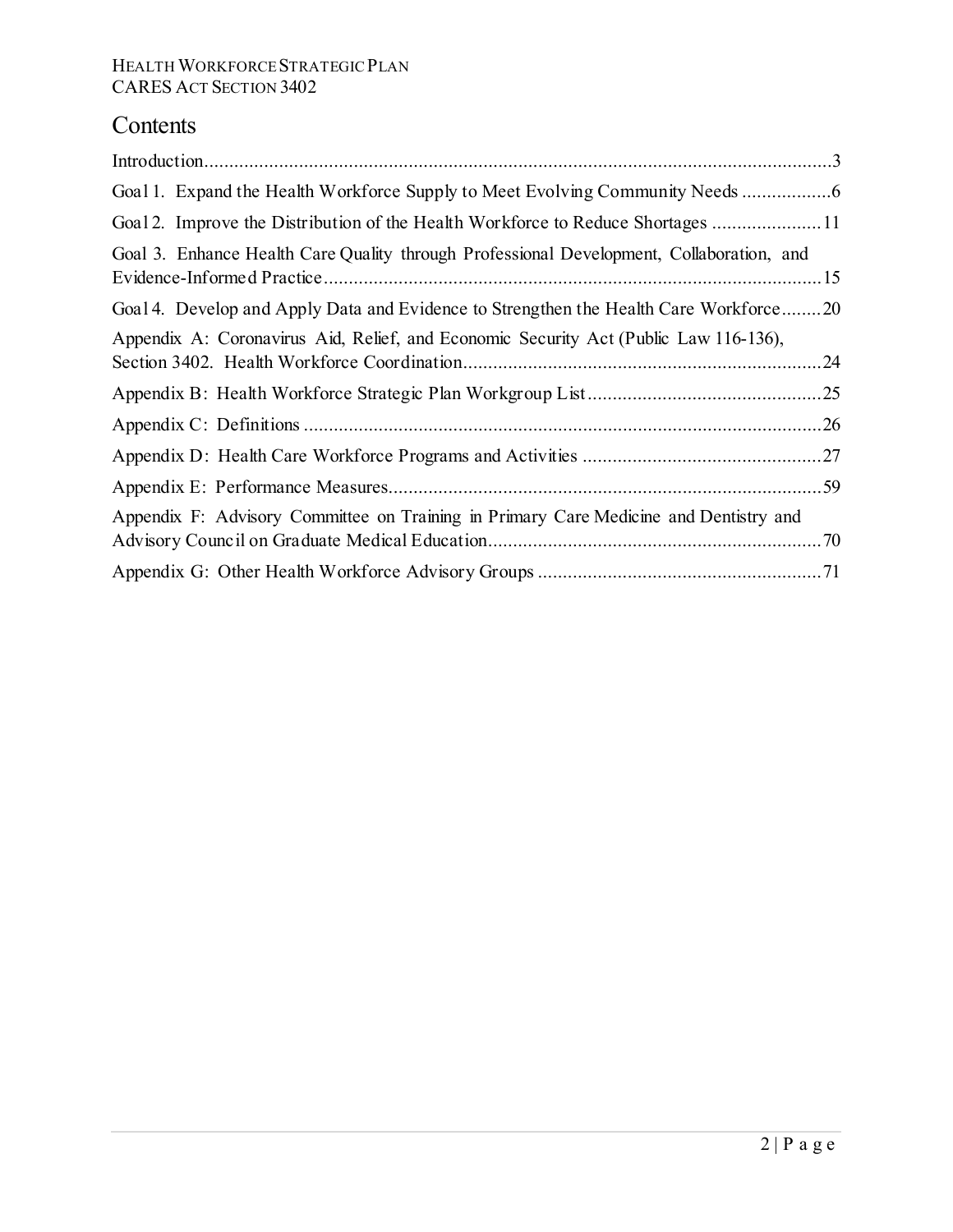# Contents

Introduction....................................................................................................................3

Goal 1. Expand the Health Workforce Supply to Meet Evolving Community Needs ..................6

Goal 2. Improve the Distribution of the Health Workforce to Reduce Shortages ......................11

Goal 3. Enhance Health Care Quality through Professional Development, Collaboration, and Evidence-Informed Practice....................................................................................................15

Goal 4. Develop and Apply Data and Evidence to Strengthen the Health Care Workforce........20

Appendix A: Coronavirus Aid, Relief, and Economic Security Act (Public Law 116-136), Section 3402. Health Workforce Coordination.........................................................................24

Appendix B: Health Workforce Strategic Plan Workgroup List...............................................25

Appendix C: Definitions.........................................................................................................26

Appendix D: Health Care Workforce Programs and Activities ................................................27

Appendix E: Performance Measures........................................................................................59

Appendix F: Advisory Committee on Training in Primary Care Medicine and Dentistry and Advisory Council on Graduate Medical Education...................................................................70

Appendix G: Other Health Workforce Advisory Groups .........................................................71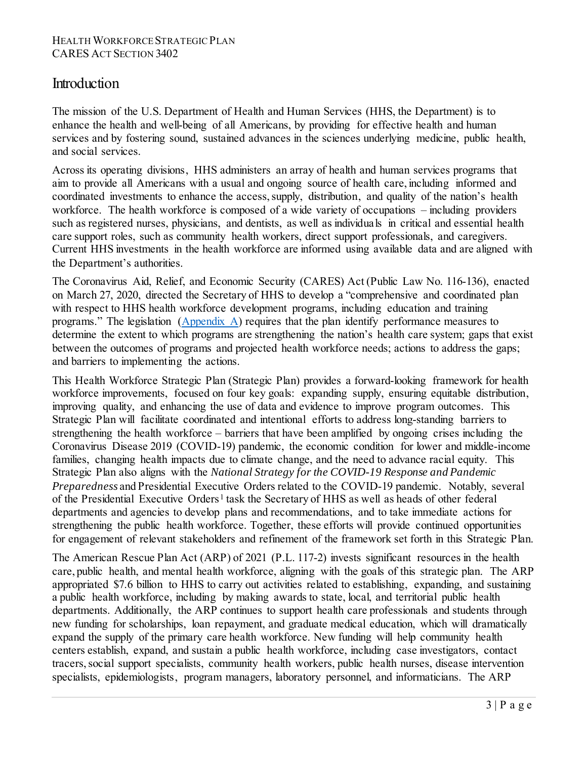# Introduction

The mission of the U.S. Department of Health and Human Services (HHS, the Department) is to enhance the health and well-being of all Americans, by providing for effective health and human services and by fostering sound, sustained advances in the sciences underlying medicine, public health, and social services.

Across its operating divisions, HHS administers an array of health and human services programs that aim to provide all Americans with a usual and ongoing source of health care, including informed and coordinated investments to enhance the access, supply, distribution, and quality of the nation's health workforce. The health workforce is composed of a wide variety of occupations – including providers such as registered nurses, physicians, and dentists, as well as individuals in critical and essential health care support roles, such as community health workers, direct support professionals, and caregivers. Current HHS investments in the health workforce are informed using available data and are aligned with the Department's authorities.

The Coronavirus Aid, Relief, and Economic Security (CARES) Act (Public Law No. 116-136), enacted on March 27, 2020, directed the Secretary of HHS to develop a "comprehensive and coordinated plan with respect to HHS health workforce development programs, including education and training programs." The legislation (Appendix A) requires that the plan identify performance measures to determine the extent to which programs are strengthening the nation's health care system; gaps that exist between the outcomes of programs and projected health workforce needs; actions to address the gaps; and barriers to implementing the actions.

This Health Workforce Strategic Plan (Strategic Plan) provides a forward-looking framework for health workforce improvements, focused on four key goals: expanding supply, ensuring equitable distribution, improving quality, and enhancing the use of data and evidence to improve program outcomes. This Strategic Plan will facilitate coordinated and intentional efforts to address long-standing barriers to strengthening the health workforce – barriers that have been amplified by ongoing crises including the Coronavirus Disease 2019 (COVID-19) pandemic, the economic condition for lower and middle-income families, changing health impacts due to climate change, and the need to advance racial equity. This Strategic Plan also aligns with the *National Strategy for the COVID-19 Response and Pandemic Preparedness* and Presidential Executive Orders related to the COVID-19 pandemic. Notably, several of the Presidential Executive Orders[1] task the Secretary of HHS as well as heads of other federal departments and agencies to develop plans and recommendations, and to take immediate actions for strengthening the public health workforce. Together, these efforts will provide continued opportunities for engagement of relevant stakeholders and refinement of the framework set forth in this Strategic Plan.

The American Rescue Plan Act (ARP) of 2021 (P.L. 117-2) invests significant resources in the health care, public health, and mental health workforce, aligning with the goals of this strategic plan. The ARP appropriated $7.6 billion to HHS to carry out activities related to establishing, expanding, and sustaining a public health workforce, including by making awards to state, local, and territorial public health departments. Additionally, the ARP continues to support health care professionals and students through new funding for scholarships, loan repayment, and graduate medical education, which will dramatically expand the supply of the primary care health workforce. New funding will help community health centers establish, expand, and sustain a public health workforce, including case investigators, contact tracers, social support specialists, community health workers, public health nurses, disease intervention specialists, epidemiologists, program managers, laboratory personnel, and informaticians. The ARP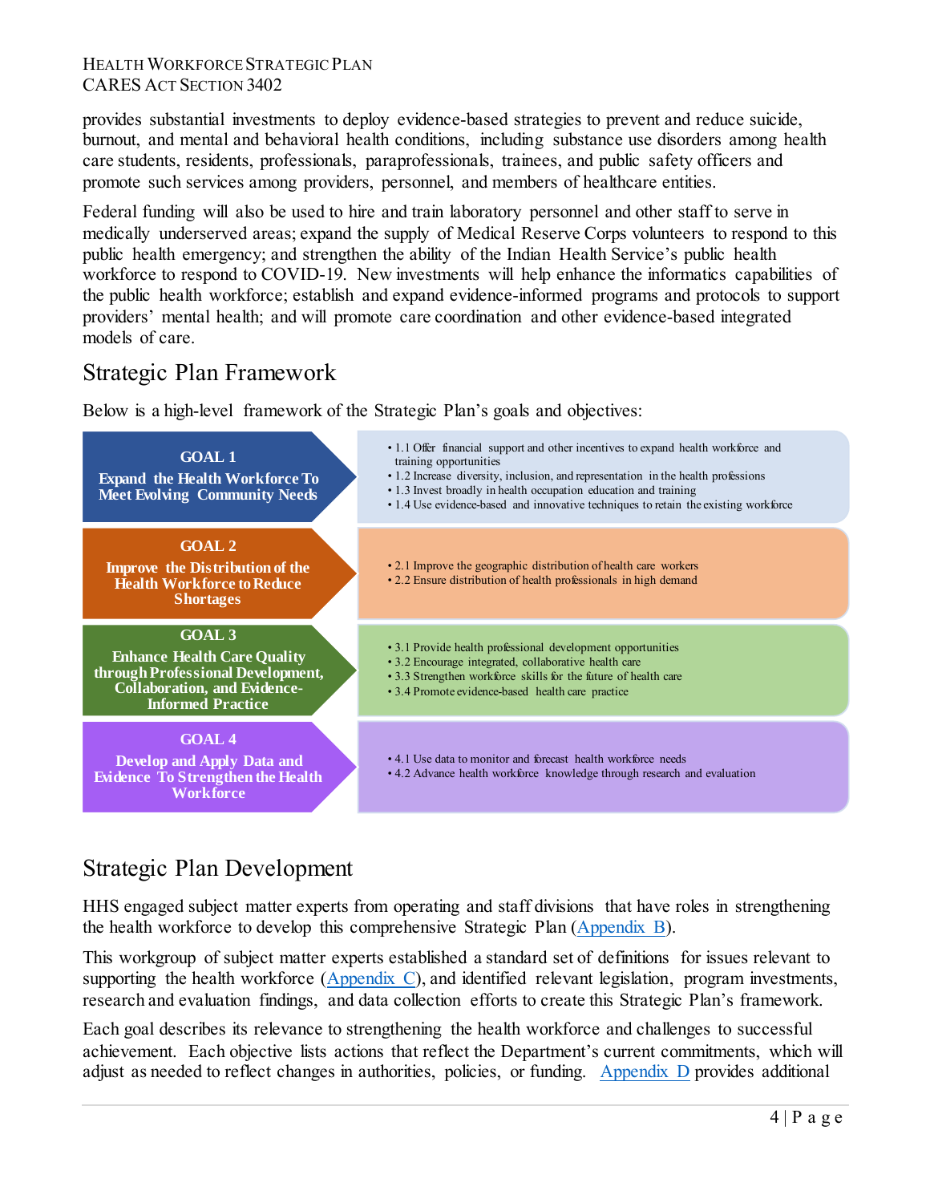provides substantial investments to deploy evidence-based strategies to prevent and reduce suicide, burnout, and mental and behavioral health conditions, including substance use disorders among health care students, residents, professionals, paraprofessionals, trainees, and public safety officers and promote such services among providers, personnel, and members of healthcare entities.

Federal funding will also be used to hire and train laboratory personnel and other staff to serve in medically underserved areas; expand the supply of Medical Reserve Corps volunteers to respond to this public health emergency; and strengthen the ability of the Indian Health Service's public health workforce to respond to COVID-19. New investments will help enhance the informatics capabilities of the public health workforce; establish and expand evidence-informed programs and protocols to support providers' mental health; and will promote care coordination and other evidence-based integrated models of care.

## Strategic Plan Framework

Below is a high-level framework of the Strategic Plan's goals and objectives:

| Goal | Objectives |
| --- | --- |
| **GOAL 1** **Expand the Health Workforce To Meet Evolving Community Needs** | • 1.1 Offer financial support and other incentives to expand health workforce and training opportunities • 1.2 Increase diversity, inclusion, and representation in the health professions • 1.3 Invest broadly in health occupation education and training • 1.4 Use evidence-based and innovative techniques to retain the existing workforce |
| **GOAL 2** **Improve the Distribution of the Health Workforce to Reduce Shortages** | • 2.1 Improve the geographic distribution of health care workers • 2.2 Ensure distribution of health professionals in high demand |
| **GOAL 3** **Enhance Health Care Quality through Professional Development, Collaboration, and Evidence-Informed Practice** | • 3.1 Provide health professional development opportunities • 3.2 Encourage integrated, collaborative health care • 3.3 Strengthen workforce skills for the future of health care • 3.4 Promote evidence-based health care practice |
| **GOAL 4** **Develop and Apply Data and Evidence To Strengthen the Health Workforce** | • 4.1 Use data to monitor and forecast health workforce needs • 4.2 Advance health workforce knowledge through research and evaluation |

## Strategic Plan Development

HHS engaged subject matter experts from operating and staff divisions that have roles in strengthening the health workforce to develop this comprehensive Strategic Plan (Appendix B).

This workgroup of subject matter experts established a standard set of definitions for issues relevant to supporting the health workforce (Appendix C), and identified relevant legislation, program investments, research and evaluation findings, and data collection efforts to create this Strategic Plan's framework.

Each goal describes its relevance to strengthening the health workforce and challenges to successful achievement. Each objective lists actions that reflect the Department's current commitments, which will adjust as needed to reflect changes in authorities, policies, or funding. Appendix D provides additional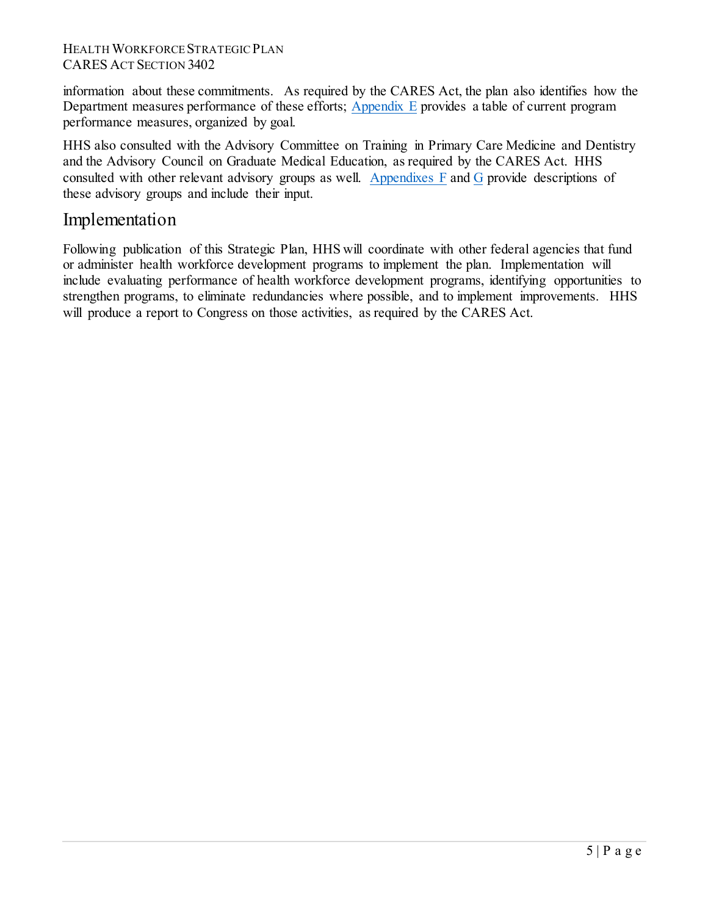information about these commitments. As required by the CARES Act, the plan also identifies how the Department measures performance of these efforts; Appendix E provides a table of current program performance measures, organized by goal.

HHS also consulted with the Advisory Committee on Training in Primary Care Medicine and Dentistry and the Advisory Council on Graduate Medical Education, as required by the CARES Act. HHS consulted with other relevant advisory groups as well. Appendixes F and G provide descriptions of these advisory groups and include their input.

## Implementation

Following publication of this Strategic Plan, HHS will coordinate with other federal agencies that fund or administer health workforce development programs to implement the plan. Implementation will include evaluating performance of health workforce development programs, identifying opportunities to strengthen programs, to eliminate redundancies where possible, and to implement improvements. HHS will produce a report to Congress on those activities, as required by the CARES Act.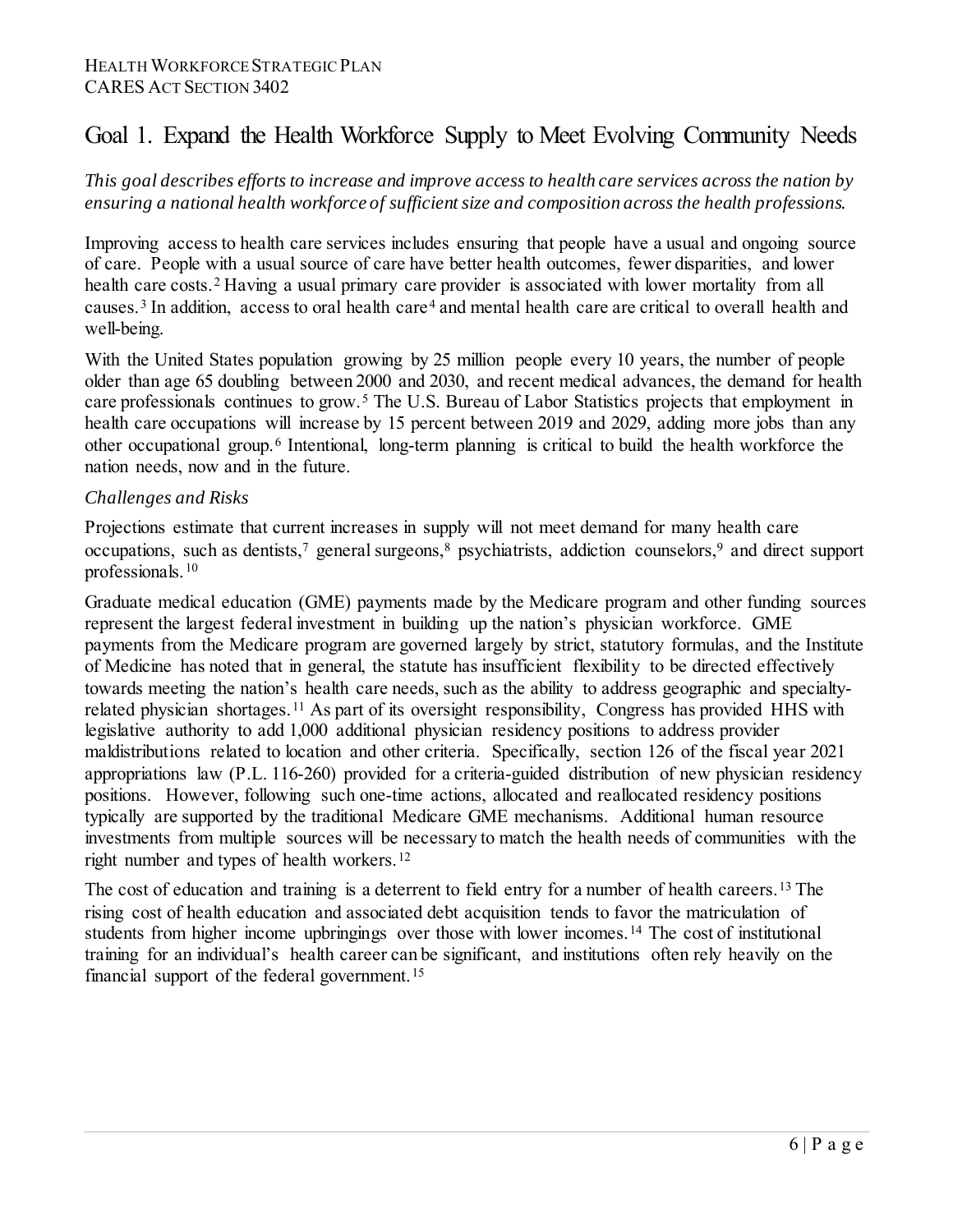## Goal 1. Expand the Health Workforce Supply to Meet Evolving Community Needs

*This goal describes efforts to increase and improve access to health care services across the nation by ensuring a national health workforce of sufficient size and composition across the health professions.*

Improving access to health care services includes ensuring that people have a usual and ongoing source of care. People with a usual source of care have better health outcomes, fewer disparities, and lower health care costs.[2] Having a usual primary care provider is associated with lower mortality from all causes.[3] In addition, access to oral health care[4] and mental health care are critical to overall health and well-being.

With the United States population growing by 25 million people every 10 years, the number of people older than age 65 doubling between 2000 and 2030, and recent medical advances, the demand for health care professionals continues to grow.[5] The U.S. Bureau of Labor Statistics projects that employment in health care occupations will increase by 15 percent between 2019 and 2029, adding more jobs than any other occupational group.[6] Intentional, long-term planning is critical to build the health workforce the nation needs, now and in the future.

### *Challenges and Risks*

Projections estimate that current increases in supply will not meet demand for many health care occupations, such as dentists,[7] general surgeons,[8] psychiatrists, addiction counselors,[9] and direct support professionals.[10]

Graduate medical education (GME) payments made by the Medicare program and other funding sources represent the largest federal investment in building up the nation's physician workforce. GME payments from the Medicare program are governed largely by strict, statutory formulas, and the Institute of Medicine has noted that in general, the statute has insufficient flexibility to be directed effectively towards meeting the nation's health care needs, such as the ability to address geographic and specialty-related physician shortages.[11] As part of its oversight responsibility, Congress has provided HHS with legislative authority to add 1,000 additional physician residency positions to address provider maldistributions related to location and other criteria. Specifically, section 126 of the fiscal year 2021 appropriations law (P.L. 116-260) provided for a criteria-guided distribution of new physician residency positions. However, following such one-time actions, allocated and reallocated residency positions typically are supported by the traditional Medicare GME mechanisms. Additional human resource investments from multiple sources will be necessary to match the health needs of communities with the right number and types of health workers.[12]

The cost of education and training is a deterrent to field entry for a number of health careers.[13] The rising cost of health education and associated debt acquisition tends to favor the matriculation of students from higher income upbringings over those with lower incomes.[14] The cost of institutional training for an individual's health career can be significant, and institutions often rely heavily on the financial support of the federal government.[15]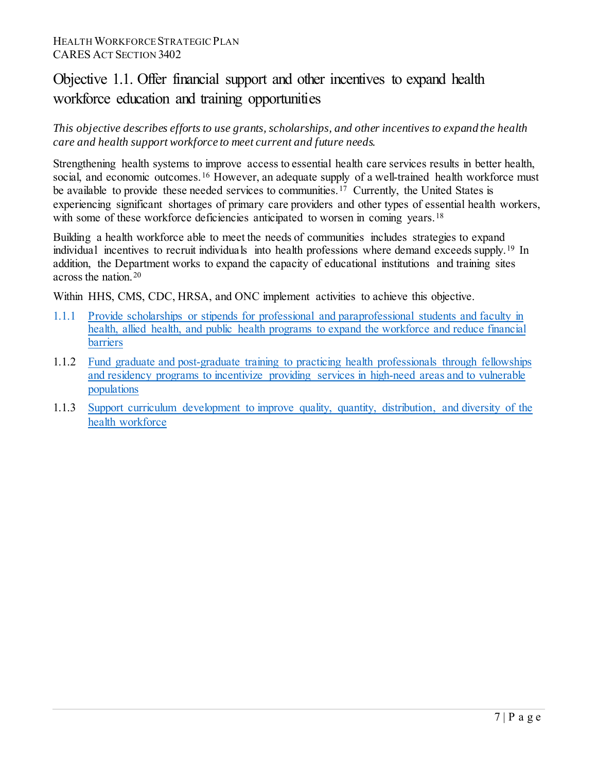## Objective 1.1. Offer financial support and other incentives to expand health workforce education and training opportunities

*This objective describes efforts to use grants, scholarships, and other incentives to expand the health care and health support workforce to meet current and future needs.*

Strengthening health systems to improve access to essential health care services results in better health, social, and economic outcomes.[16] However, an adequate supply of a well-trained health workforce must be available to provide these needed services to communities.[17] Currently, the United States is experiencing significant shortages of primary care providers and other types of essential health workers, with some of these workforce deficiencies anticipated to worsen in coming years.[18]

Building a health workforce able to meet the needs of communities includes strategies to expand individual incentives to recruit individuals into health professions where demand exceeds supply.[19] In addition, the Department works to expand the capacity of educational institutions and training sites across the nation.[20]

Within HHS, CMS, CDC, HRSA, and ONC implement activities to achieve this objective.

- 1.1.1 Provide scholarships or stipends for professional and paraprofessional students and faculty in health, allied health, and public health programs to expand the workforce and reduce financial barriers
- 1.1.2 Fund graduate and post-graduate training to practicing health professionals through fellowships and residency programs to incentivize providing services in high-need areas and to vulnerable populations
- 1.1.3 Support curriculum development to improve quality, quantity, distribution, and diversity of the health workforce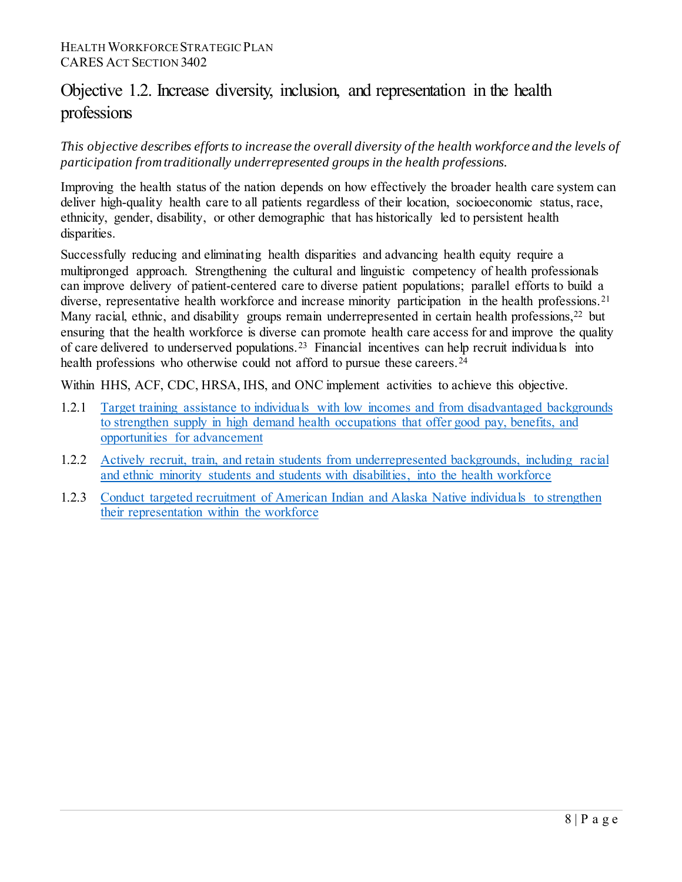## Objective 1.2. Increase diversity, inclusion, and representation in the health professions

*This objective describes efforts to increase the overall diversity of the health workforce and the levels of participation from traditionally underrepresented groups in the health professions.*

Improving the health status of the nation depends on how effectively the broader health care system can deliver high-quality health care to all patients regardless of their location, socioeconomic status, race, ethnicity, gender, disability, or other demographic that has historically led to persistent health disparities.

Successfully reducing and eliminating health disparities and advancing health equity require a multipronged approach. Strengthening the cultural and linguistic competency of health professionals can improve delivery of patient-centered care to diverse patient populations; parallel efforts to build a diverse, representative health workforce and increase minority participation in the health professions.[21] Many racial, ethnic, and disability groups remain underrepresented in certain health professions,[22] but ensuring that the health workforce is diverse can promote health care access for and improve the quality of care delivered to underserved populations.[23] Financial incentives can help recruit individuals into health professions who otherwise could not afford to pursue these careers.[24]

Within HHS, ACF, CDC, HRSA, IHS, and ONC implement activities to achieve this objective.

1.2.1 Target training assistance to individuals with low incomes and from disadvantaged backgrounds to strengthen supply in high demand health occupations that offer good pay, benefits, and opportunities for advancement

1.2.2 Actively recruit, train, and retain students from underrepresented backgrounds, including racial and ethnic minority students and students with disabilities, into the health workforce

1.2.3 Conduct targeted recruitment of American Indian and Alaska Native individuals to strengthen their representation within the workforce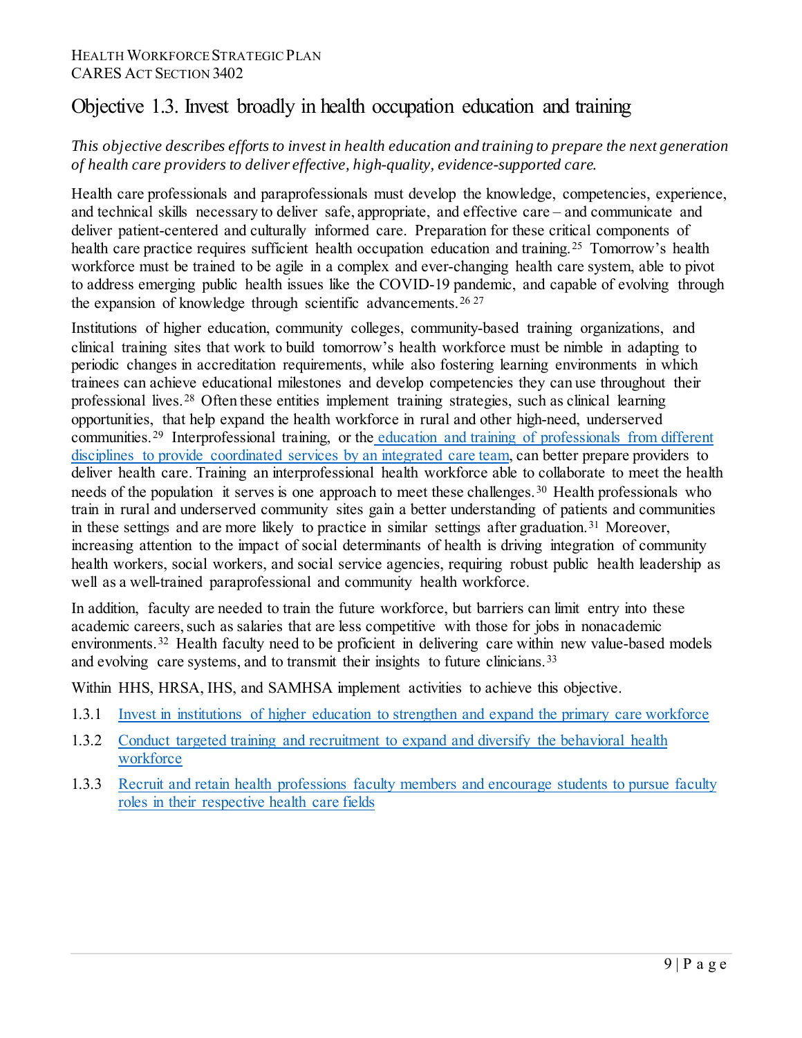# Objective 1.3. Invest broadly in health occupation education and training

*This objective describes efforts to invest in health education and training to prepare the next generation of health care providers to deliver effective, high-quality, evidence-supported care.*

Health care professionals and paraprofessionals must develop the knowledge, competencies, experience, and technical skills necessary to deliver safe, appropriate, and effective care – and communicate and deliver patient-centered and culturally informed care. Preparation for these critical components of health care practice requires sufficient health occupation education and training.[25] Tomorrow's health workforce must be trained to be agile in a complex and ever-changing health care system, able to pivot to address emerging public health issues like the COVID-19 pandemic, and capable of evolving through the expansion of knowledge through scientific advancements.[26] [27]

Institutions of higher education, community colleges, community-based training organizations, and clinical training sites that work to build tomorrow's health workforce must be nimble in adapting to periodic changes in accreditation requirements, while also fostering learning environments in which trainees can achieve educational milestones and develop competencies they can use throughout their professional lives.[28] Often these entities implement training strategies, such as clinical learning opportunities, that help expand the health workforce in rural and other high-need, underserved communities.[29] Interprofessional training, or the education and training of professionals from different disciplines to provide coordinated services by an integrated care team, can better prepare providers to deliver health care. Training an interprofessional health workforce able to collaborate to meet the health needs of the population it serves is one approach to meet these challenges.[30] Health professionals who train in rural and underserved community sites gain a better understanding of patients and communities in these settings and are more likely to practice in similar settings after graduation.[31] Moreover, increasing attention to the impact of social determinants of health is driving integration of community health workers, social workers, and social service agencies, requiring robust public health leadership as well as a well-trained paraprofessional and community health workforce.

In addition, faculty are needed to train the future workforce, but barriers can limit entry into these academic careers, such as salaries that are less competitive with those for jobs in nonacademic environments.[32] Health faculty need to be proficient in delivering care within new value-based models and evolving care systems, and to transmit their insights to future clinicians.[33]

Within HHS, HRSA, IHS, and SAMHSA implement activities to achieve this objective.

1.3.1 Invest in institutions of higher education to strengthen and expand the primary care workforce

1.3.2 Conduct targeted training and recruitment to expand and diversify the behavioral health workforce

1.3.3 Recruit and retain health professions faculty members and encourage students to pursue faculty roles in their respective health care fields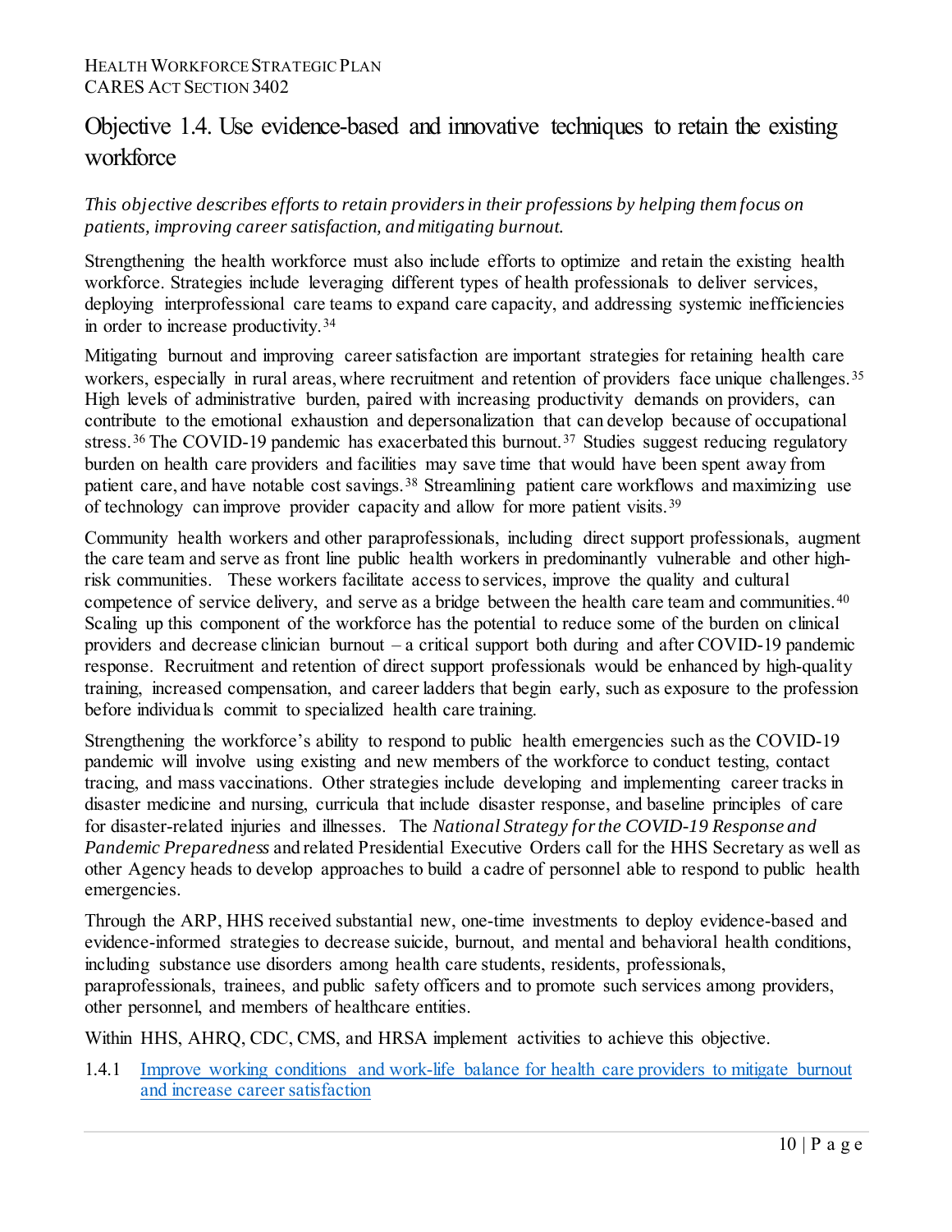## Objective 1.4. Use evidence-based and innovative techniques to retain the existing workforce

*This objective describes efforts to retain providers in their professions by helping them focus on patients, improving career satisfaction, and mitigating burnout.*

Strengthening the health workforce must also include efforts to optimize and retain the existing health workforce. Strategies include leveraging different types of health professionals to deliver services, deploying interprofessional care teams to expand care capacity, and addressing systemic inefficiencies in order to increase productivity.[34]

Mitigating burnout and improving career satisfaction are important strategies for retaining health care workers, especially in rural areas, where recruitment and retention of providers face unique challenges.[35] High levels of administrative burden, paired with increasing productivity demands on providers, can contribute to the emotional exhaustion and depersonalization that can develop because of occupational stress.[36] The COVID-19 pandemic has exacerbated this burnout.[37] Studies suggest reducing regulatory burden on health care providers and facilities may save time that would have been spent away from patient care, and have notable cost savings.[38] Streamlining patient care workflows and maximizing use of technology can improve provider capacity and allow for more patient visits.[39]

Community health workers and other paraprofessionals, including direct support professionals, augment the care team and serve as front line public health workers in predominantly vulnerable and other high-risk communities. These workers facilitate access to services, improve the quality and cultural competence of service delivery, and serve as a bridge between the health care team and communities.[40] Scaling up this component of the workforce has the potential to reduce some of the burden on clinical providers and decrease clinician burnout – a critical support both during and after COVID-19 pandemic response. Recruitment and retention of direct support professionals would be enhanced by high-quality training, increased compensation, and career ladders that begin early, such as exposure to the profession before individuals commit to specialized health care training.

Strengthening the workforce's ability to respond to public health emergencies such as the COVID-19 pandemic will involve using existing and new members of the workforce to conduct testing, contact tracing, and mass vaccinations. Other strategies include developing and implementing career tracks in disaster medicine and nursing, curricula that include disaster response, and baseline principles of care for disaster-related injuries and illnesses. The *National Strategy for the COVID-19 Response and Pandemic Preparedness* and related Presidential Executive Orders call for the HHS Secretary as well as other Agency heads to develop approaches to build a cadre of personnel able to respond to public health emergencies.

Through the ARP, HHS received substantial new, one-time investments to deploy evidence-based and evidence-informed strategies to decrease suicide, burnout, and mental and behavioral health conditions, including substance use disorders among health care students, residents, professionals, paraprofessionals, trainees, and public safety officers and to promote such services among providers, other personnel, and members of healthcare entities.

Within HHS, AHRQ, CDC, CMS, and HRSA implement activities to achieve this objective.

1.4.1 Improve working conditions and work-life balance for health care providers to mitigate burnout and increase career satisfaction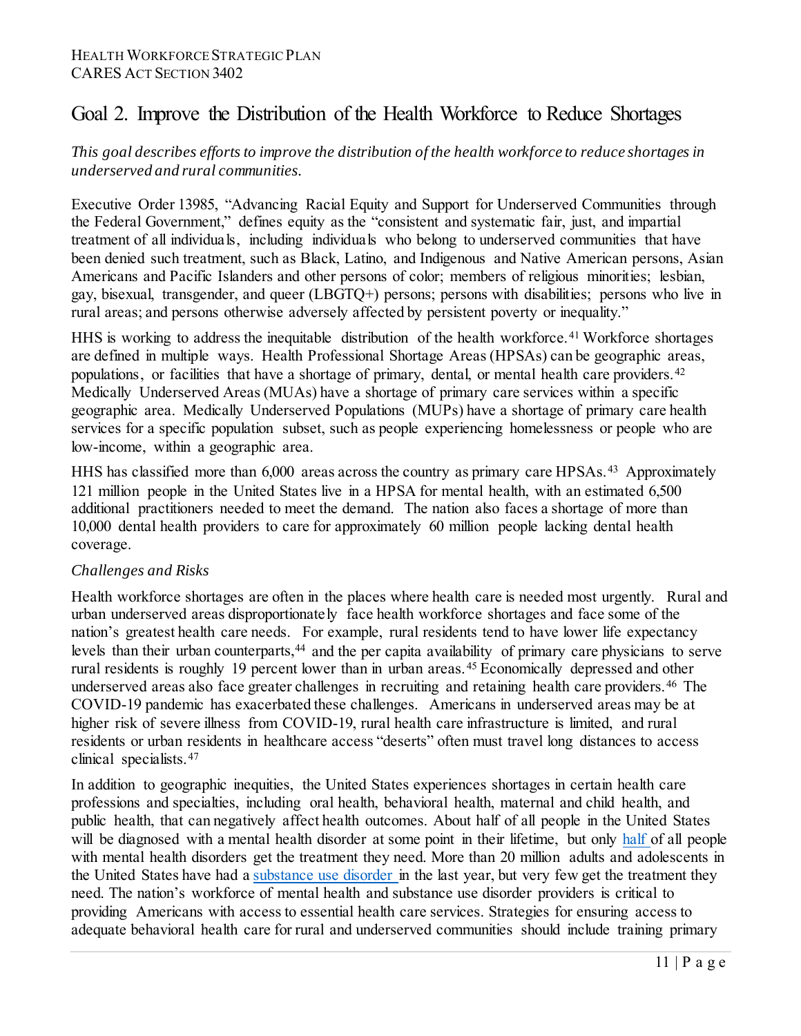# Goal 2. Improve the Distribution of the Health Workforce to Reduce Shortages

*This goal describes efforts to improve the distribution of the health workforce to reduce shortages in underserved and rural communities.*

Executive Order 13985, "Advancing Racial Equity and Support for Underserved Communities through the Federal Government," defines equity as the "consistent and systematic fair, just, and impartial treatment of all individuals, including individuals who belong to underserved communities that have been denied such treatment, such as Black, Latino, and Indigenous and Native American persons, Asian Americans and Pacific Islanders and other persons of color; members of religious minorities; lesbian, gay, bisexual, transgender, and queer (LBGTQ+) persons; persons with disabilities; persons who live in rural areas; and persons otherwise adversely affected by persistent poverty or inequality."

HHS is working to address the inequitable distribution of the health workforce.[41] Workforce shortages are defined in multiple ways. Health Professional Shortage Areas (HPSAs) can be geographic areas, populations, or facilities that have a shortage of primary, dental, or mental health care providers.[42] Medically Underserved Areas (MUAs) have a shortage of primary care services within a specific geographic area. Medically Underserved Populations (MUPs) have a shortage of primary care health services for a specific population subset, such as people experiencing homelessness or people who are low-income, within a geographic area.

HHS has classified more than 6,000 areas across the country as primary care HPSAs.[43] Approximately 121 million people in the United States live in a HPSA for mental health, with an estimated 6,500 additional practitioners needed to meet the demand. The nation also faces a shortage of more than 10,000 dental health providers to care for approximately 60 million people lacking dental health coverage.

## *Challenges and Risks*

Health workforce shortages are often in the places where health care is needed most urgently. Rural and urban underserved areas disproportionately face health workforce shortages and face some of the nation's greatest health care needs. For example, rural residents tend to have lower life expectancy levels than their urban counterparts,[44] and the per capita availability of primary care physicians to serve rural residents is roughly 19 percent lower than in urban areas.[45] Economically depressed and other underserved areas also face greater challenges in recruiting and retaining health care providers.[46] The COVID-19 pandemic has exacerbated these challenges. Americans in underserved areas may be at higher risk of severe illness from COVID-19, rural health care infrastructure is limited, and rural residents or urban residents in healthcare access "deserts" often must travel long distances to access clinical specialists.[47]

In addition to geographic inequities, the United States experiences shortages in certain health care professions and specialties, including oral health, behavioral health, maternal and child health, and public health, that can negatively affect health outcomes. About half of all people in the United States will be diagnosed with a mental health disorder at some point in their lifetime, but only half of all people with mental health disorders get the treatment they need. More than 20 million adults and adolescents in the United States have had a substance use disorder in the last year, but very few get the treatment they need. The nation's workforce of mental health and substance use disorder providers is critical to providing Americans with access to essential health care services. Strategies for ensuring access to adequate behavioral health care for rural and underserved communities should include training primary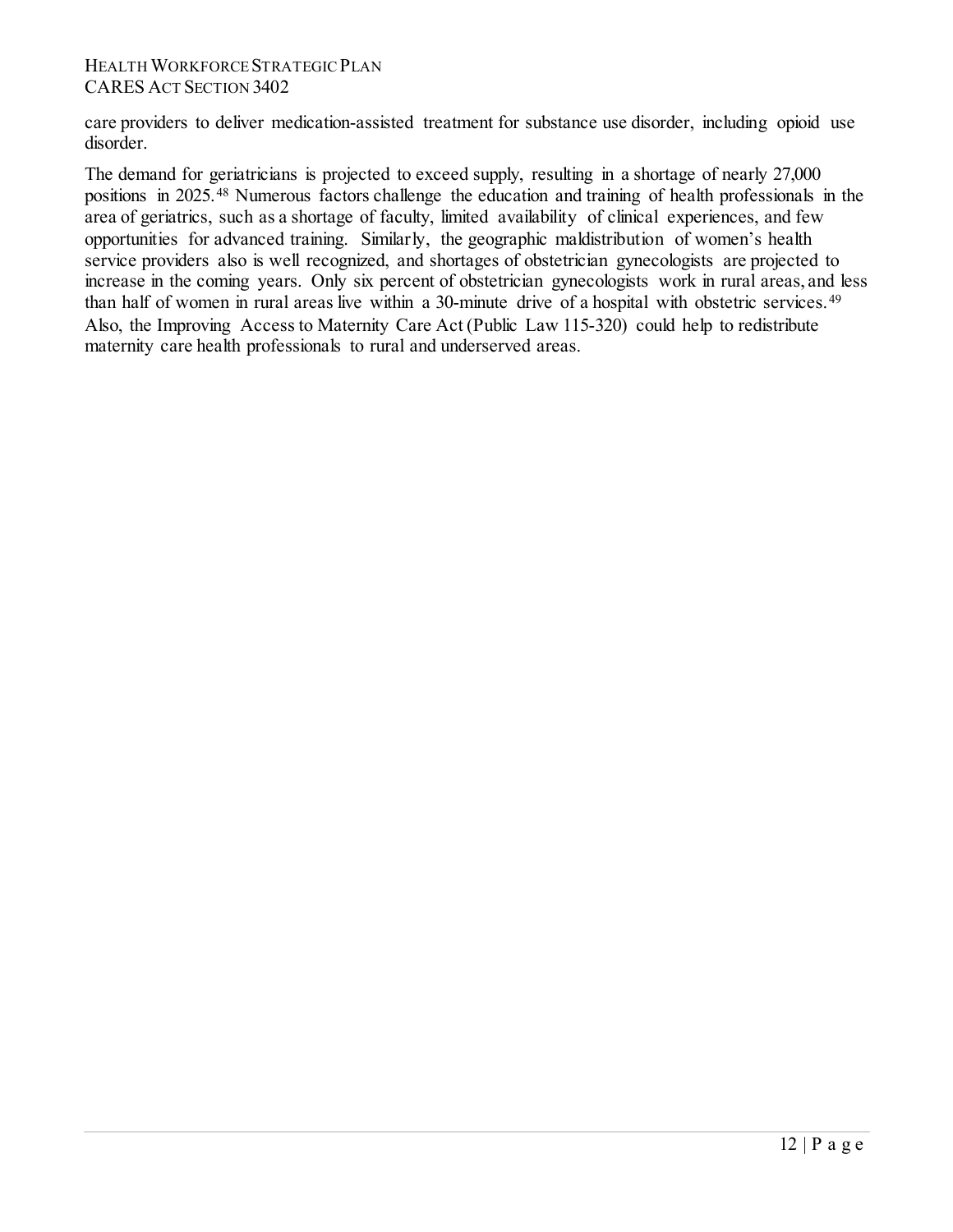care providers to deliver medication-assisted treatment for substance use disorder, including opioid use disorder.

The demand for geriatricians is projected to exceed supply, resulting in a shortage of nearly 27,000 positions in 2025.[48] Numerous factors challenge the education and training of health professionals in the area of geriatrics, such as a shortage of faculty, limited availability of clinical experiences, and few opportunities for advanced training. Similarly, the geographic maldistribution of women's health service providers also is well recognized, and shortages of obstetrician gynecologists are projected to increase in the coming years. Only six percent of obstetrician gynecologists work in rural areas, and less than half of women in rural areas live within a 30-minute drive of a hospital with obstetric services.[49] Also, the Improving Access to Maternity Care Act (Public Law 115-320) could help to redistribute maternity care health professionals to rural and underserved areas.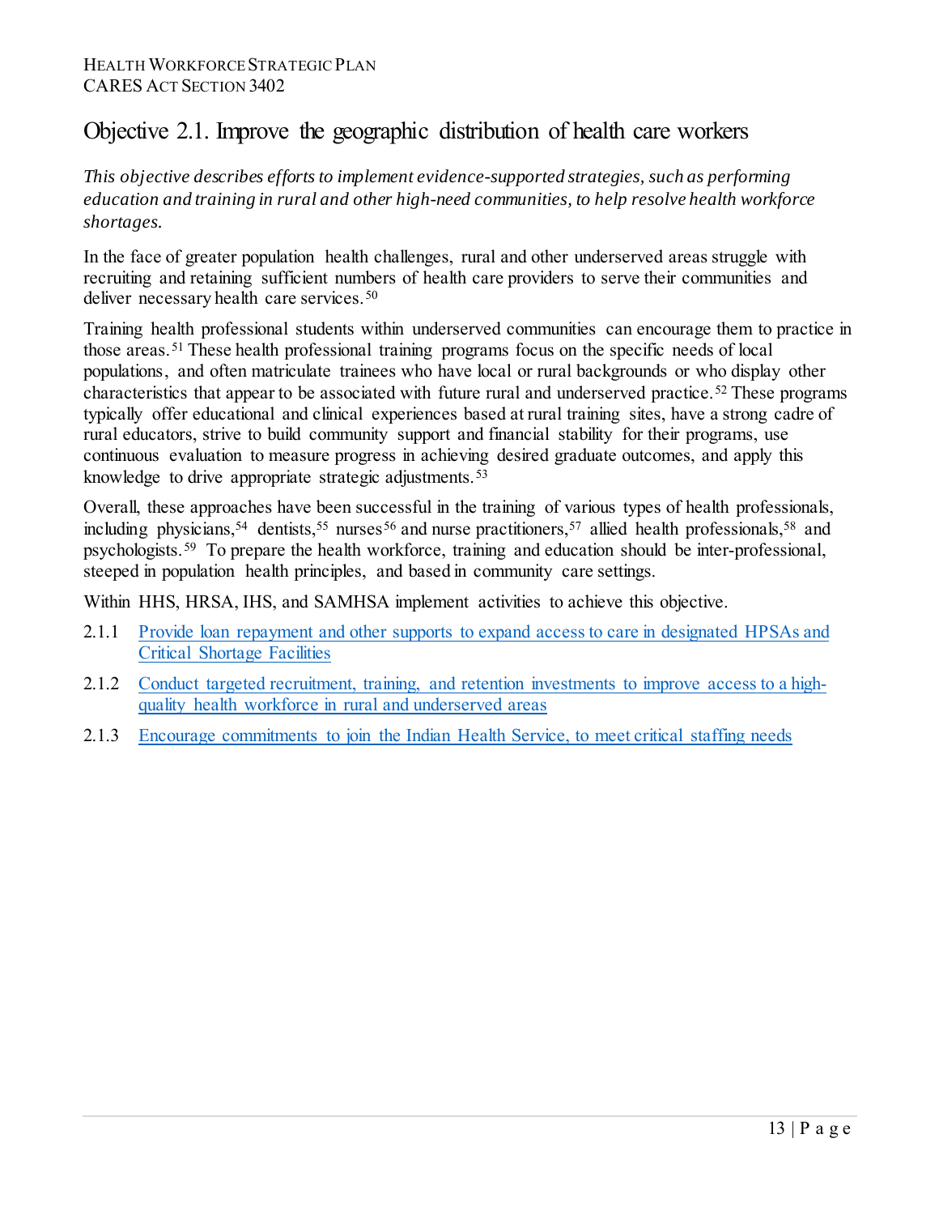## Objective 2.1. Improve the geographic distribution of health care workers

*This objective describes efforts to implement evidence-supported strategies, such as performing education and training in rural and other high-need communities, to help resolve health workforce shortages.*

In the face of greater population health challenges, rural and other underserved areas struggle with recruiting and retaining sufficient numbers of health care providers to serve their communities and deliver necessary health care services.[50]

Training health professional students within underserved communities can encourage them to practice in those areas.[51] These health professional training programs focus on the specific needs of local populations, and often matriculate trainees who have local or rural backgrounds or who display other characteristics that appear to be associated with future rural and underserved practice.[52] These programs typically offer educational and clinical experiences based at rural training sites, have a strong cadre of rural educators, strive to build community support and financial stability for their programs, use continuous evaluation to measure progress in achieving desired graduate outcomes, and apply this knowledge to drive appropriate strategic adjustments.[53]

Overall, these approaches have been successful in the training of various types of health professionals, including physicians,[54] dentists,[55] nurses[56] and nurse practitioners,[57] allied health professionals,[58] and psychologists.[59] To prepare the health workforce, training and education should be inter-professional, steeped in population health principles, and based in community care settings.

Within HHS, HRSA, IHS, and SAMHSA implement activities to achieve this objective.

- 2.1.1 Provide loan repayment and other supports to expand access to care in designated HPSAs and Critical Shortage Facilities
- 2.1.2 Conduct targeted recruitment, training, and retention investments to improve access to a high-quality health workforce in rural and underserved areas
- 2.1.3 Encourage commitments to join the Indian Health Service, to meet critical staffing needs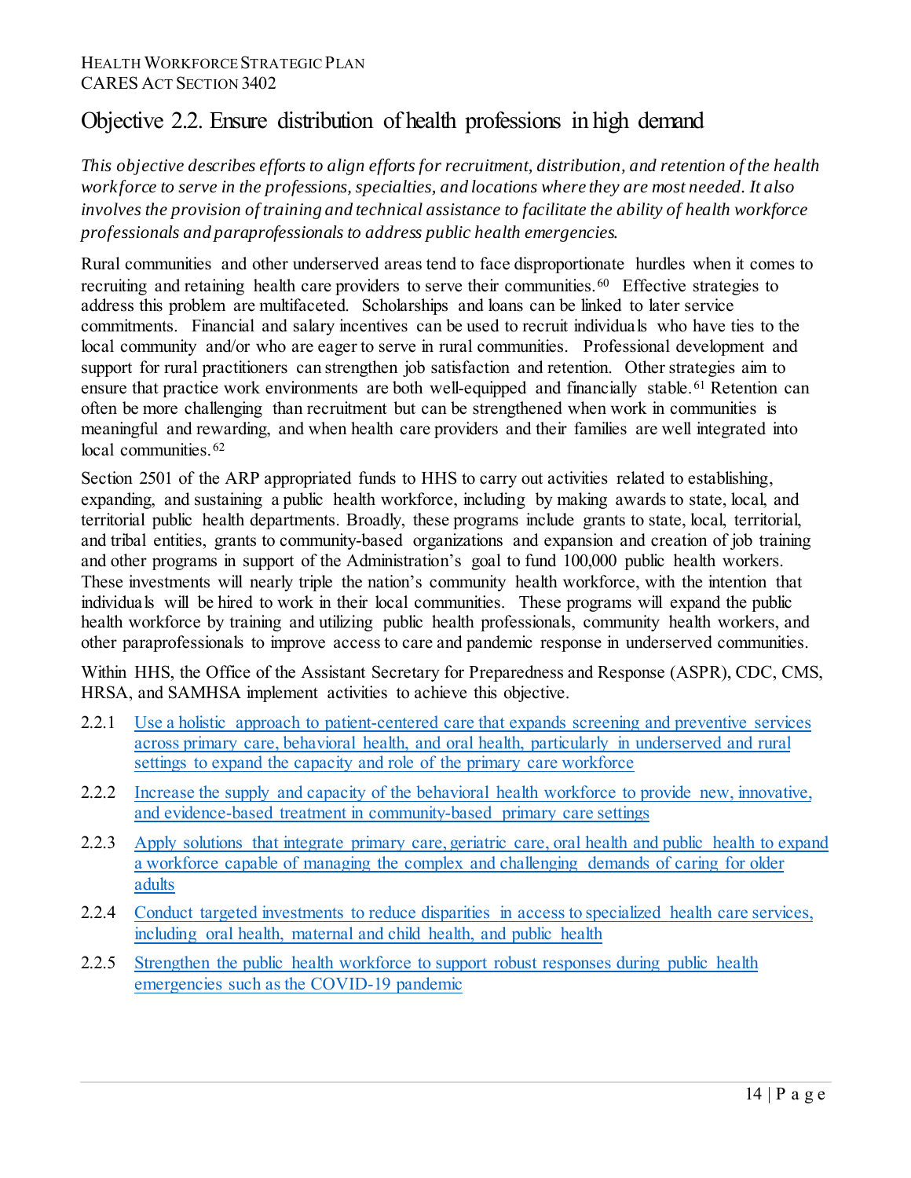## Objective 2.2. Ensure distribution of health professions in high demand

*This objective describes efforts to align efforts for recruitment, distribution, and retention of the health workforce to serve in the professions, specialties, and locations where they are most needed. It also involves the provision of training and technical assistance to facilitate the ability of health workforce professionals and paraprofessionals to address public health emergencies.*

Rural communities and other underserved areas tend to face disproportionate hurdles when it comes to recruiting and retaining health care providers to serve their communities.[60] Effective strategies to address this problem are multifaceted. Scholarships and loans can be linked to later service commitments. Financial and salary incentives can be used to recruit individuals who have ties to the local community and/or who are eager to serve in rural communities. Professional development and support for rural practitioners can strengthen job satisfaction and retention. Other strategies aim to ensure that practice work environments are both well-equipped and financially stable.[61] Retention can often be more challenging than recruitment but can be strengthened when work in communities is meaningful and rewarding, and when health care providers and their families are well integrated into local communities.[62]

Section 2501 of the ARP appropriated funds to HHS to carry out activities related to establishing, expanding, and sustaining a public health workforce, including by making awards to state, local, and territorial public health departments. Broadly, these programs include grants to state, local, territorial, and tribal entities, grants to community-based organizations and expansion and creation of job training and other programs in support of the Administration's goal to fund 100,000 public health workers. These investments will nearly triple the nation's community health workforce, with the intention that individuals will be hired to work in their local communities. These programs will expand the public health workforce by training and utilizing public health professionals, community health workers, and other paraprofessionals to improve access to care and pandemic response in underserved communities.

Within HHS, the Office of the Assistant Secretary for Preparedness and Response (ASPR), CDC, CMS, HRSA, and SAMHSA implement activities to achieve this objective.

- 2.2.1 Use a holistic approach to patient-centered care that expands screening and preventive services across primary care, behavioral health, and oral health, particularly in underserved and rural settings to expand the capacity and role of the primary care workforce
- 2.2.2 Increase the supply and capacity of the behavioral health workforce to provide new, innovative, and evidence-based treatment in community-based primary care settings
- 2.2.3 Apply solutions that integrate primary care, geriatric care, oral health and public health to expand a workforce capable of managing the complex and challenging demands of caring for older adults
- 2.2.4 Conduct targeted investments to reduce disparities in access to specialized health care services, including oral health, maternal and child health, and public health
- 2.2.5 Strengthen the public health workforce to support robust responses during public health emergencies such as the COVID-19 pandemic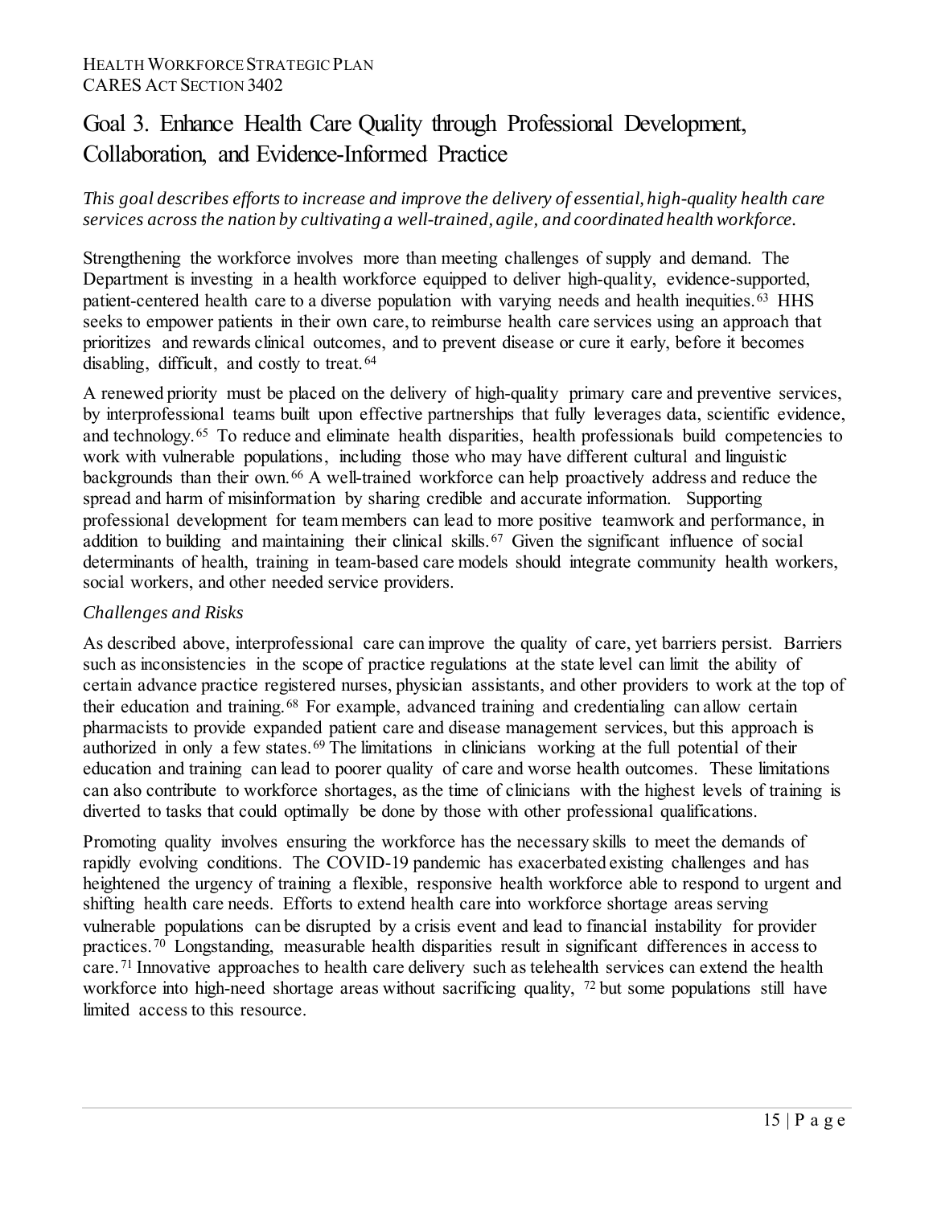# Goal 3. Enhance Health Care Quality through Professional Development, Collaboration, and Evidence-Informed Practice

*This goal describes efforts to increase and improve the delivery of essential, high-quality health care services across the nation by cultivating a well-trained, agile, and coordinated health workforce.*

Strengthening the workforce involves more than meeting challenges of supply and demand. The Department is investing in a health workforce equipped to deliver high-quality, evidence-supported, patient-centered health care to a diverse population with varying needs and health inequities.[63] HHS seeks to empower patients in their own care, to reimburse health care services using an approach that prioritizes and rewards clinical outcomes, and to prevent disease or cure it early, before it becomes disabling, difficult, and costly to treat.[64]

A renewed priority must be placed on the delivery of high-quality primary care and preventive services, by interprofessional teams built upon effective partnerships that fully leverages data, scientific evidence, and technology.[65] To reduce and eliminate health disparities, health professionals build competencies to work with vulnerable populations, including those who may have different cultural and linguistic backgrounds than their own.[66] A well-trained workforce can help proactively address and reduce the spread and harm of misinformation by sharing credible and accurate information. Supporting professional development for team members can lead to more positive teamwork and performance, in addition to building and maintaining their clinical skills.[67] Given the significant influence of social determinants of health, training in team-based care models should integrate community health workers, social workers, and other needed service providers.

*Challenges and Risks*

As described above, interprofessional care can improve the quality of care, yet barriers persist. Barriers such as inconsistencies in the scope of practice regulations at the state level can limit the ability of certain advance practice registered nurses, physician assistants, and other providers to work at the top of their education and training.[68] For example, advanced training and credentialing can allow certain pharmacists to provide expanded patient care and disease management services, but this approach is authorized in only a few states.[69] The limitations in clinicians working at the full potential of their education and training can lead to poorer quality of care and worse health outcomes. These limitations can also contribute to workforce shortages, as the time of clinicians with the highest levels of training is diverted to tasks that could optimally be done by those with other professional qualifications.

Promoting quality involves ensuring the workforce has the necessary skills to meet the demands of rapidly evolving conditions. The COVID-19 pandemic has exacerbated existing challenges and has heightened the urgency of training a flexible, responsive health workforce able to respond to urgent and shifting health care needs. Efforts to extend health care into workforce shortage areas serving vulnerable populations can be disrupted by a crisis event and lead to financial instability for provider practices.[70] Longstanding, measurable health disparities result in significant differences in access to care.[71] Innovative approaches to health care delivery such as telehealth services can extend the health workforce into high-need shortage areas without sacrificing quality,[72] but some populations still have limited access to this resource.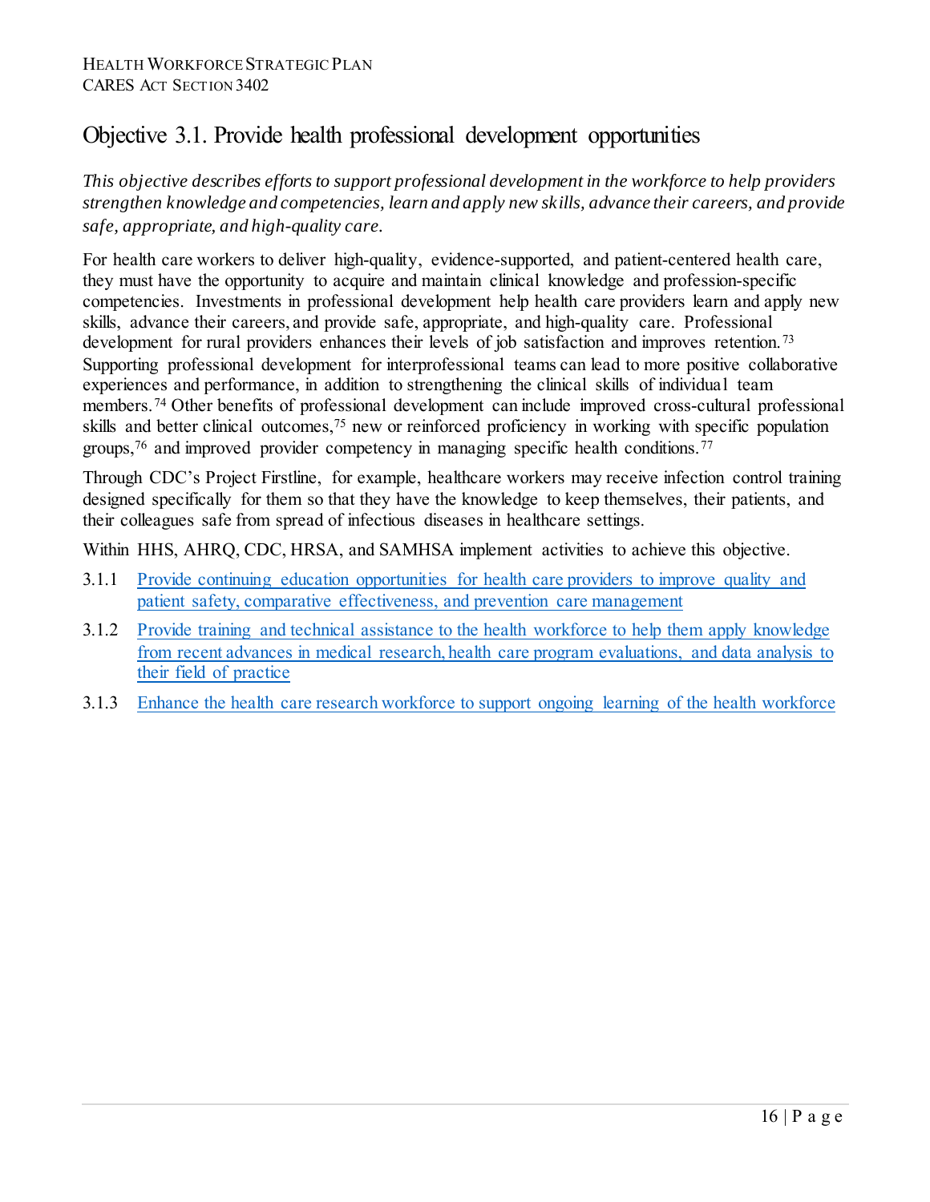## Objective 3.1. Provide health professional development opportunities

*This objective describes efforts to support professional development in the workforce to help providers strengthen knowledge and competencies, learn and apply new skills, advance their careers, and provide safe, appropriate, and high-quality care.*

For health care workers to deliver high-quality, evidence-supported, and patient-centered health care, they must have the opportunity to acquire and maintain clinical knowledge and profession-specific competencies. Investments in professional development help health care providers learn and apply new skills, advance their careers, and provide safe, appropriate, and high-quality care. Professional development for rural providers enhances their levels of job satisfaction and improves retention.[73] Supporting professional development for interprofessional teams can lead to more positive collaborative experiences and performance, in addition to strengthening the clinical skills of individual team members.[74] Other benefits of professional development can include improved cross-cultural professional skills and better clinical outcomes,[75] new or reinforced proficiency in working with specific population groups,[76] and improved provider competency in managing specific health conditions.[77]

Through CDC's Project Firstline, for example, healthcare workers may receive infection control training designed specifically for them so that they have the knowledge to keep themselves, their patients, and their colleagues safe from spread of infectious diseases in healthcare settings.

Within HHS, AHRQ, CDC, HRSA, and SAMHSA implement activities to achieve this objective.

- 3.1.1 Provide continuing education opportunities for health care providers to improve quality and patient safety, comparative effectiveness, and prevention care management
- 3.1.2 Provide training and technical assistance to the health workforce to help them apply knowledge from recent advances in medical research, health care program evaluations, and data analysis to their field of practice
- 3.1.3 Enhance the health care research workforce to support ongoing learning of the health workforce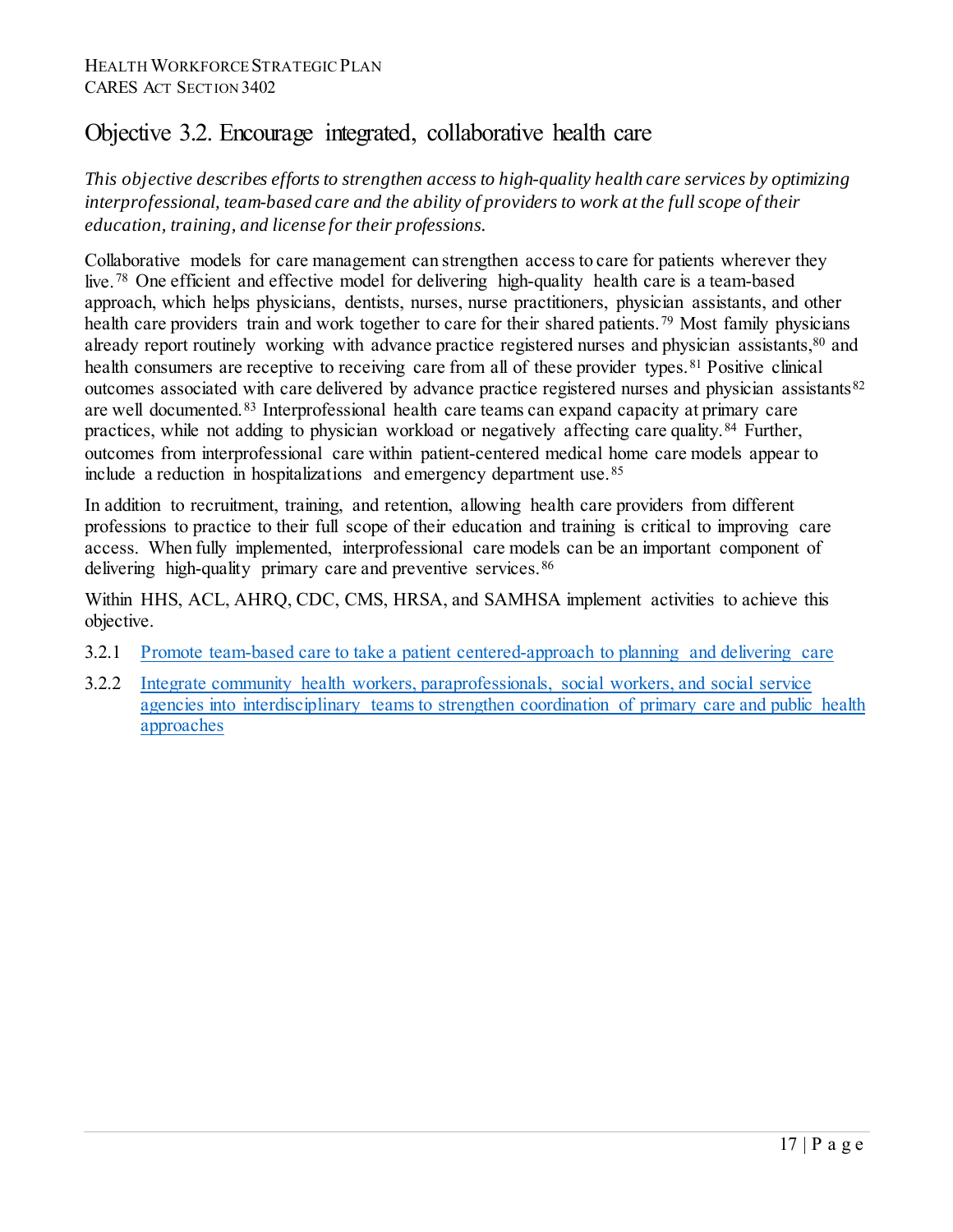## Objective 3.2. Encourage integrated, collaborative health care

*This objective describes efforts to strengthen access to high-quality health care services by optimizing interprofessional, team-based care and the ability of providers to work at the full scope of their education, training, and license for their professions.*

Collaborative models for care management can strengthen access to care for patients wherever they live.[78] One efficient and effective model for delivering high-quality health care is a team-based approach, which helps physicians, dentists, nurses, nurse practitioners, physician assistants, and other health care providers train and work together to care for their shared patients.[79] Most family physicians already report routinely working with advance practice registered nurses and physician assistants,[80] and health consumers are receptive to receiving care from all of these provider types.[81] Positive clinical outcomes associated with care delivered by advance practice registered nurses and physician assistants[82] are well documented.[83] Interprofessional health care teams can expand capacity at primary care practices, while not adding to physician workload or negatively affecting care quality.[84] Further, outcomes from interprofessional care within patient-centered medical home care models appear to include a reduction in hospitalizations and emergency department use.[85]

In addition to recruitment, training, and retention, allowing health care providers from different professions to practice to their full scope of their education and training is critical to improving care access. When fully implemented, interprofessional care models can be an important component of delivering high-quality primary care and preventive services.[86]

Within HHS, ACL, AHRQ, CDC, CMS, HRSA, and SAMHSA implement activities to achieve this objective.

3.2.1 Promote team-based care to take a patient centered-approach to planning and delivering care

3.2.2 Integrate community health workers, paraprofessionals, social workers, and social service agencies into interdisciplinary teams to strengthen coordination of primary care and public health approaches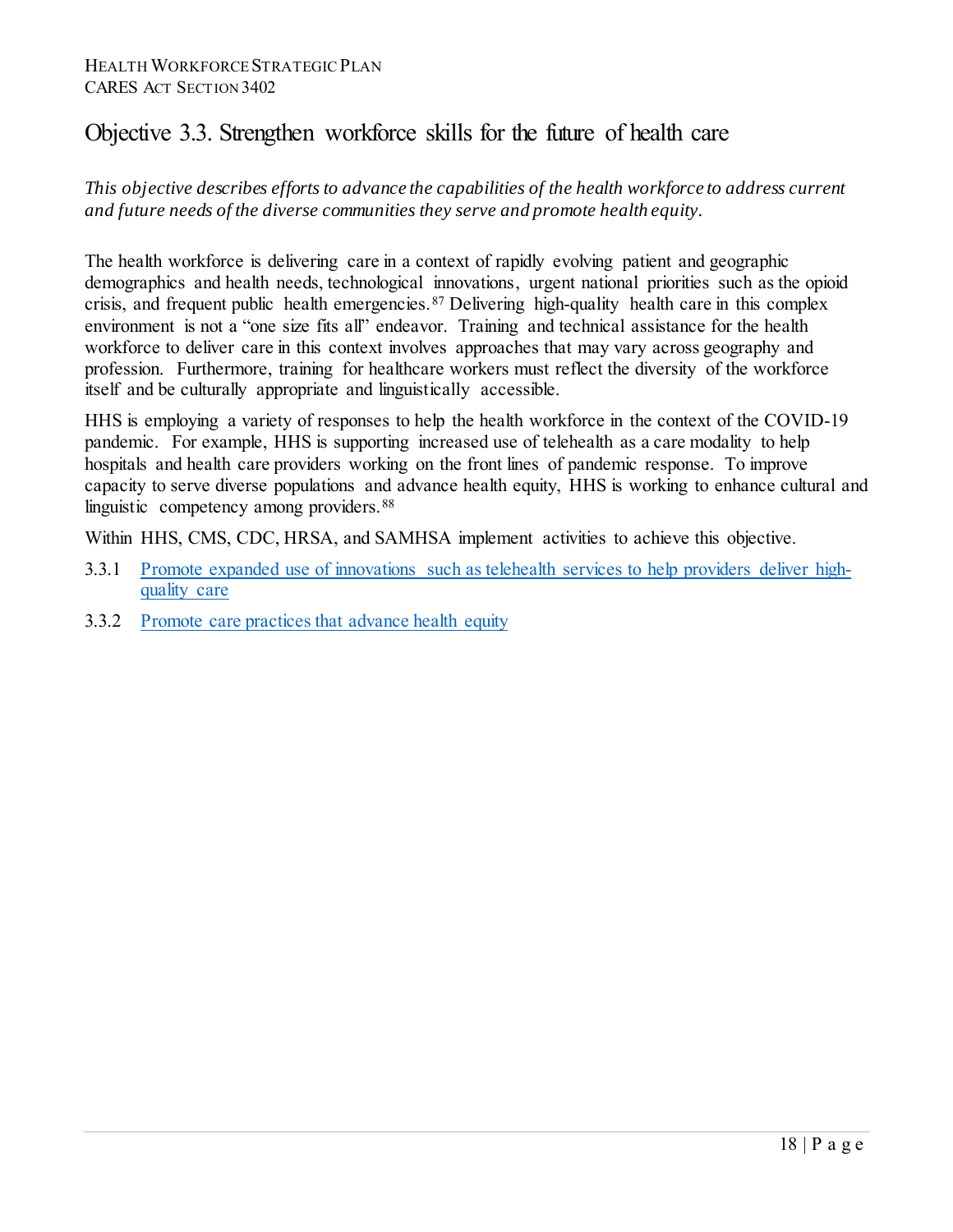## Objective 3.3. Strengthen workforce skills for the future of health care

*This objective describes efforts to advance the capabilities of the health workforce to address current and future needs of the diverse communities they serve and promote health equity.*

The health workforce is delivering care in a context of rapidly evolving patient and geographic demographics and health needs, technological innovations, urgent national priorities such as the opioid crisis, and frequent public health emergencies.[87] Delivering high-quality health care in this complex environment is not a "one size fits all" endeavor. Training and technical assistance for the health workforce to deliver care in this context involves approaches that may vary across geography and profession. Furthermore, training for healthcare workers must reflect the diversity of the workforce itself and be culturally appropriate and linguistically accessible.

HHS is employing a variety of responses to help the health workforce in the context of the COVID-19 pandemic. For example, HHS is supporting increased use of telehealth as a care modality to help hospitals and health care providers working on the front lines of pandemic response. To improve capacity to serve diverse populations and advance health equity, HHS is working to enhance cultural and linguistic competency among providers.[88]

Within HHS, CMS, CDC, HRSA, and SAMHSA implement activities to achieve this objective.

3.3.1 Promote expanded use of innovations such as telehealth services to help providers deliver high-quality care

3.3.2 Promote care practices that advance health equity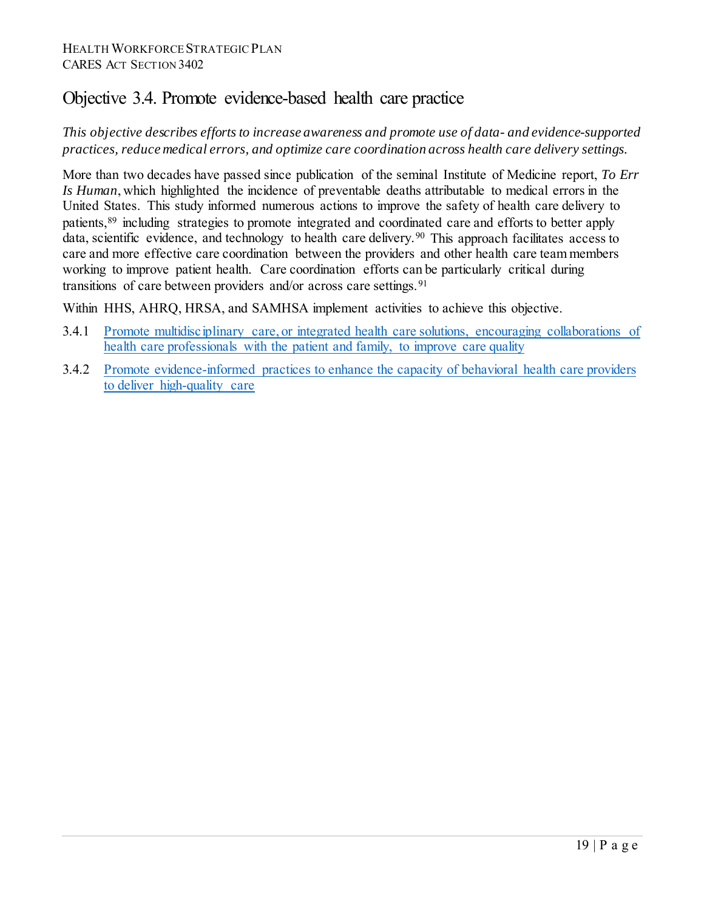## Objective 3.4. Promote evidence-based health care practice

*This objective describes efforts to increase awareness and promote use of data- and evidence-supported practices, reduce medical errors, and optimize care coordination across health care delivery settings.*

More than two decades have passed since publication of the seminal Institute of Medicine report, *To Err Is Human*, which highlighted the incidence of preventable deaths attributable to medical errors in the United States. This study informed numerous actions to improve the safety of health care delivery to patients,[89] including strategies to promote integrated and coordinated care and efforts to better apply data, scientific evidence, and technology to health care delivery.[90] This approach facilitates access to care and more effective care coordination between the providers and other health care team members working to improve patient health. Care coordination efforts can be particularly critical during transitions of care between providers and/or across care settings.[91]

Within HHS, AHRQ, HRSA, and SAMHSA implement activities to achieve this objective.

3.4.1 Promote multidisciplinary care, or integrated health care solutions, encouraging collaborations of health care professionals with the patient and family, to improve care quality

3.4.2 Promote evidence-informed practices to enhance the capacity of behavioral health care providers to deliver high-quality care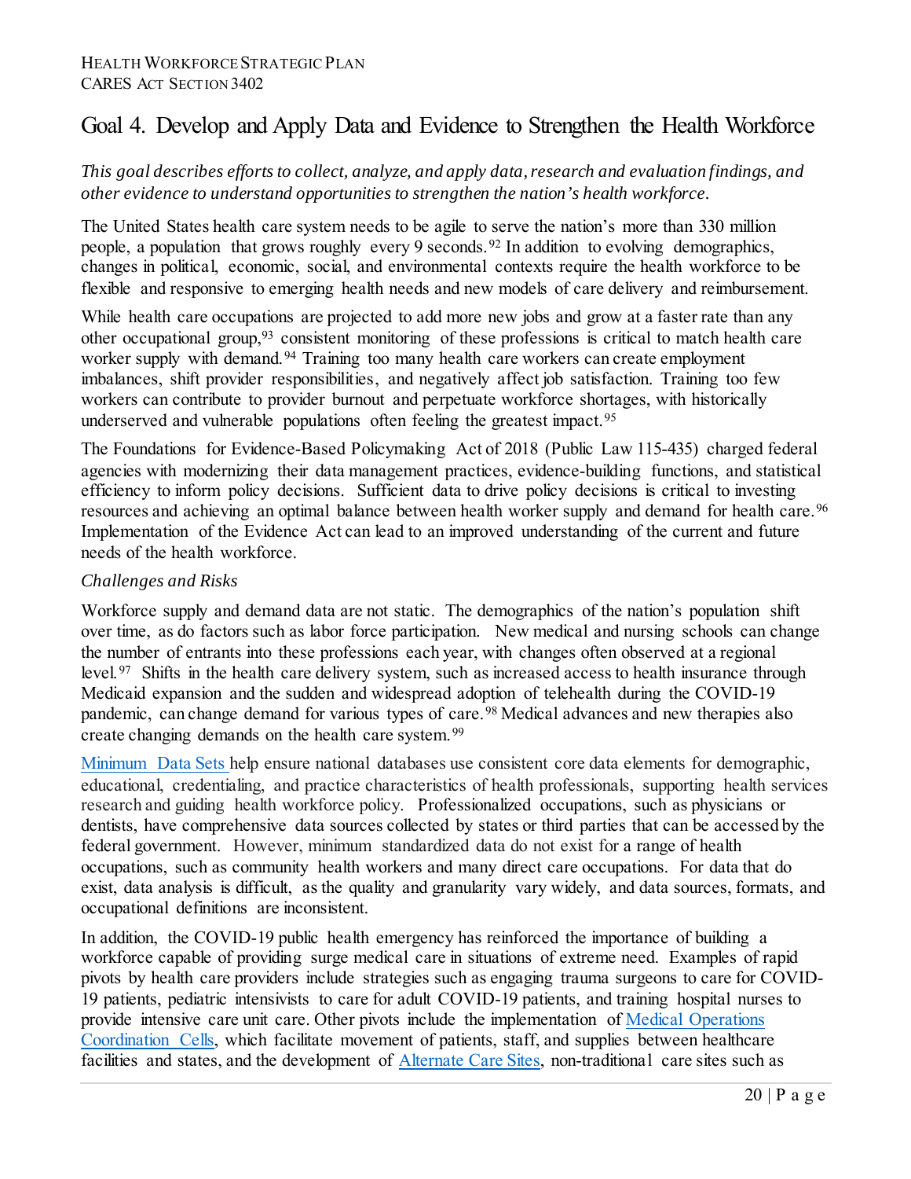# Goal 4. Develop and Apply Data and Evidence to Strengthen the Health Workforce

*This goal describes efforts to collect, analyze, and apply data, research and evaluation findings, and other evidence to understand opportunities to strengthen the nation's health workforce.*

The United States health care system needs to be agile to serve the nation's more than 330 million people, a population that grows roughly every 9 seconds.[92] In addition to evolving demographics, changes in political, economic, social, and environmental contexts require the health workforce to be flexible and responsive to emerging health needs and new models of care delivery and reimbursement.

While health care occupations are projected to add more new jobs and grow at a faster rate than any other occupational group,[93] consistent monitoring of these professions is critical to match health care worker supply with demand.[94] Training too many health care workers can create employment imbalances, shift provider responsibilities, and negatively affect job satisfaction. Training too few workers can contribute to provider burnout and perpetuate workforce shortages, with historically underserved and vulnerable populations often feeling the greatest impact.[95]

The Foundations for Evidence-Based Policymaking Act of 2018 (Public Law 115-435) charged federal agencies with modernizing their data management practices, evidence-building functions, and statistical efficiency to inform policy decisions. Sufficient data to drive policy decisions is critical to investing resources and achieving an optimal balance between health worker supply and demand for health care.[96] Implementation of the Evidence Act can lead to an improved understanding of the current and future needs of the health workforce.

*Challenges and Risks*

Workforce supply and demand data are not static. The demographics of the nation's population shift over time, as do factors such as labor force participation. New medical and nursing schools can change the number of entrants into these professions each year, with changes often observed at a regional level.[97] Shifts in the health care delivery system, such as increased access to health insurance through Medicaid expansion and the sudden and widespread adoption of telehealth during the COVID-19 pandemic, can change demand for various types of care.[98] Medical advances and new therapies also create changing demands on the health care system.[99]

Minimum Data Sets help ensure national databases use consistent core data elements for demographic, educational, credentialing, and practice characteristics of health professionals, supporting health services research and guiding health workforce policy. Professionalized occupations, such as physicians or dentists, have comprehensive data sources collected by states or third parties that can be accessed by the federal government. However, minimum standardized data do not exist for a range of health occupations, such as community health workers and many direct care occupations. For data that do exist, data analysis is difficult, as the quality and granularity vary widely, and data sources, formats, and occupational definitions are inconsistent.

In addition, the COVID-19 public health emergency has reinforced the importance of building a workforce capable of providing surge medical care in situations of extreme need. Examples of rapid pivots by health care providers include strategies such as engaging trauma surgeons to care for COVID-19 patients, pediatric intensivists to care for adult COVID-19 patients, and training hospital nurses to provide intensive care unit care. Other pivots include the implementation of Medical Operations Coordination Cells, which facilitate movement of patients, staff, and supplies between healthcare facilities and states, and the development of Alternate Care Sites, non-traditional care sites such as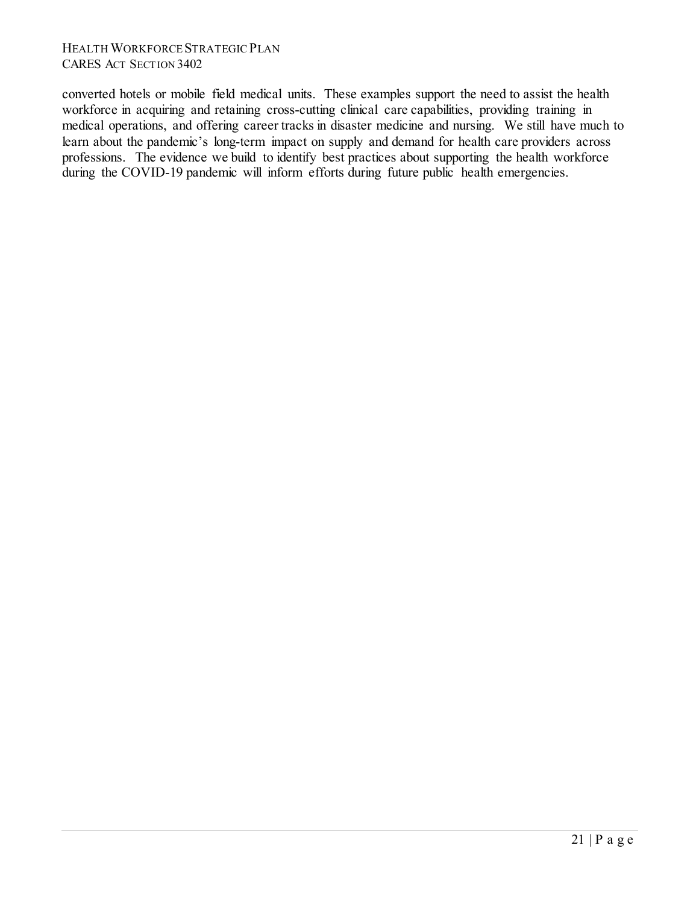converted hotels or mobile field medical units. These examples support the need to assist the health workforce in acquiring and retaining cross-cutting clinical care capabilities, providing training in medical operations, and offering career tracks in disaster medicine and nursing. We still have much to learn about the pandemic's long-term impact on supply and demand for health care providers across professions. The evidence we build to identify best practices about supporting the health workforce during the COVID-19 pandemic will inform efforts during future public health emergencies.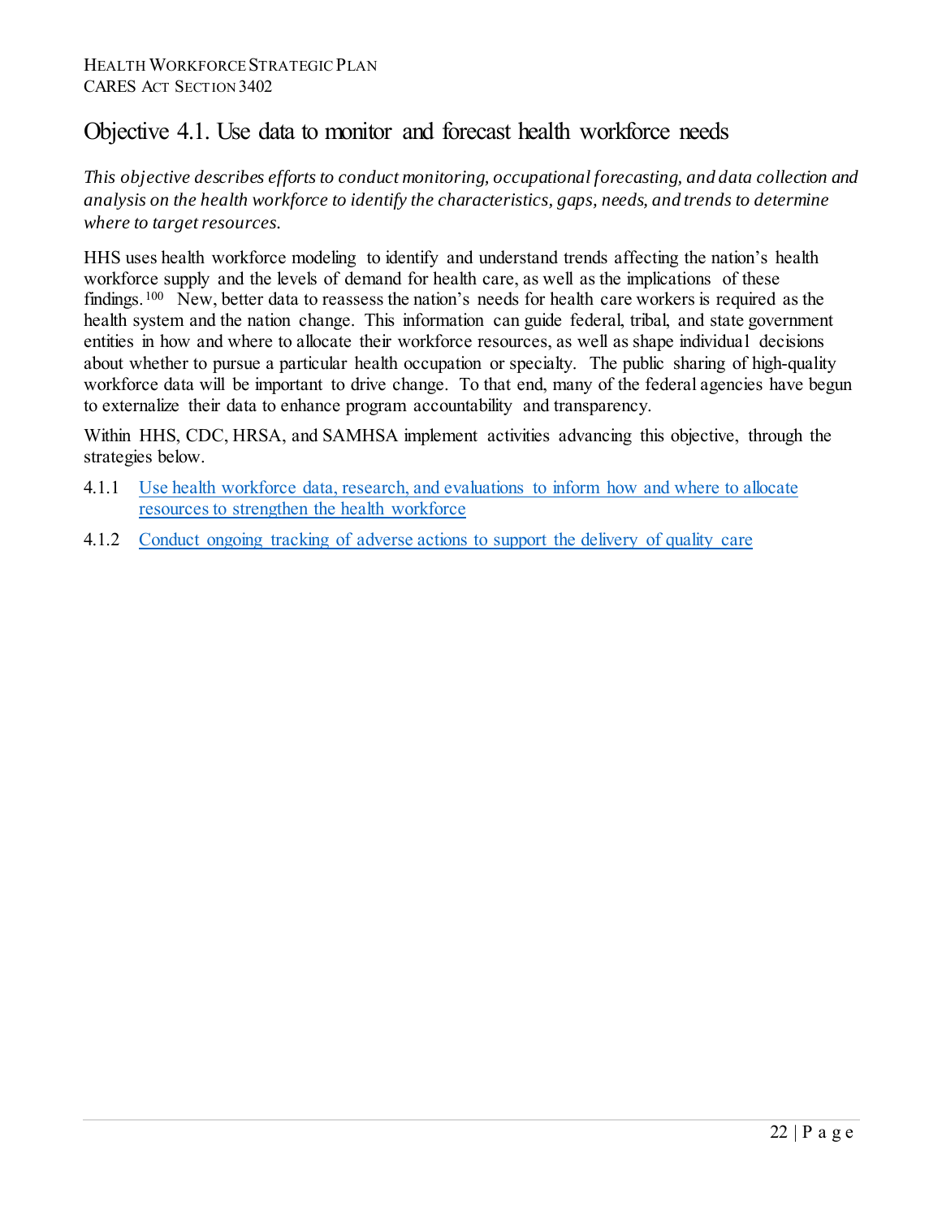## Objective 4.1. Use data to monitor and forecast health workforce needs

*This objective describes efforts to conduct monitoring, occupational forecasting, and data collection and analysis on the health workforce to identify the characteristics, gaps, needs, and trends to determine where to target resources.*

HHS uses health workforce modeling to identify and understand trends affecting the nation's health workforce supply and the levels of demand for health care, as well as the implications of these findings.[100] New, better data to reassess the nation's needs for health care workers is required as the health system and the nation change. This information can guide federal, tribal, and state government entities in how and where to allocate their workforce resources, as well as shape individual decisions about whether to pursue a particular health occupation or specialty. The public sharing of high-quality workforce data will be important to drive change. To that end, many of the federal agencies have begun to externalize their data to enhance program accountability and transparency.

Within HHS, CDC, HRSA, and SAMHSA implement activities advancing this objective, through the strategies below.

- 4.1.1 Use health workforce data, research, and evaluations to inform how and where to allocate resources to strengthen the health workforce
- 4.1.2 Conduct ongoing tracking of adverse actions to support the delivery of quality care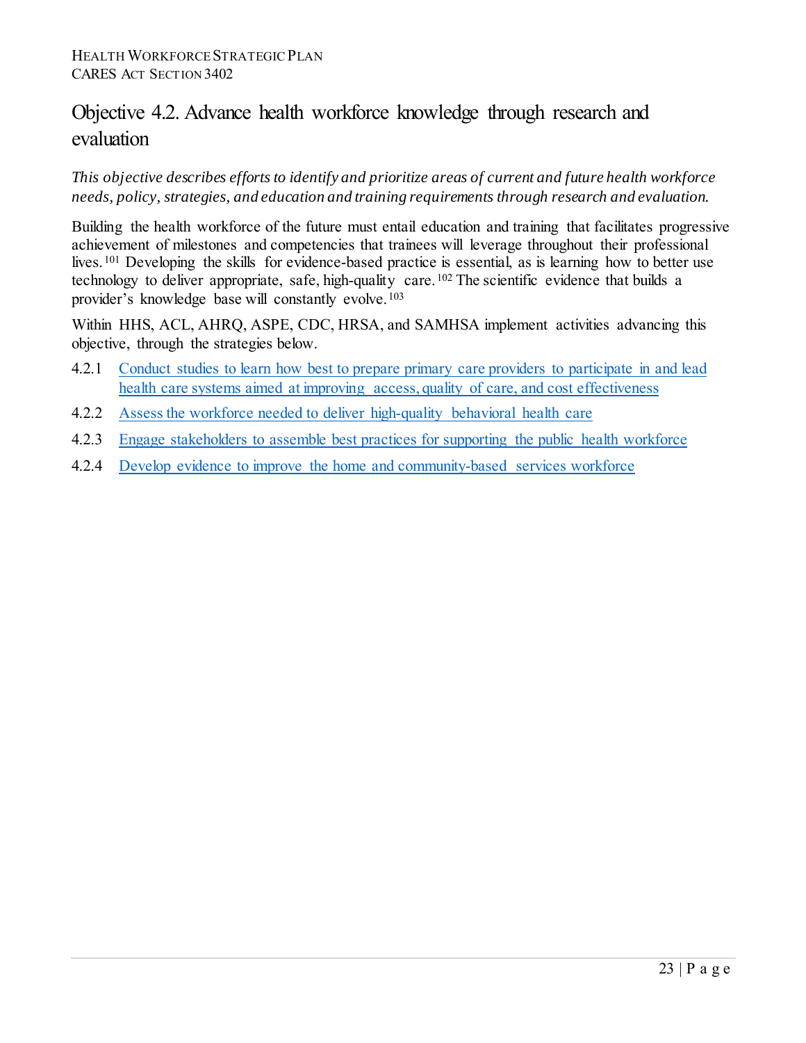## Objective 4.2. Advance health workforce knowledge through research and evaluation

*This objective describes efforts to identify and prioritize areas of current and future health workforce needs, policy, strategies, and education and training requirements through research and evaluation.*

Building the health workforce of the future must entail education and training that facilitates progressive achievement of milestones and competencies that trainees will leverage throughout their professional lives.[101] Developing the skills for evidence-based practice is essential, as is learning how to better use technology to deliver appropriate, safe, high-quality care.[102] The scientific evidence that builds a provider's knowledge base will constantly evolve.[103]

Within HHS, ACL, AHRQ, ASPE, CDC, HRSA, and SAMHSA implement activities advancing this objective, through the strategies below.

- 4.2.1 Conduct studies to learn how best to prepare primary care providers to participate in and lead health care systems aimed at improving access, quality of care, and cost effectiveness
- 4.2.2 Assess the workforce needed to deliver high-quality behavioral health care
- 4.2.3 Engage stakeholders to assemble best practices for supporting the public health workforce
- 4.2.4 Develop evidence to improve the home and community-based services workforce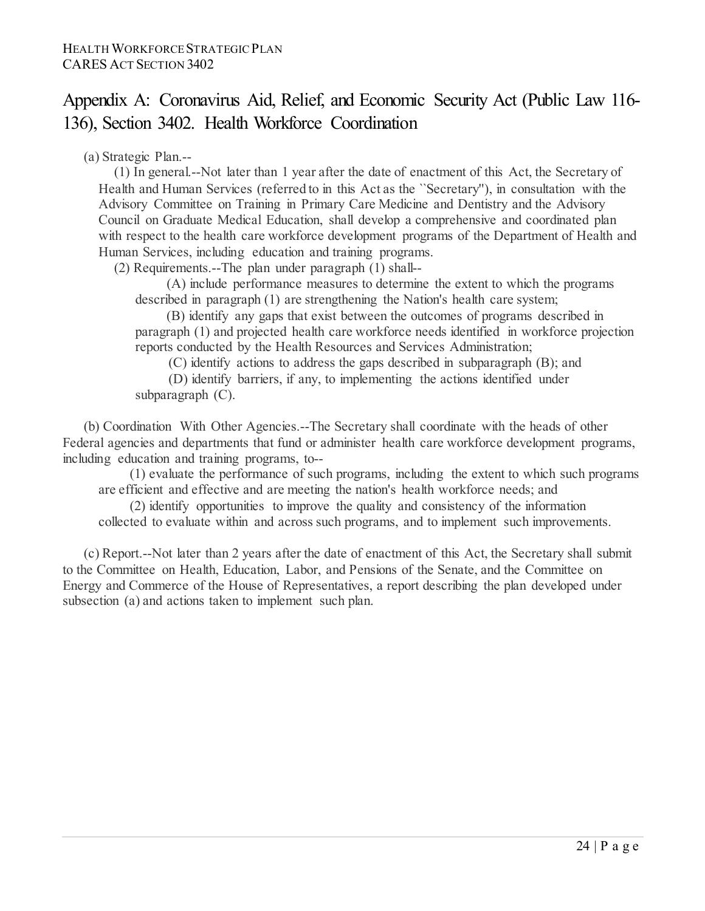# Appendix A: Coronavirus Aid, Relief, and Economic Security Act (Public Law 116-136), Section 3402. Health Workforce Coordination

(a) Strategic Plan.--

(1) In general.--Not later than 1 year after the date of enactment of this Act, the Secretary of Health and Human Services (referred to in this Act as the ``Secretary''), in consultation with the Advisory Committee on Training in Primary Care Medicine and Dentistry and the Advisory Council on Graduate Medical Education, shall develop a comprehensive and coordinated plan with respect to the health care workforce development programs of the Department of Health and Human Services, including education and training programs.

(2) Requirements.--The plan under paragraph (1) shall--

(A) include performance measures to determine the extent to which the programs described in paragraph (1) are strengthening the Nation's health care system;

(B) identify any gaps that exist between the outcomes of programs described in paragraph (1) and projected health care workforce needs identified in workforce projection reports conducted by the Health Resources and Services Administration;

(C) identify actions to address the gaps described in subparagraph (B); and

(D) identify barriers, if any, to implementing the actions identified under subparagraph (C).

(b) Coordination With Other Agencies.--The Secretary shall coordinate with the heads of other Federal agencies and departments that fund or administer health care workforce development programs, including education and training programs, to--

(1) evaluate the performance of such programs, including the extent to which such programs are efficient and effective and are meeting the nation's health workforce needs; and

(2) identify opportunities to improve the quality and consistency of the information collected to evaluate within and across such programs, and to implement such improvements.

(c) Report.--Not later than 2 years after the date of enactment of this Act, the Secretary shall submit to the Committee on Health, Education, Labor, and Pensions of the Senate, and the Committee on Energy and Commerce of the House of Representatives, a report describing the plan developed under subsection (a) and actions taken to implement such plan.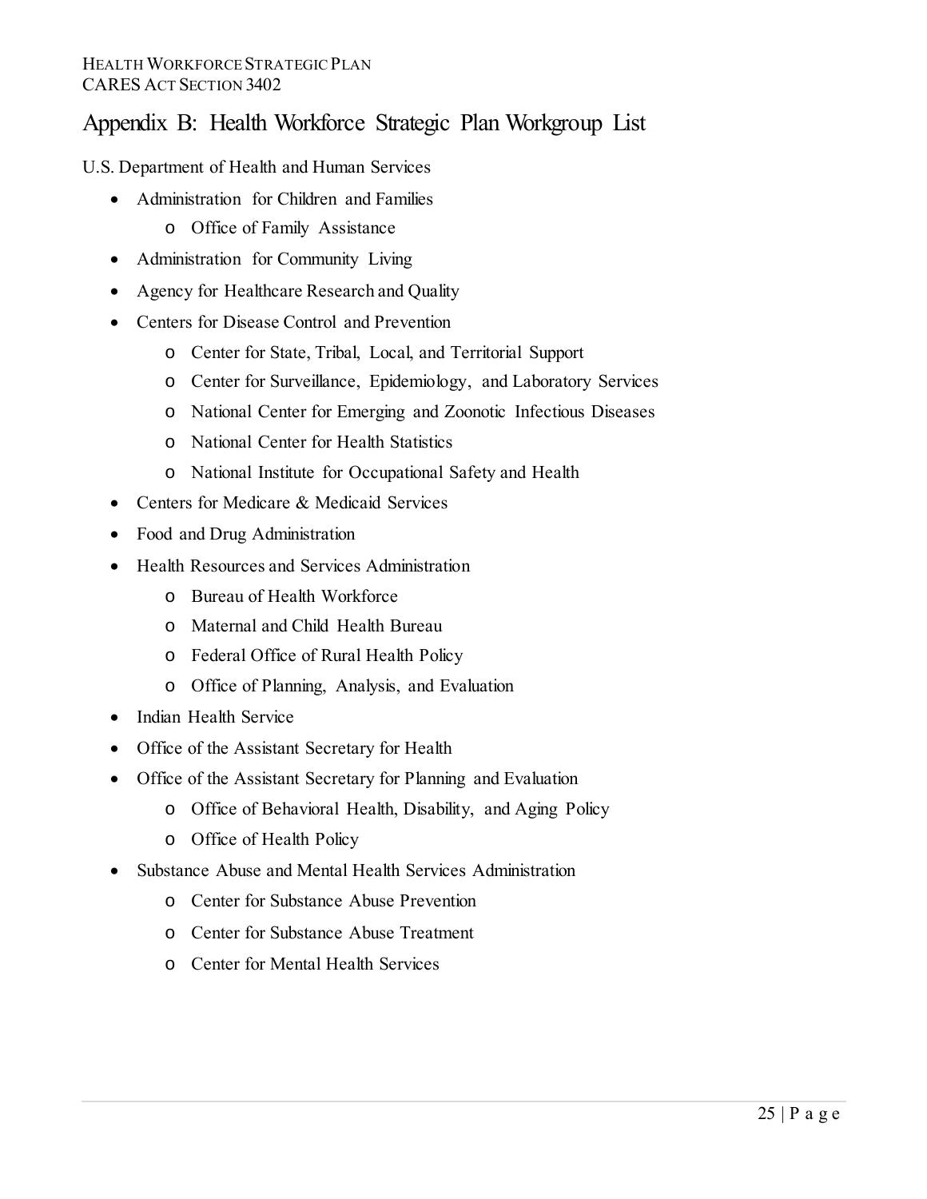# Appendix B: Health Workforce Strategic Plan Workgroup List

U.S. Department of Health and Human Services

- Administration for Children and Families
  - Office of Family Assistance
- Administration for Community Living
- Agency for Healthcare Research and Quality
- Centers for Disease Control and Prevention
  - Center for State, Tribal, Local, and Territorial Support
  - Center for Surveillance, Epidemiology, and Laboratory Services
  - National Center for Emerging and Zoonotic Infectious Diseases
  - National Center for Health Statistics
  - National Institute for Occupational Safety and Health
- Centers for Medicare & Medicaid Services
- Food and Drug Administration
- Health Resources and Services Administration
  - Bureau of Health Workforce
  - Maternal and Child Health Bureau
  - Federal Office of Rural Health Policy
  - Office of Planning, Analysis, and Evaluation
- Indian Health Service
- Office of the Assistant Secretary for Health
- Office of the Assistant Secretary for Planning and Evaluation
  - Office of Behavioral Health, Disability, and Aging Policy
  - Office of Health Policy
- Substance Abuse and Mental Health Services Administration
  - Center for Substance Abuse Prevention
  - Center for Substance Abuse Treatment
  - Center for Mental Health Services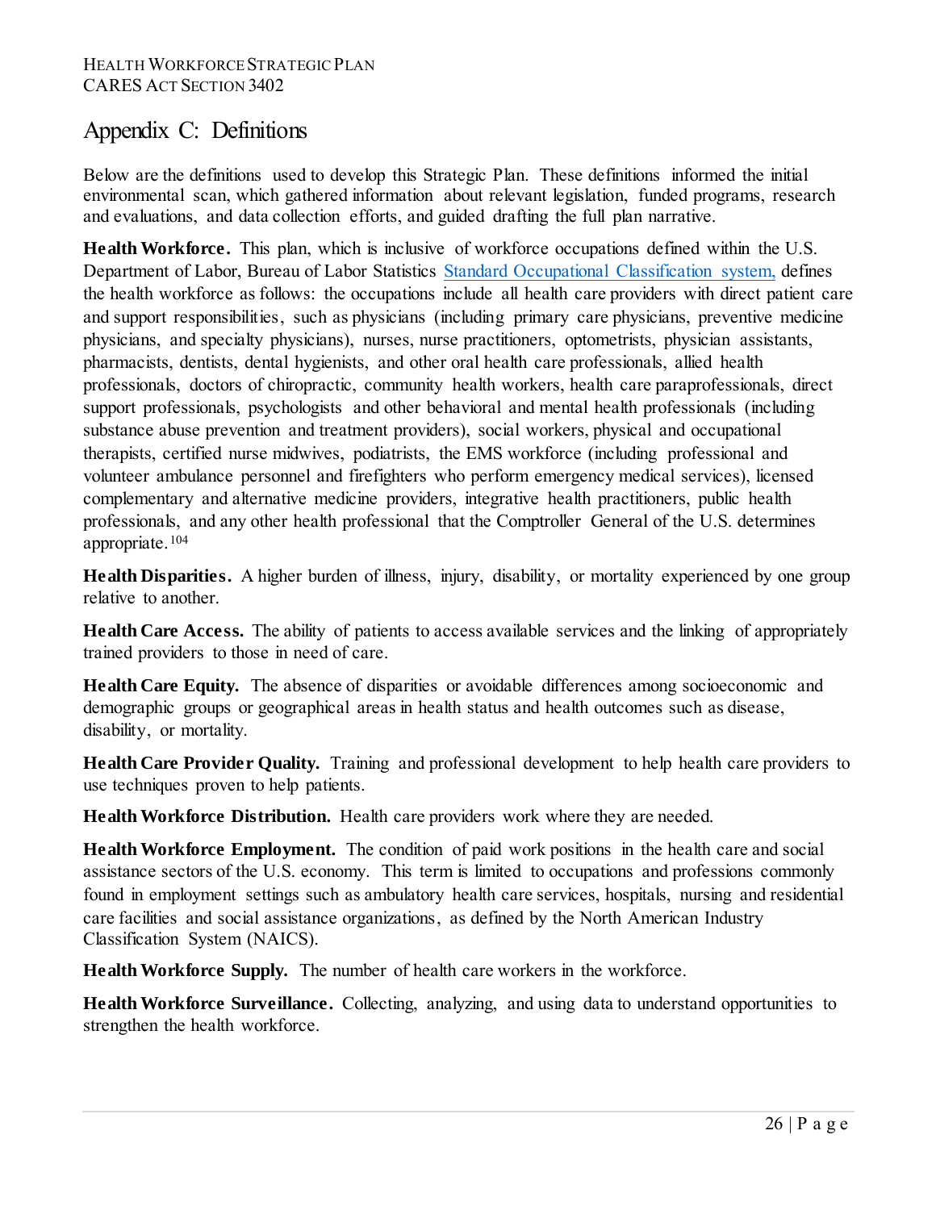## Appendix C: Definitions

Below are the definitions used to develop this Strategic Plan. These definitions informed the initial environmental scan, which gathered information about relevant legislation, funded programs, research and evaluations, and data collection efforts, and guided drafting the full plan narrative.

**Health Workforce.** This plan, which is inclusive of workforce occupations defined within the U.S. Department of Labor, Bureau of Labor Statistics Standard Occupational Classification system, defines the health workforce as follows: the occupations include all health care providers with direct patient care and support responsibilities, such as physicians (including primary care physicians, preventive medicine physicians, and specialty physicians), nurses, nurse practitioners, optometrists, physician assistants, pharmacists, dentists, dental hygienists, and other oral health care professionals, allied health professionals, doctors of chiropractic, community health workers, health care paraprofessionals, direct support professionals, psychologists and other behavioral and mental health professionals (including substance abuse prevention and treatment providers), social workers, physical and occupational therapists, certified nurse midwives, podiatrists, the EMS workforce (including professional and volunteer ambulance personnel and firefighters who perform emergency medical services), licensed complementary and alternative medicine providers, integrative health practitioners, public health professionals, and any other health professional that the Comptroller General of the U.S. determines appropriate.[104]

**Health Disparities.** A higher burden of illness, injury, disability, or mortality experienced by one group relative to another.

**Health Care Access.** The ability of patients to access available services and the linking of appropriately trained providers to those in need of care.

**Health Care Equity.** The absence of disparities or avoidable differences among socioeconomic and demographic groups or geographical areas in health status and health outcomes such as disease, disability, or mortality.

**Health Care Provider Quality.** Training and professional development to help health care providers to use techniques proven to help patients.

**Health Workforce Distribution.** Health care providers work where they are needed.

**Health Workforce Employment.** The condition of paid work positions in the health care and social assistance sectors of the U.S. economy. This term is limited to occupations and professions commonly found in employment settings such as ambulatory health care services, hospitals, nursing and residential care facilities and social assistance organizations, as defined by the North American Industry Classification System (NAICS).

**Health Workforce Supply.** The number of health care workers in the workforce.

**Health Workforce Surveillance.** Collecting, analyzing, and using data to understand opportunities to strengthen the health workforce.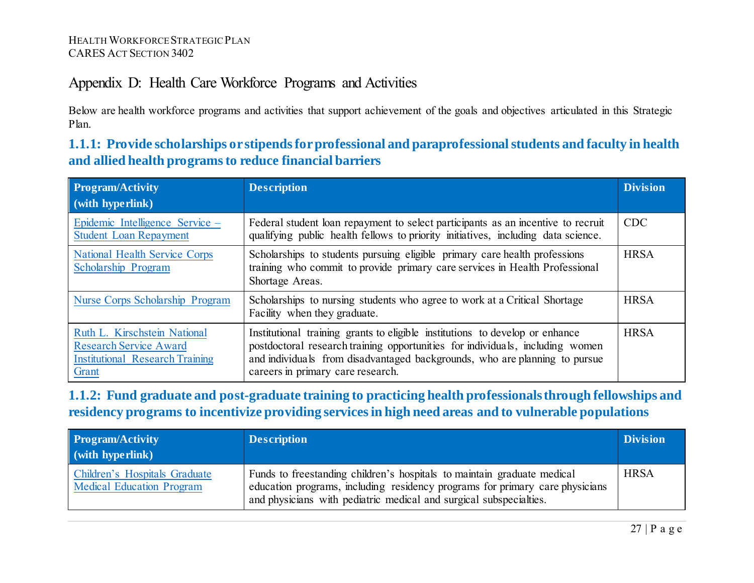# Appendix D: Health Care Workforce Programs and Activities

Below are health workforce programs and activities that support achievement of the goals and objectives articulated in this Strategic Plan.

### 1.1.1: Provide scholarships or stipends for professional and paraprofessional students and faculty in health and allied health programs to reduce financial barriers

| Program/Activity (with hyperlink) | Description | Division |
|---|---|---|
| Epidemic Intelligence Service – Student Loan Repayment | Federal student loan repayment to select participants as an incentive to recruit qualifying public health fellows to priority initiatives, including data science. | CDC |
| National Health Service Corps Scholarship Program | Scholarships to students pursuing eligible primary care health professions training who commit to provide primary care services in Health Professional Shortage Areas. | HRSA |
| Nurse Corps Scholarship Program | Scholarships to nursing students who agree to work at a Critical Shortage Facility when they graduate. | HRSA |
| Ruth L. Kirschstein National Research Service Award Institutional Research Training Grant | Institutional training grants to eligible institutions to develop or enhance postdoctoral research training opportunities for individuals, including women and individuals from disadvantaged backgrounds, who are planning to pursue careers in primary care research. | HRSA |

### 1.1.2: Fund graduate and post-graduate training to practicing health professionals through fellowships and residency programs to incentivize providing services in high need areas and to vulnerable populations

| Program/Activity (with hyperlink) | Description | Division |
|---|---|---|
| Children's Hospitals Graduate Medical Education Program | Funds to freestanding children's hospitals to maintain graduate medical education programs, including residency programs for primary care physicians and physicians with pediatric medical and surgical subspecialties. | HRSA |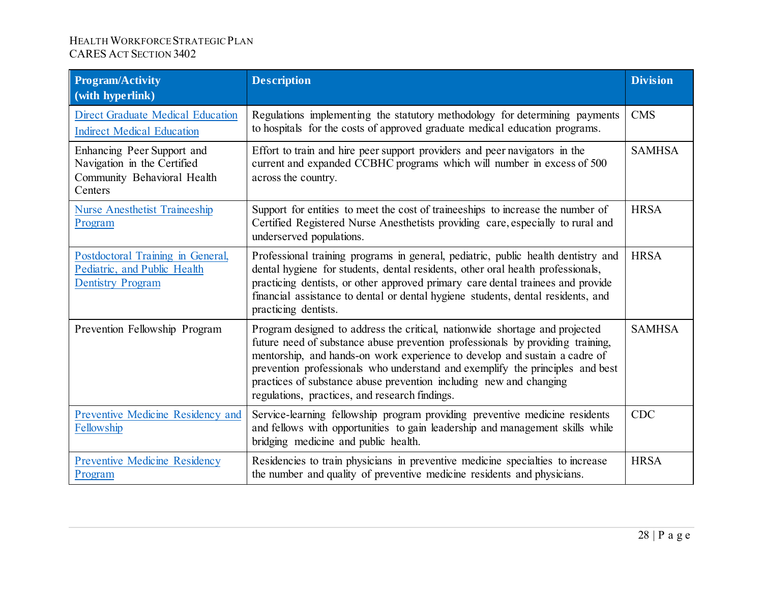| Program/Activity (with hyperlink) | Description | Division |
| --- | --- | --- |
| Direct Graduate Medical Education Indirect Medical Education | Regulations implementing the statutory methodology for determining payments to hospitals for the costs of approved graduate medical education programs. | CMS |
| Enhancing Peer Support and Navigation in the Certified Community Behavioral Health Centers | Effort to train and hire peer support providers and peer navigators in the current and expanded CCBHC programs which will number in excess of 500 across the country. | SAMHSA |
| Nurse Anesthetist Traineeship Program | Support for entities to meet the cost of traineeships to increase the number of Certified Registered Nurse Anesthetists providing care, especially to rural and underserved populations. | HRSA |
| Postdoctoral Training in General, Pediatric, and Public Health Dentistry Program | Professional training programs in general, pediatric, public health dentistry and dental hygiene for students, dental residents, other oral health professionals, practicing dentists, or other approved primary care dental trainees and provide financial assistance to dental or dental hygiene students, dental residents, and practicing dentists. | HRSA |
| Prevention Fellowship Program | Program designed to address the critical, nationwide shortage and projected future need of substance abuse prevention professionals by providing training, mentorship, and hands-on work experience to develop and sustain a cadre of prevention professionals who understand and exemplify the principles and best practices of substance abuse prevention including new and changing regulations, practices, and research findings. | SAMHSA |
| Preventive Medicine Residency and Fellowship | Service-learning fellowship program providing preventive medicine residents and fellows with opportunities to gain leadership and management skills while bridging medicine and public health. | CDC |
| Preventive Medicine Residency Program | Residencies to train physicians in preventive medicine specialties to increase the number and quality of preventive medicine residents and physicians. | HRSA |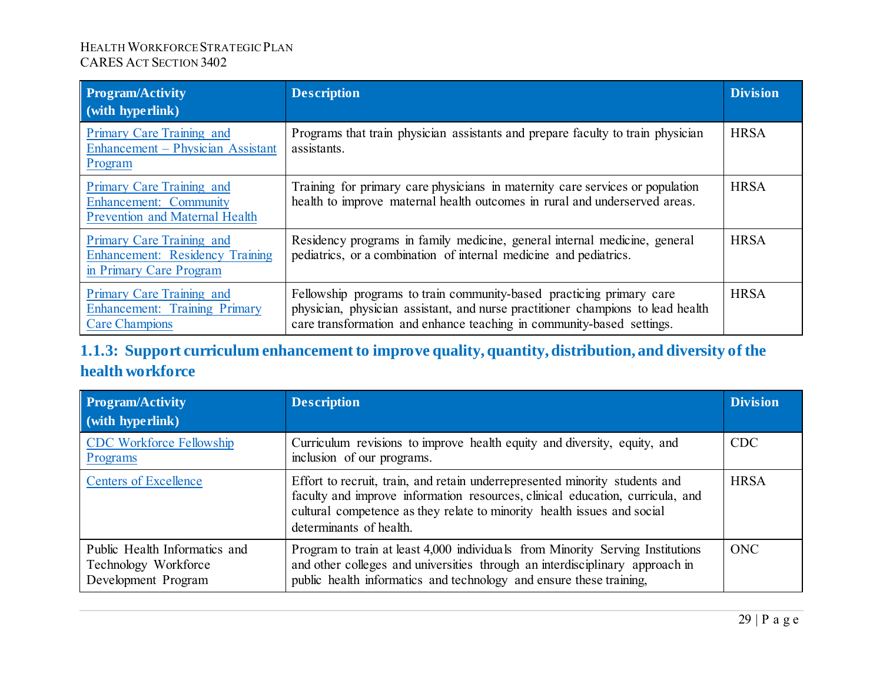| Program/Activity (with hyperlink) | Description | Division |
|---|---|---|
| Primary Care Training and Enhancement – Physician Assistant Program | Programs that train physician assistants and prepare faculty to train physician assistants. | HRSA |
| Primary Care Training and Enhancement: Community Prevention and Maternal Health | Training for primary care physicians in maternity care services or population health to improve maternal health outcomes in rural and underserved areas. | HRSA |
| Primary Care Training and Enhancement: Residency Training in Primary Care Program | Residency programs in family medicine, general internal medicine, general pediatrics, or a combination of internal medicine and pediatrics. | HRSA |
| Primary Care Training and Enhancement: Training Primary Care Champions | Fellowship programs to train community-based practicing primary care physician, physician assistant, and nurse practitioner champions to lead health care transformation and enhance teaching in community-based settings. | HRSA |

### 1.1.3: Support curriculum enhancement to improve quality, quantity, distribution, and diversity of the health workforce

| Program/Activity (with hyperlink) | Description | Division |
|---|---|---|
| CDC Workforce Fellowship Programs | Curriculum revisions to improve health equity and diversity, equity, and inclusion of our programs. | CDC |
| Centers of Excellence | Effort to recruit, train, and retain underrepresented minority students and faculty and improve information resources, clinical education, curricula, and cultural competence as they relate to minority health issues and social determinants of health. | HRSA |
| Public Health Informatics and Technology Workforce Development Program | Program to train at least 4,000 individuals from Minority Serving Institutions and other colleges and universities through an interdisciplinary approach in public health informatics and technology and ensure these training, | ONC |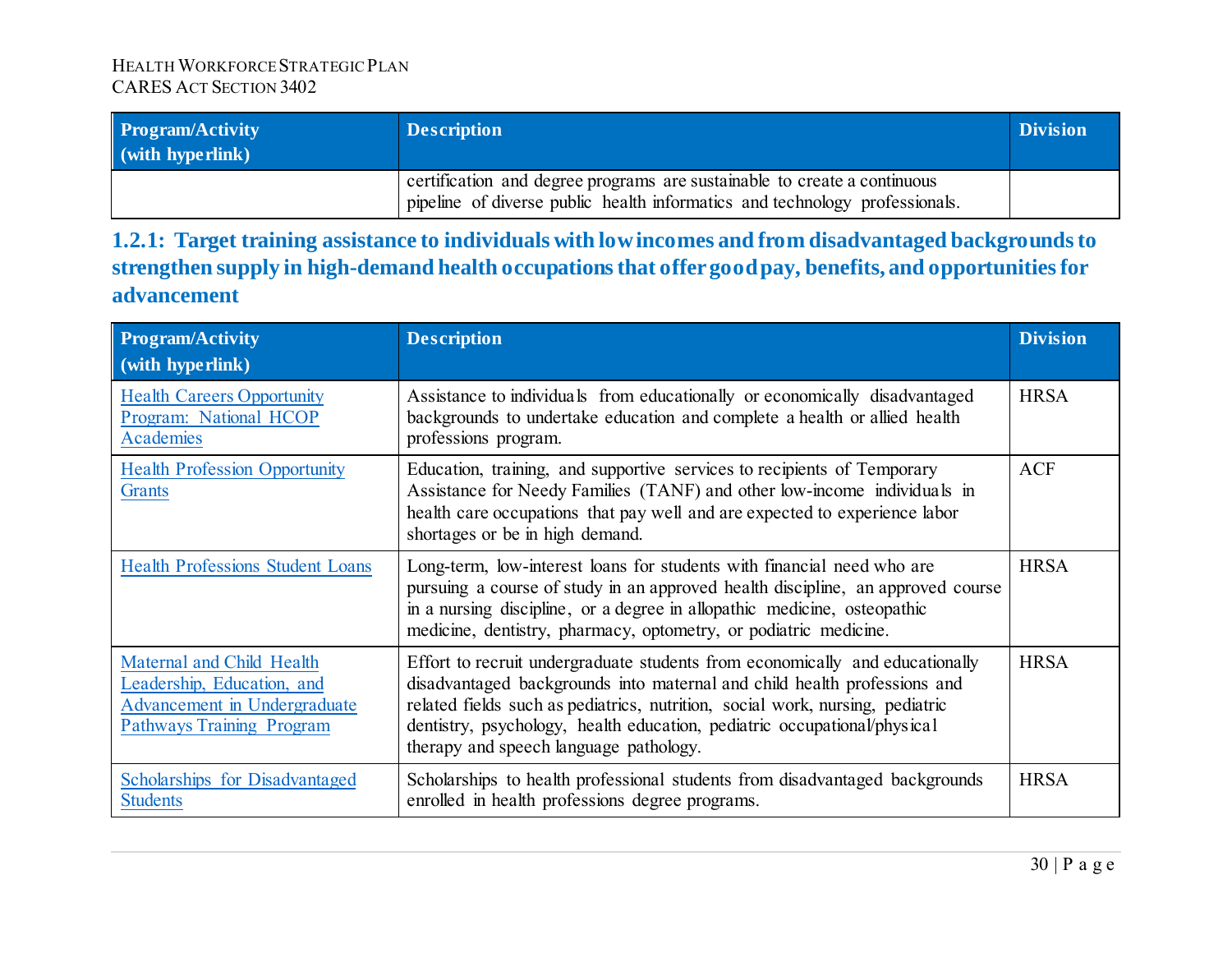| Program/Activity (with hyperlink) | Description | Division |
|---|---|---|
| | certification and degree programs are sustainable to create a continuous pipeline of diverse public health informatics and technology professionals. | |

### 1.2.1: Target training assistance to individuals with low incomes and from disadvantaged backgrounds to strengthen supply in high-demand health occupations that offer good pay, benefits, and opportunities for advancement

| Program/Activity (with hyperlink) | Description | Division |
|---|---|---|
| Health Careers Opportunity Program: National HCOP Academies | Assistance to individuals from educationally or economically disadvantaged backgrounds to undertake education and complete a health or allied health professions program. | HRSA |
| Health Profession Opportunity Grants | Education, training, and supportive services to recipients of Temporary Assistance for Needy Families (TANF) and other low-income individuals in health care occupations that pay well and are expected to experience labor shortages or be in high demand. | ACF |
| Health Professions Student Loans | Long-term, low-interest loans for students with financial need who are pursuing a course of study in an approved health discipline, an approved course in a nursing discipline, or a degree in allopathic medicine, osteopathic medicine, dentistry, pharmacy, optometry, or podiatric medicine. | HRSA |
| Maternal and Child Health Leadership, Education, and Advancement in Undergraduate Pathways Training Program | Effort to recruit undergraduate students from economically and educationally disadvantaged backgrounds into maternal and child health professions and related fields such as pediatrics, nutrition, social work, nursing, pediatric dentistry, psychology, health education, pediatric occupational/physical therapy and speech language pathology. | HRSA |
| Scholarships for Disadvantaged Students | Scholarships to health professional students from disadvantaged backgrounds enrolled in health professions degree programs. | HRSA |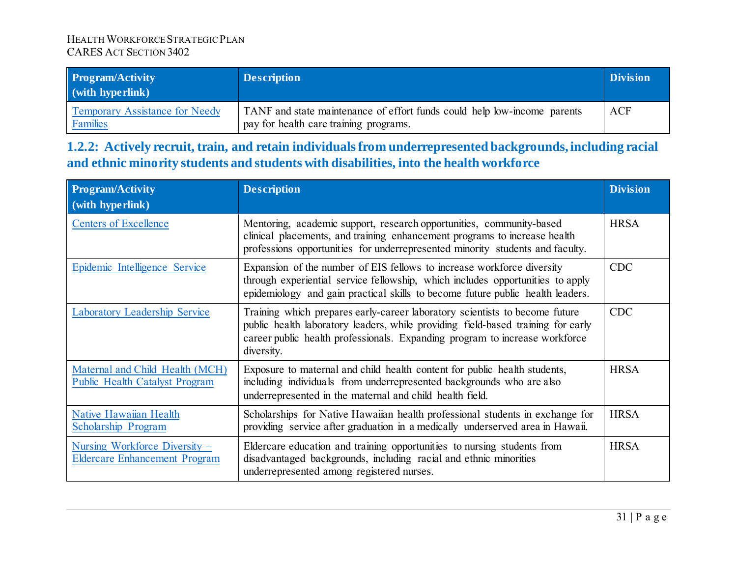| Program/Activity (with hyperlink) | Description | Division |
|---|---|---|
| Temporary Assistance for Needy Families | TANF and state maintenance of effort funds could help low-income parents pay for health care training programs. | ACF |

### 1.2.2: Actively recruit, train, and retain individuals from underrepresented backgrounds, including racial and ethnic minority students and students with disabilities, into the health workforce

| Program/Activity (with hyperlink) | Description | Division |
|---|---|---|
| Centers of Excellence | Mentoring, academic support, research opportunities, community-based clinical placements, and training enhancement programs to increase health professions opportunities for underrepresented minority students and faculty. | HRSA |
| Epidemic Intelligence Service | Expansion of the number of EIS fellows to increase workforce diversity through experiential service fellowship, which includes opportunities to apply epidemiology and gain practical skills to become future public health leaders. | CDC |
| Laboratory Leadership Service | Training which prepares early-career laboratory scientists to become future public health laboratory leaders, while providing field-based training for early career public health professionals. Expanding program to increase workforce diversity. | CDC |
| Maternal and Child Health (MCH) Public Health Catalyst Program | Exposure to maternal and child health content for public health students, including individuals from underrepresented backgrounds who are also underrepresented in the maternal and child health field. | HRSA |
| Native Hawaiian Health Scholarship Program | Scholarships for Native Hawaiian health professional students in exchange for providing service after graduation in a medically underserved area in Hawaii. | HRSA |
| Nursing Workforce Diversity – Eldercare Enhancement Program | Eldercare education and training opportunities to nursing students from disadvantaged backgrounds, including racial and ethnic minorities underrepresented among registered nurses. | HRSA |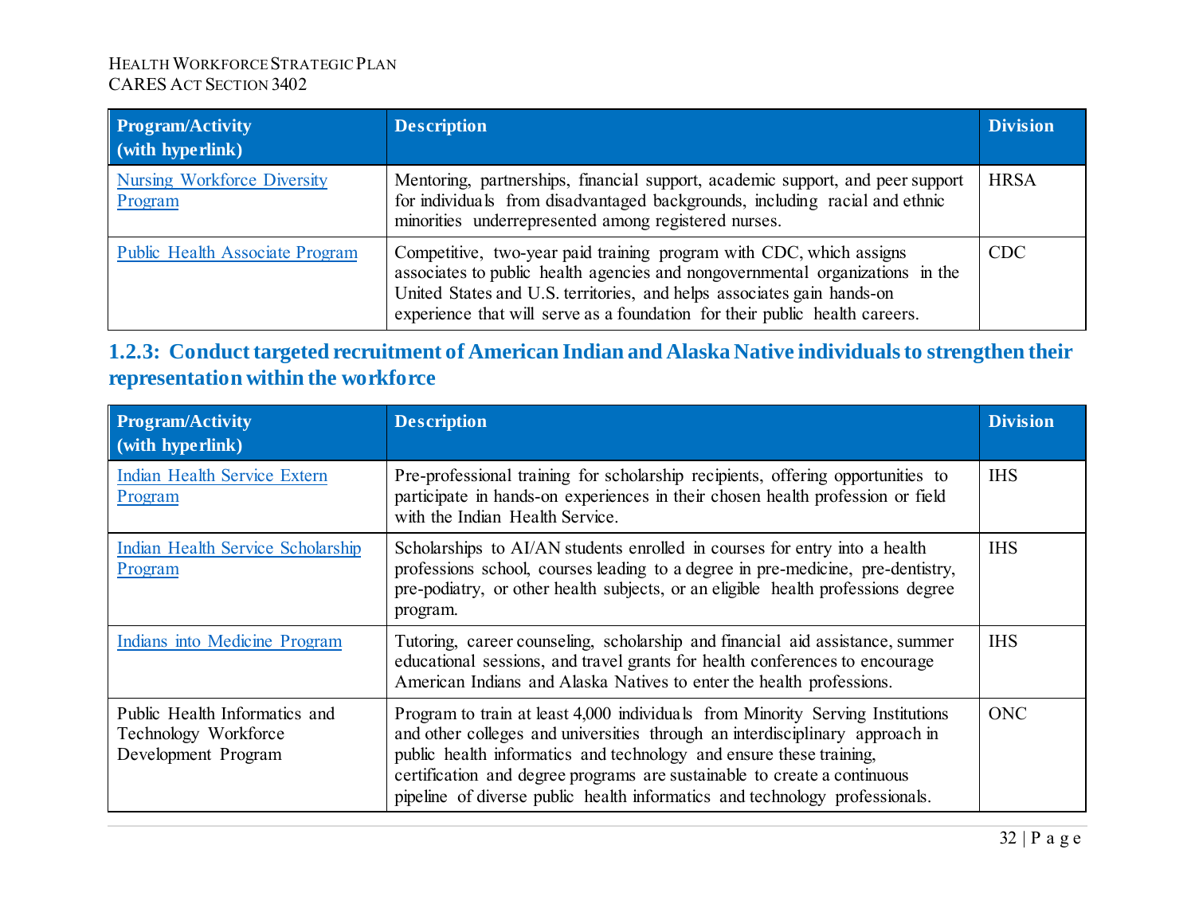| Program/Activity (with hyperlink) | Description | Division |
|---|---|---|
| Nursing Workforce Diversity Program | Mentoring, partnerships, financial support, academic support, and peer support for individuals from disadvantaged backgrounds, including racial and ethnic minorities underrepresented among registered nurses. | HRSA |
| Public Health Associate Program | Competitive, two-year paid training program with CDC, which assigns associates to public health agencies and nongovernmental organizations in the United States and U.S. territories, and helps associates gain hands-on experience that will serve as a foundation for their public health careers. | CDC |

### 1.2.3: Conduct targeted recruitment of American Indian and Alaska Native individuals to strengthen their representation within the workforce

| Program/Activity (with hyperlink) | Description | Division |
|---|---|---|
| Indian Health Service Extern Program | Pre-professional training for scholarship recipients, offering opportunities to participate in hands-on experiences in their chosen health profession or field with the Indian Health Service. | IHS |
| Indian Health Service Scholarship Program | Scholarships to AI/AN students enrolled in courses for entry into a health professions school, courses leading to a degree in pre-medicine, pre-dentistry, pre-podiatry, or other health subjects, or an eligible health professions degree program. | IHS |
| Indians into Medicine Program | Tutoring, career counseling, scholarship and financial aid assistance, summer educational sessions, and travel grants for health conferences to encourage American Indians and Alaska Natives to enter the health professions. | IHS |
| Public Health Informatics and Technology Workforce Development Program | Program to train at least 4,000 individuals from Minority Serving Institutions and other colleges and universities through an interdisciplinary approach in public health informatics and technology and ensure these training, certification and degree programs are sustainable to create a continuous pipeline of diverse public health informatics and technology professionals. | ONC |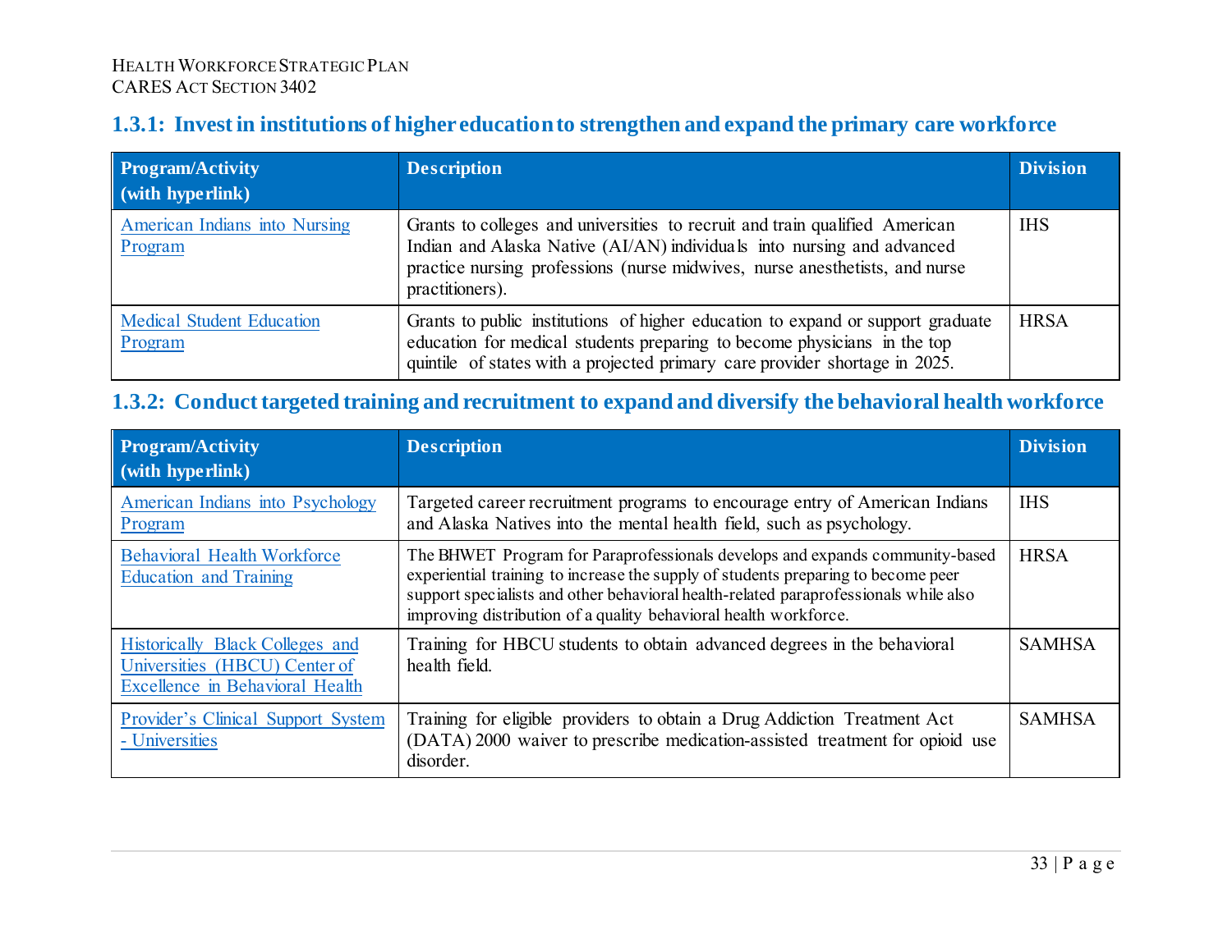### 1.3.1: Invest in institutions of higher education to strengthen and expand the primary care workforce

| Program/Activity (with hyperlink) | Description | Division |
|---|---|---|
| American Indians into Nursing Program | Grants to colleges and universities to recruit and train qualified American Indian and Alaska Native (AI/AN) individuals into nursing and advanced practice nursing professions (nurse midwives, nurse anesthetists, and nurse practitioners). | IHS |
| Medical Student Education Program | Grants to public institutions of higher education to expand or support graduate education for medical students preparing to become physicians in the top quintile of states with a projected primary care provider shortage in 2025. | HRSA |

### 1.3.2: Conduct targeted training and recruitment to expand and diversify the behavioral health workforce

| Program/Activity (with hyperlink) | Description | Division |
|---|---|---|
| American Indians into Psychology Program | Targeted career recruitment programs to encourage entry of American Indians and Alaska Natives into the mental health field, such as psychology. | IHS |
| Behavioral Health Workforce Education and Training | The BHWET Program for Paraprofessionals develops and expands community-based experiential training to increase the supply of students preparing to become peer support specialists and other behavioral health-related paraprofessionals while also improving distribution of a quality behavioral health workforce. | HRSA |
| Historically Black Colleges and Universities (HBCU) Center of Excellence in Behavioral Health | Training for HBCU students to obtain advanced degrees in the behavioral health field. | SAMHSA |
| Provider's Clinical Support System - Universities | Training for eligible providers to obtain a Drug Addiction Treatment Act (DATA) 2000 waiver to prescribe medication-assisted treatment for opioid use disorder. | SAMHSA |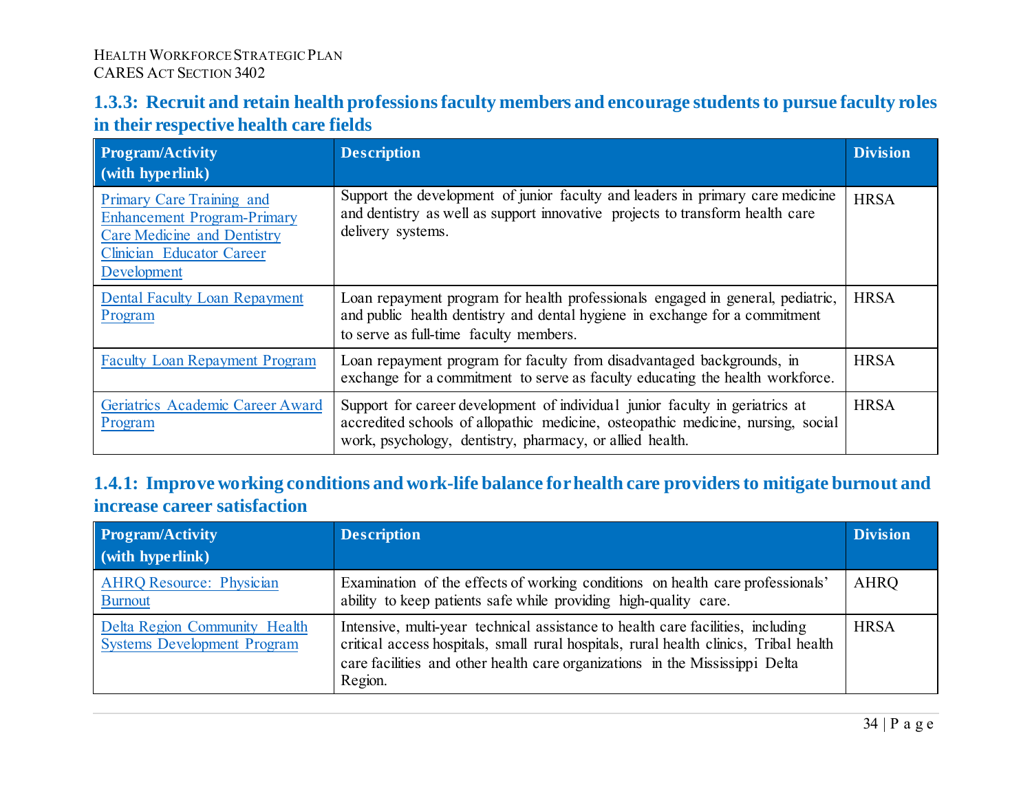### 1.3.3: Recruit and retain health professions faculty members and encourage students to pursue faculty roles in their respective health care fields

| Program/Activity (with hyperlink) | Description | Division |
|---|---|---|
| Primary Care Training and Enhancement Program-Primary Care Medicine and Dentistry Clinician Educator Career Development | Support the development of junior faculty and leaders in primary care medicine and dentistry as well as support innovative projects to transform health care delivery systems. | HRSA |
| Dental Faculty Loan Repayment Program | Loan repayment program for health professionals engaged in general, pediatric, and public health dentistry and dental hygiene in exchange for a commitment to serve as full-time faculty members. | HRSA |
| Faculty Loan Repayment Program | Loan repayment program for faculty from disadvantaged backgrounds, in exchange for a commitment to serve as faculty educating the health workforce. | HRSA |
| Geriatrics Academic Career Award Program | Support for career development of individual junior faculty in geriatrics at accredited schools of allopathic medicine, osteopathic medicine, nursing, social work, psychology, dentistry, pharmacy, or allied health. | HRSA |

### 1.4.1: Improve working conditions and work-life balance for health care providers to mitigate burnout and increase career satisfaction

| Program/Activity (with hyperlink) | Description | Division |
|---|---|---|
| AHRQ Resource: Physician Burnout | Examination of the effects of working conditions on health care professionals' ability to keep patients safe while providing high-quality care. | AHRQ |
| Delta Region Community Health Systems Development Program | Intensive, multi-year technical assistance to health care facilities, including critical access hospitals, small rural hospitals, rural health clinics, Tribal health care facilities and other health care organizations in the Mississippi Delta Region. | HRSA |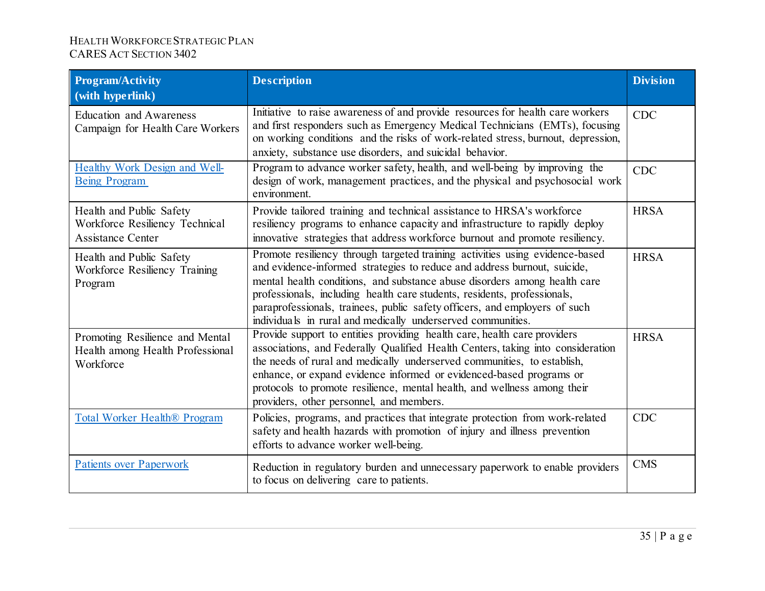| Program/Activity (with hyperlink) | Description | Division |
|---|---|---|
| Education and Awareness Campaign for Health Care Workers | Initiative to raise awareness of and provide resources for health care workers and first responders such as Emergency Medical Technicians (EMTs), focusing on working conditions and the risks of work-related stress, burnout, depression, anxiety, substance use disorders, and suicidal behavior. | CDC |
| Healthy Work Design and Well-Being Program | Program to advance worker safety, health, and well-being by improving the design of work, management practices, and the physical and psychosocial work environment. | CDC |
| Health and Public Safety Workforce Resiliency Technical Assistance Center | Provide tailored training and technical assistance to HRSA's workforce resiliency programs to enhance capacity and infrastructure to rapidly deploy innovative strategies that address workforce burnout and promote resiliency. | HRSA |
| Health and Public Safety Workforce Resiliency Training Program | Promote resiliency through targeted training activities using evidence-based and evidence-informed strategies to reduce and address burnout, suicide, mental health conditions, and substance abuse disorders among health care professionals, including health care students, residents, professionals, paraprofessionals, trainees, public safety officers, and employers of such individuals in rural and medically underserved communities. | HRSA |
| Promoting Resilience and Mental Health among Health Professional Workforce | Provide support to entities providing health care, health care providers associations, and Federally Qualified Health Centers, taking into consideration the needs of rural and medically underserved communities, to establish, enhance, or expand evidence informed or evidenced-based programs or protocols to promote resilience, mental health, and wellness among their providers, other personnel, and members. | HRSA |
| Total Worker Health® Program | Policies, programs, and practices that integrate protection from work-related safety and health hazards with promotion of injury and illness prevention efforts to advance worker well-being. | CDC |
| Patients over Paperwork | Reduction in regulatory burden and unnecessary paperwork to enable providers to focus on delivering care to patients. | CMS |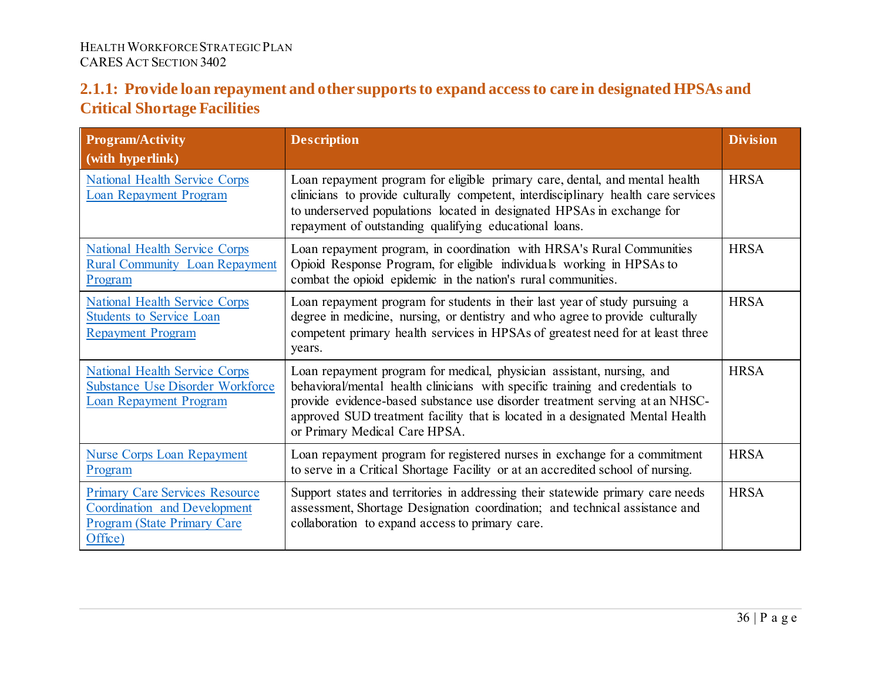### 2.1.1: Provide loan repayment and other supports to expand access to care in designated HPSAs and Critical Shortage Facilities

| Program/Activity (with hyperlink) | Description | Division |
|---|---|---|
| National Health Service Corps Loan Repayment Program | Loan repayment program for eligible primary care, dental, and mental health clinicians to provide culturally competent, interdisciplinary health care services to underserved populations located in designated HPSAs in exchange for repayment of outstanding qualifying educational loans. | HRSA |
| National Health Service Corps Rural Community Loan Repayment Program | Loan repayment program, in coordination with HRSA's Rural Communities Opioid Response Program, for eligible individuals working in HPSAs to combat the opioid epidemic in the nation's rural communities. | HRSA |
| National Health Service Corps Students to Service Loan Repayment Program | Loan repayment program for students in their last year of study pursuing a degree in medicine, nursing, or dentistry and who agree to provide culturally competent primary health services in HPSAs of greatest need for at least three years. | HRSA |
| National Health Service Corps Substance Use Disorder Workforce Loan Repayment Program | Loan repayment program for medical, physician assistant, nursing, and behavioral/mental health clinicians with specific training and credentials to provide evidence-based substance use disorder treatment serving at an NHSC-approved SUD treatment facility that is located in a designated Mental Health or Primary Medical Care HPSA. | HRSA |
| Nurse Corps Loan Repayment Program | Loan repayment program for registered nurses in exchange for a commitment to serve in a Critical Shortage Facility or at an accredited school of nursing. | HRSA |
| Primary Care Services Resource Coordination and Development Program (State Primary Care Office) | Support states and territories in addressing their statewide primary care needs assessment, Shortage Designation coordination; and technical assistance and collaboration to expand access to primary care. | HRSA |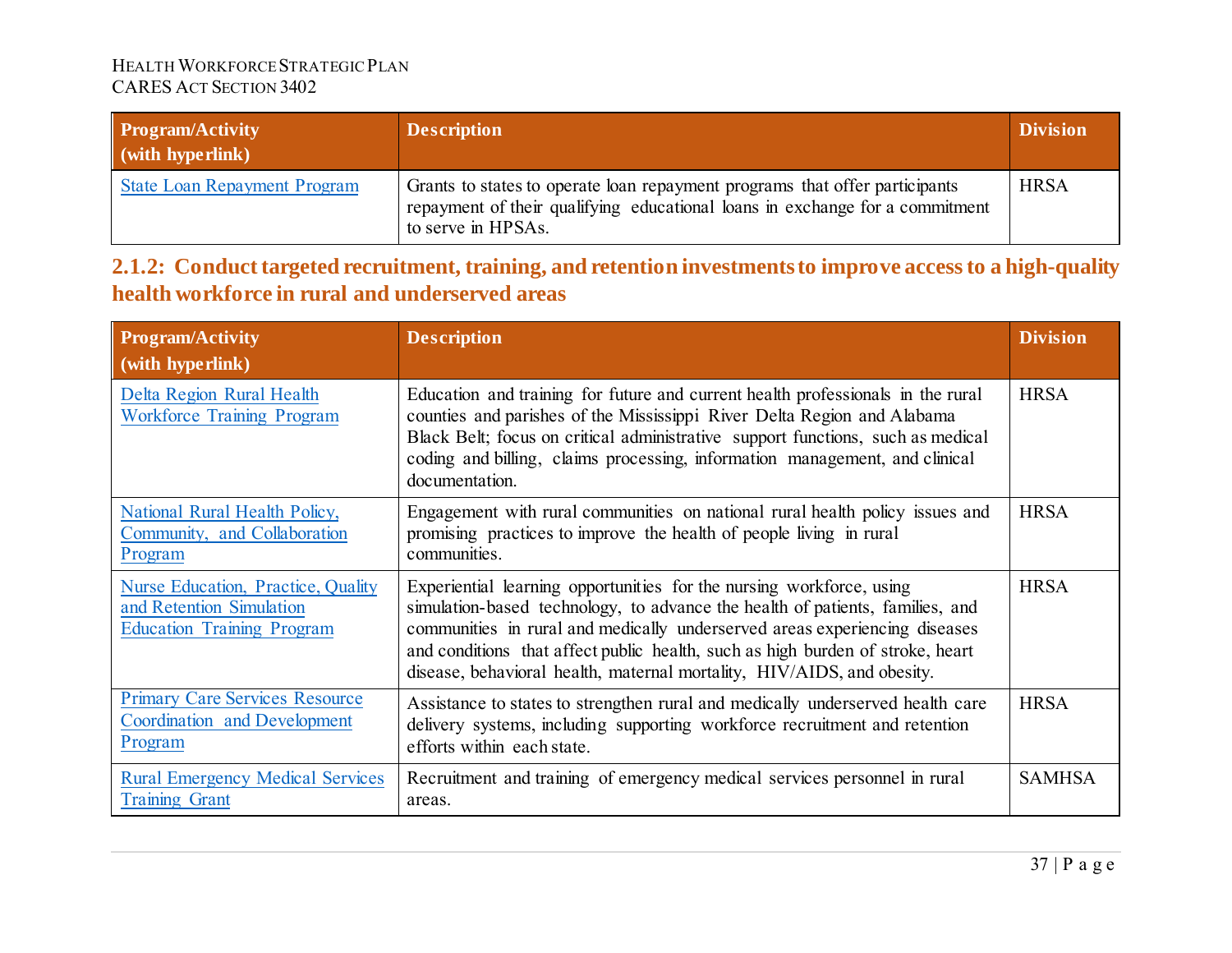| Program/Activity (with hyperlink) | Description | Division |
| --- | --- | --- |
| State Loan Repayment Program | Grants to states to operate loan repayment programs that offer participants repayment of their qualifying educational loans in exchange for a commitment to serve in HPSAs. | HRSA |

### 2.1.2: Conduct targeted recruitment, training, and retention investments to improve access to a high-quality health workforce in rural and underserved areas

| Program/Activity (with hyperlink) | Description | Division |
| --- | --- | --- |
| Delta Region Rural Health Workforce Training Program | Education and training for future and current health professionals in the rural counties and parishes of the Mississippi River Delta Region and Alabama Black Belt; focus on critical administrative support functions, such as medical coding and billing, claims processing, information management, and clinical documentation. | HRSA |
| National Rural Health Policy, Community, and Collaboration Program | Engagement with rural communities on national rural health policy issues and promising practices to improve the health of people living in rural communities. | HRSA |
| Nurse Education, Practice, Quality and Retention Simulation Education Training Program | Experiential learning opportunities for the nursing workforce, using simulation-based technology, to advance the health of patients, families, and communities in rural and medically underserved areas experiencing diseases and conditions that affect public health, such as high burden of stroke, heart disease, behavioral health, maternal mortality, HIV/AIDS, and obesity. | HRSA |
| Primary Care Services Resource Coordination and Development Program | Assistance to states to strengthen rural and medically underserved health care delivery systems, including supporting workforce recruitment and retention efforts within each state. | HRSA |
| Rural Emergency Medical Services Training Grant | Recruitment and training of emergency medical services personnel in rural areas. | SAMHSA |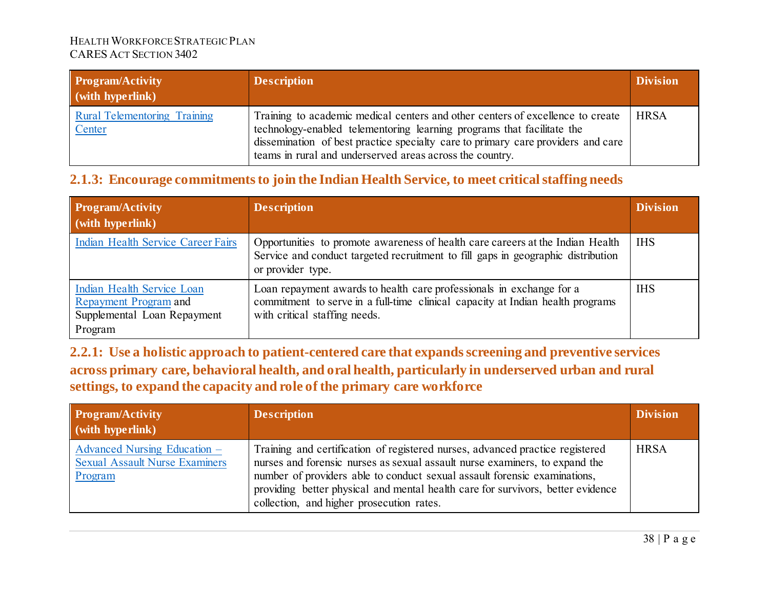| Program/Activity (with hyperlink) | Description | Division |
|---|---|---|
| Rural Telementoring Training Center | Training to academic medical centers and other centers of excellence to create technology-enabled telementoring learning programs that facilitate the dissemination of best practice specialty care to primary care providers and care teams in rural and underserved areas across the country. | HRSA |

### 2.1.3: Encourage commitments to join the Indian Health Service, to meet critical staffing needs

| Program/Activity (with hyperlink) | Description | Division |
|---|---|---|
| Indian Health Service Career Fairs | Opportunities to promote awareness of health care careers at the Indian Health Service and conduct targeted recruitment to fill gaps in geographic distribution or provider type. | IHS |
| Indian Health Service Loan Repayment Program and Supplemental Loan Repayment Program | Loan repayment awards to health care professionals in exchange for a commitment to serve in a full-time clinical capacity at Indian health programs with critical staffing needs. | IHS |

### 2.2.1: Use a holistic approach to patient-centered care that expands screening and preventive services across primary care, behavioral health, and oral health, particularly in underserved urban and rural settings, to expand the capacity and role of the primary care workforce

| Program/Activity (with hyperlink) | Description | Division |
|---|---|---|
| Advanced Nursing Education – Sexual Assault Nurse Examiners Program | Training and certification of registered nurses, advanced practice registered nurses and forensic nurses as sexual assault nurse examiners, to expand the number of providers able to conduct sexual assault forensic examinations, providing better physical and mental health care for survivors, better evidence collection, and higher prosecution rates. | HRSA |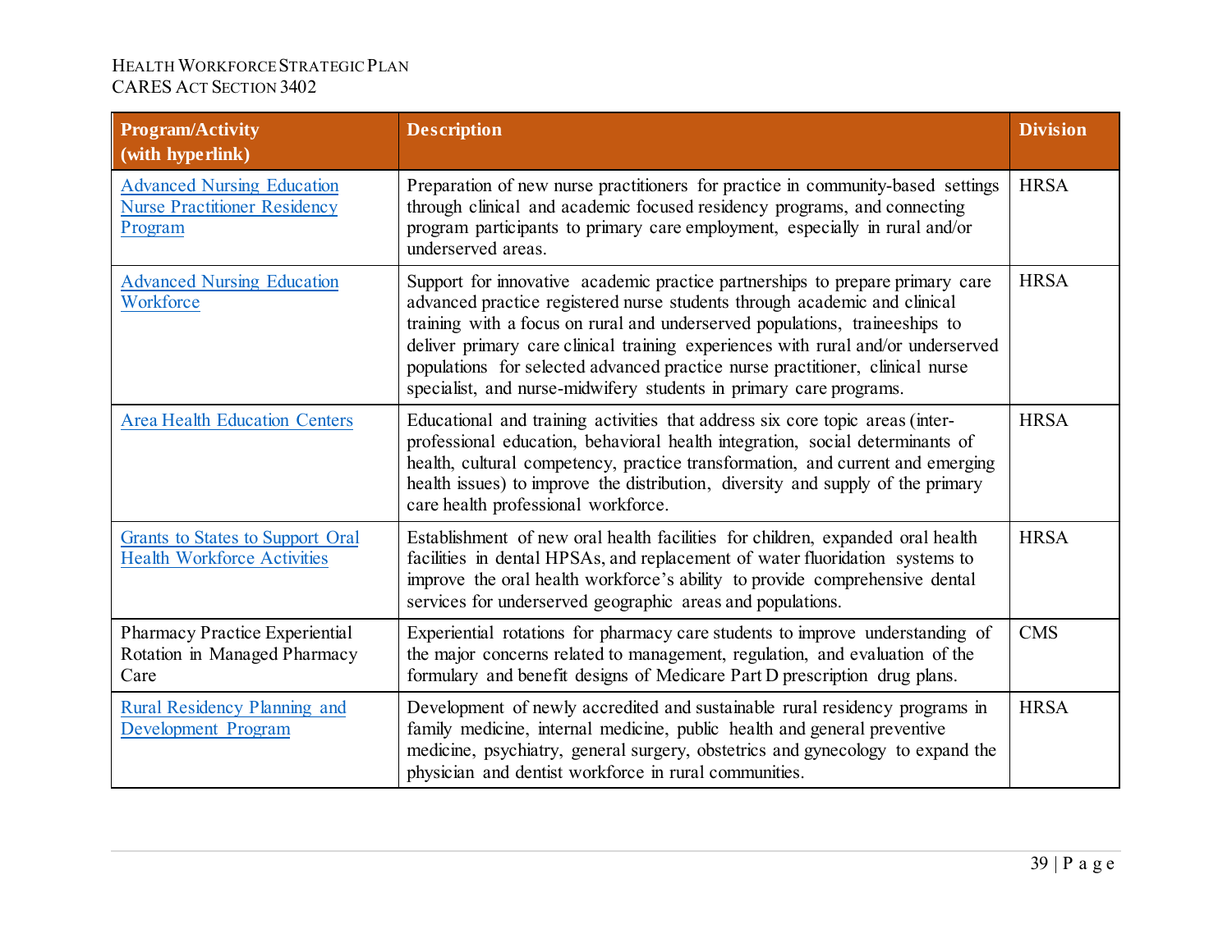| Program/Activity (with hyperlink) | Description | Division |
|---|---|---|
| Advanced Nursing Education Nurse Practitioner Residency Program | Preparation of new nurse practitioners for practice in community-based settings through clinical and academic focused residency programs, and connecting program participants to primary care employment, especially in rural and/or underserved areas. | HRSA |
| Advanced Nursing Education Workforce | Support for innovative academic practice partnerships to prepare primary care advanced practice registered nurse students through academic and clinical training with a focus on rural and underserved populations, traineeships to deliver primary care clinical training experiences with rural and/or underserved populations for selected advanced practice nurse practitioner, clinical nurse specialist, and nurse-midwifery students in primary care programs. | HRSA |
| Area Health Education Centers | Educational and training activities that address six core topic areas (inter-professional education, behavioral health integration, social determinants of health, cultural competency, practice transformation, and current and emerging health issues) to improve the distribution, diversity and supply of the primary care health professional workforce. | HRSA |
| Grants to States to Support Oral Health Workforce Activities | Establishment of new oral health facilities for children, expanded oral health facilities in dental HPSAs, and replacement of water fluoridation systems to improve the oral health workforce's ability to provide comprehensive dental services for underserved geographic areas and populations. | HRSA |
| Pharmacy Practice Experiential Rotation in Managed Pharmacy Care | Experiential rotations for pharmacy care students to improve understanding of the major concerns related to management, regulation, and evaluation of the formulary and benefit designs of Medicare Part D prescription drug plans. | CMS |
| Rural Residency Planning and Development Program | Development of newly accredited and sustainable rural residency programs in family medicine, internal medicine, public health and general preventive medicine, psychiatry, general surgery, obstetrics and gynecology to expand the physician and dentist workforce in rural communities. | HRSA |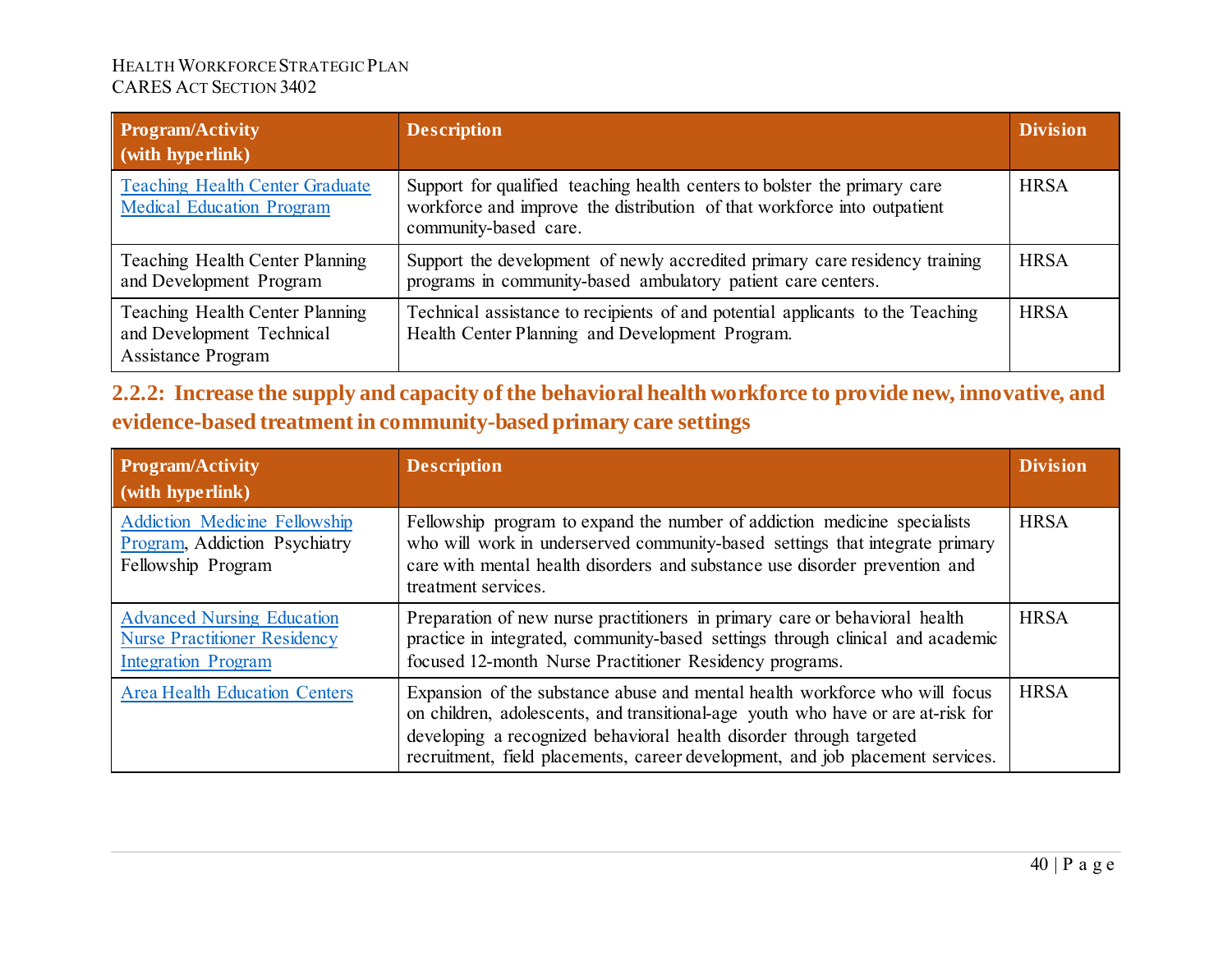| Program/Activity (with hyperlink) | Description | Division |
|---|---|---|
| Teaching Health Center Graduate Medical Education Program | Support for qualified teaching health centers to bolster the primary care workforce and improve the distribution of that workforce into outpatient community-based care. | HRSA |
| Teaching Health Center Planning and Development Program | Support the development of newly accredited primary care residency training programs in community-based ambulatory patient care centers. | HRSA |
| Teaching Health Center Planning and Development Technical Assistance Program | Technical assistance to recipients of and potential applicants to the Teaching Health Center Planning and Development Program. | HRSA |

### 2.2.2: Increase the supply and capacity of the behavioral health workforce to provide new, innovative, and evidence-based treatment in community-based primary care settings

| Program/Activity (with hyperlink) | Description | Division |
|---|---|---|
| Addiction Medicine Fellowship Program, Addiction Psychiatry Fellowship Program | Fellowship program to expand the number of addiction medicine specialists who will work in underserved community-based settings that integrate primary care with mental health disorders and substance use disorder prevention and treatment services. | HRSA |
| Advanced Nursing Education Nurse Practitioner Residency Integration Program | Preparation of new nurse practitioners in primary care or behavioral health practice in integrated, community-based settings through clinical and academic focused 12-month Nurse Practitioner Residency programs. | HRSA |
| Area Health Education Centers | Expansion of the substance abuse and mental health workforce who will focus on children, adolescents, and transitional-age youth who have or are at-risk for developing a recognized behavioral health disorder through targeted recruitment, field placements, career development, and job placement services. | HRSA |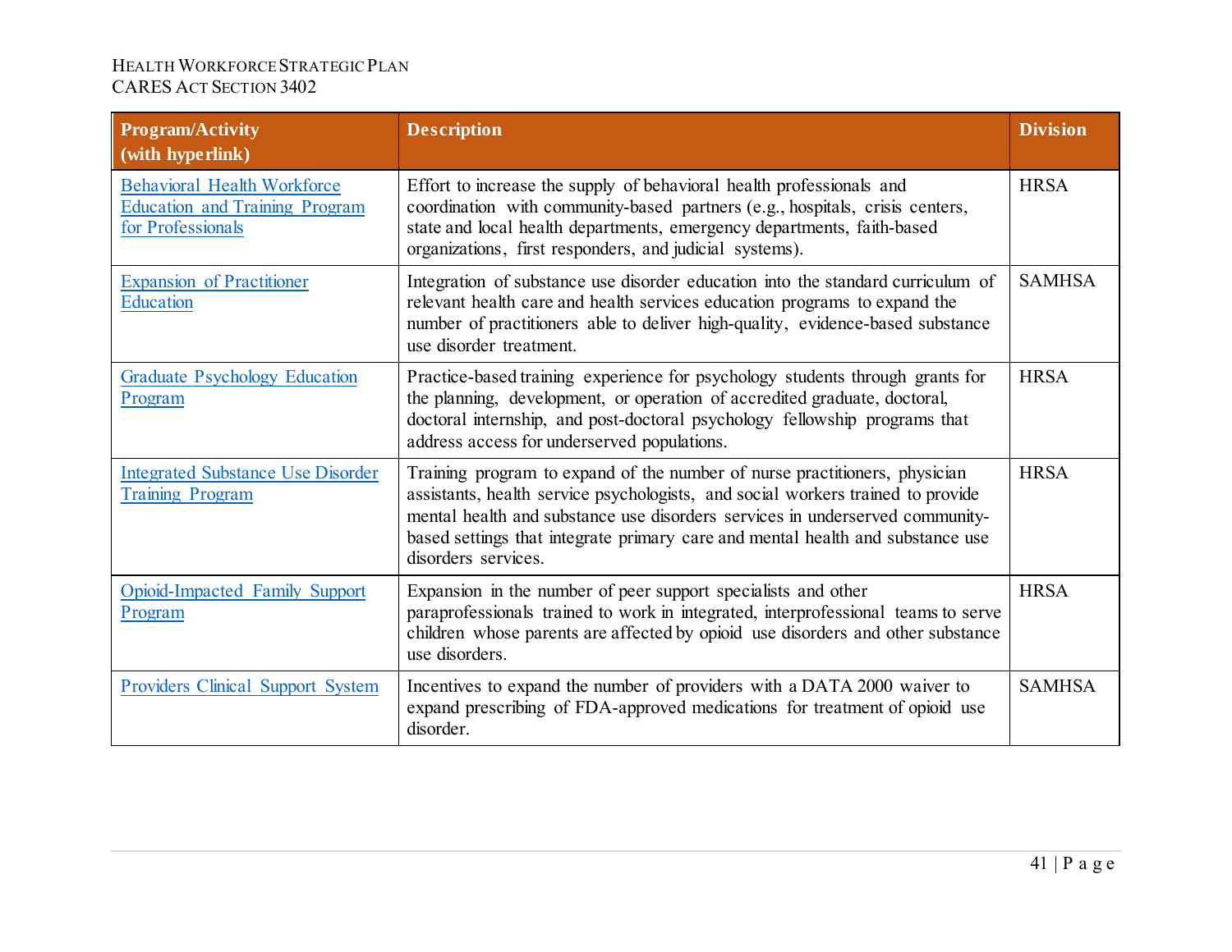| Program/Activity (with hyperlink) | Description | Division |
| --- | --- | --- |
| Behavioral Health Workforce Education and Training Program for Professionals | Effort to increase the supply of behavioral health professionals and coordination with community-based partners (e.g., hospitals, crisis centers, state and local health departments, emergency departments, faith-based organizations, first responders, and judicial systems). | HRSA |
| Expansion of Practitioner Education | Integration of substance use disorder education into the standard curriculum of relevant health care and health services education programs to expand the number of practitioners able to deliver high-quality, evidence-based substance use disorder treatment. | SAMHSA |
| Graduate Psychology Education Program | Practice-based training experience for psychology students through grants for the planning, development, or operation of accredited graduate, doctoral, doctoral internship, and post-doctoral psychology fellowship programs that address access for underserved populations. | HRSA |
| Integrated Substance Use Disorder Training Program | Training program to expand of the number of nurse practitioners, physician assistants, health service psychologists, and social workers trained to provide mental health and substance use disorders services in underserved community-based settings that integrate primary care and mental health and substance use disorders services. | HRSA |
| Opioid-Impacted Family Support Program | Expansion in the number of peer support specialists and other paraprofessionals trained to work in integrated, interprofessional teams to serve children whose parents are affected by opioid use disorders and other substance use disorders. | HRSA |
| Providers Clinical Support System | Incentives to expand the number of providers with a DATA 2000 waiver to expand prescribing of FDA-approved medications for treatment of opioid use disorder. | SAMHSA |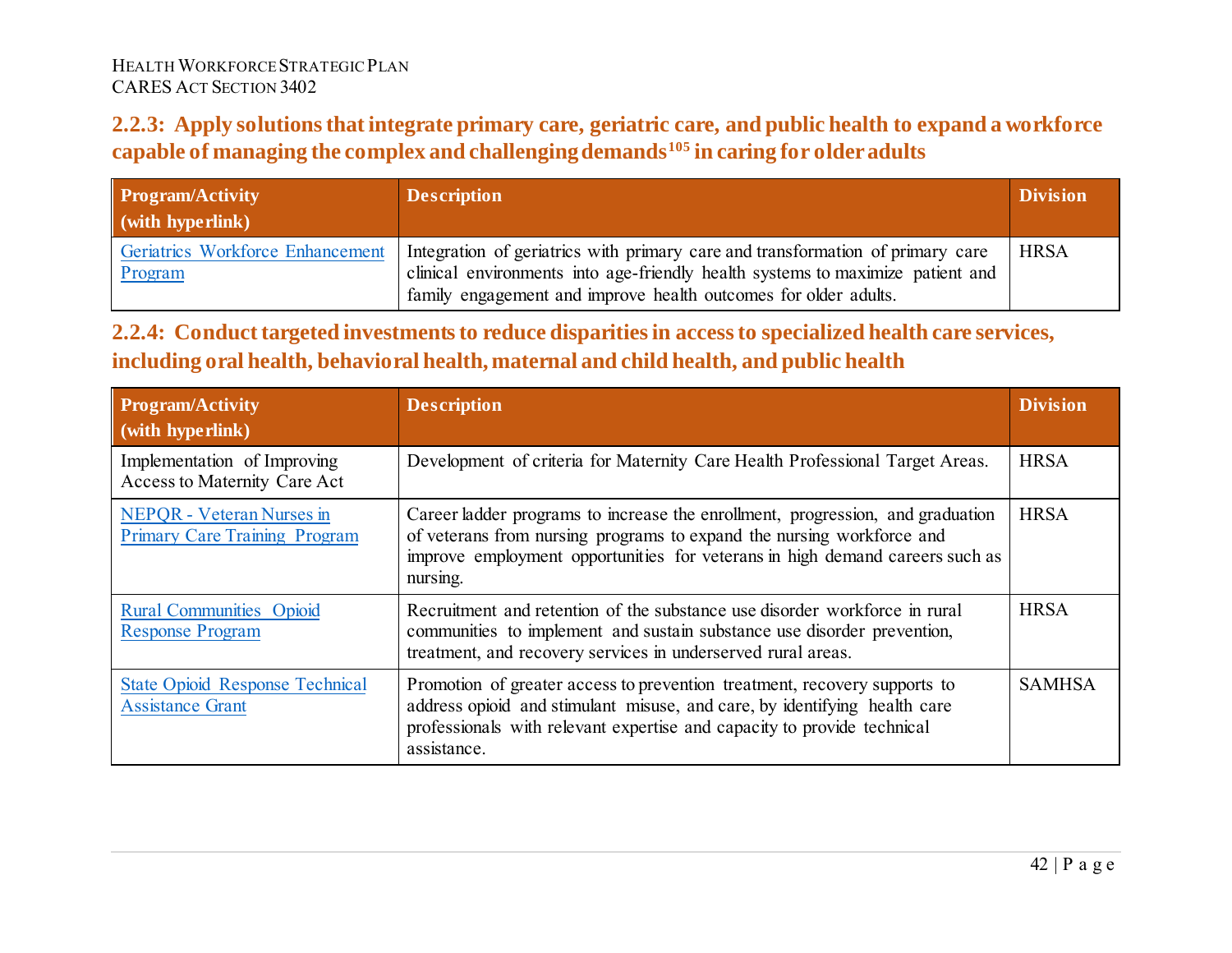### 2.2.3: Apply solutions that integrate primary care, geriatric care, and public health to expand a workforce capable of managing the complex and challenging demands[105] in caring for older adults

| Program/Activity (with hyperlink) | Description | Division |
|---|---|---|
| Geriatrics Workforce Enhancement Program | Integration of geriatrics with primary care and transformation of primary care clinical environments into age-friendly health systems to maximize patient and family engagement and improve health outcomes for older adults. | HRSA |

### 2.2.4: Conduct targeted investments to reduce disparities in access to specialized health care services, including oral health, behavioral health, maternal and child health, and public health

| Program/Activity (with hyperlink) | Description | Division |
|---|---|---|
| Implementation of Improving Access to Maternity Care Act | Development of criteria for Maternity Care Health Professional Target Areas. | HRSA |
| NEPQR - Veteran Nurses in Primary Care Training Program | Career ladder programs to increase the enrollment, progression, and graduation of veterans from nursing programs to expand the nursing workforce and improve employment opportunities for veterans in high demand careers such as nursing. | HRSA |
| Rural Communities Opioid Response Program | Recruitment and retention of the substance use disorder workforce in rural communities to implement and sustain substance use disorder prevention, treatment, and recovery services in underserved rural areas. | HRSA |
| State Opioid Response Technical Assistance Grant | Promotion of greater access to prevention treatment, recovery supports to address opioid and stimulant misuse, and care, by identifying health care professionals with relevant expertise and capacity to provide technical assistance. | SAMHSA |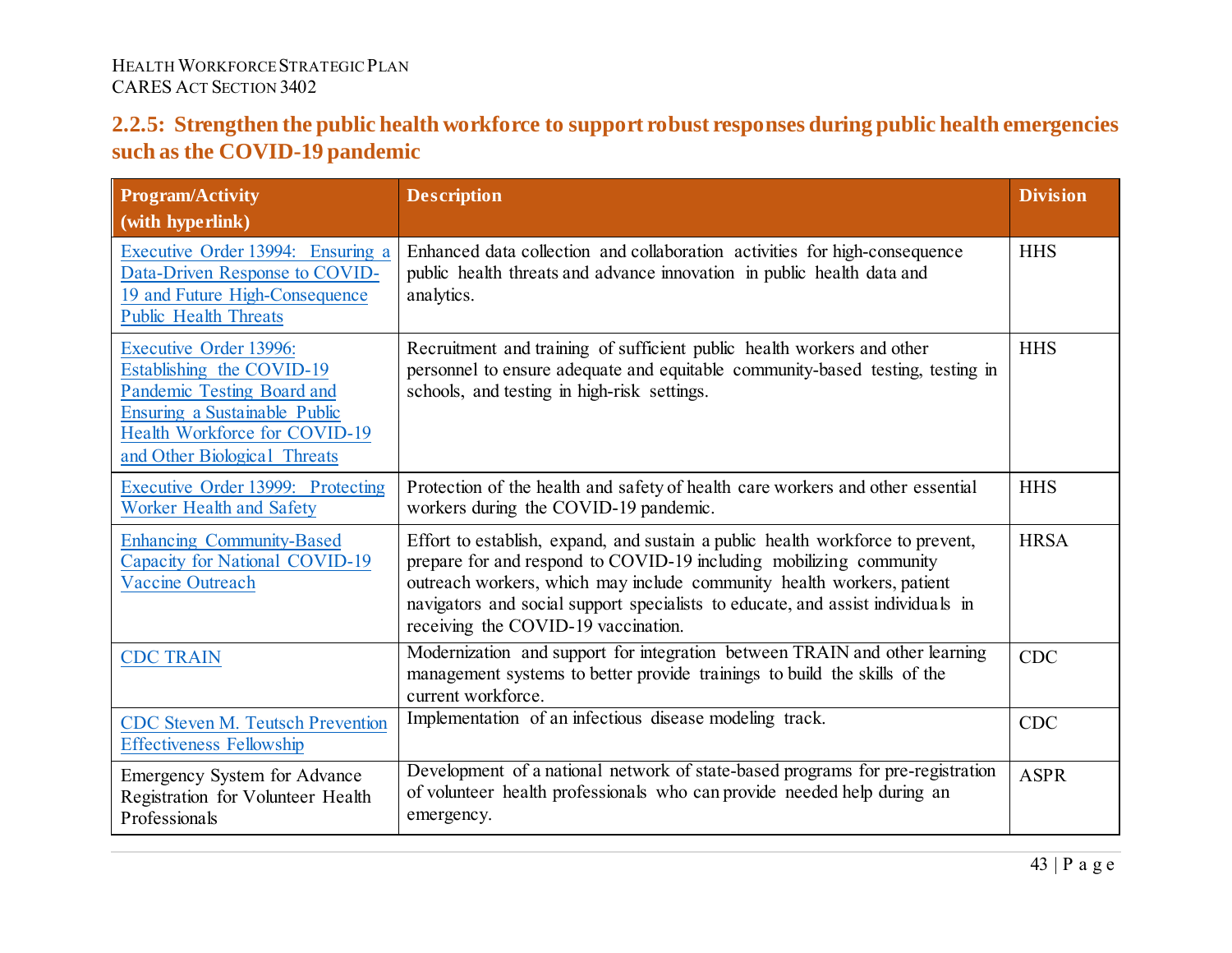### 2.2.5: Strengthen the public health workforce to support robust responses during public health emergencies such as the COVID-19 pandemic

| Program/Activity (with hyperlink) | Description | Division |
|---|---|---|
| Executive Order 13994: Ensuring a Data-Driven Response to COVID-19 and Future High-Consequence Public Health Threats | Enhanced data collection and collaboration activities for high-consequence public health threats and advance innovation in public health data and analytics. | HHS |
| Executive Order 13996: Establishing the COVID-19 Pandemic Testing Board and Ensuring a Sustainable Public Health Workforce for COVID-19 and Other Biological Threats | Recruitment and training of sufficient public health workers and other personnel to ensure adequate and equitable community-based testing, testing in schools, and testing in high-risk settings. | HHS |
| Executive Order 13999: Protecting Worker Health and Safety | Protection of the health and safety of health care workers and other essential workers during the COVID-19 pandemic. | HHS |
| Enhancing Community-Based Capacity for National COVID-19 Vaccine Outreach | Effort to establish, expand, and sustain a public health workforce to prevent, prepare for and respond to COVID-19 including mobilizing community outreach workers, which may include community health workers, patient navigators and social support specialists to educate, and assist individuals in receiving the COVID-19 vaccination. | HRSA |
| CDC TRAIN | Modernization and support for integration between TRAIN and other learning management systems to better provide trainings to build the skills of the current workforce. | CDC |
| CDC Steven M. Teutsch Prevention Effectiveness Fellowship | Implementation of an infectious disease modeling track. | CDC |
| Emergency System for Advance Registration for Volunteer Health Professionals | Development of a national network of state-based programs for pre-registration of volunteer health professionals who can provide needed help during an emergency. | ASPR |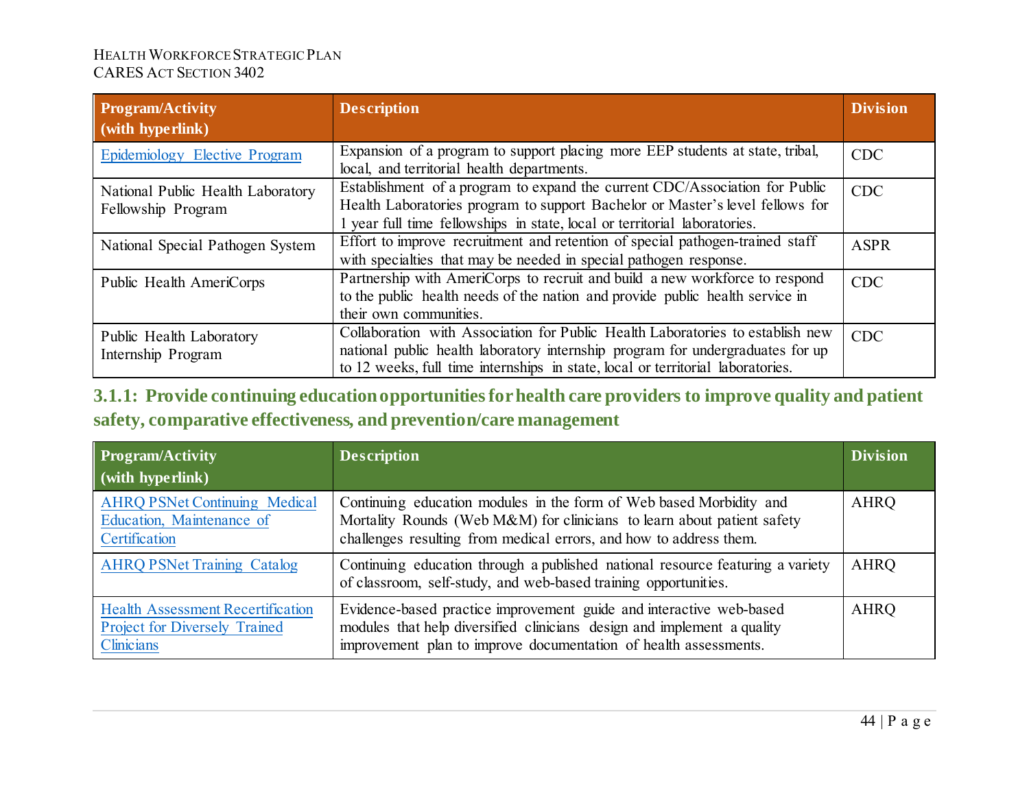| Program/Activity (with hyperlink) | Description | Division |
|---|---|---|
| Epidemiology Elective Program | Expansion of a program to support placing more EEP students at state, tribal, local, and territorial health departments. | CDC |
| National Public Health Laboratory Fellowship Program | Establishment of a program to expand the current CDC/Association for Public Health Laboratories program to support Bachelor or Master's level fellows for 1 year full time fellowships in state, local or territorial laboratories. | CDC |
| National Special Pathogen System | Effort to improve recruitment and retention of special pathogen-trained staff with specialties that may be needed in special pathogen response. | ASPR |
| Public Health AmeriCorps | Partnership with AmeriCorps to recruit and build a new workforce to respond to the public health needs of the nation and provide public health service in their own communities. | CDC |
| Public Health Laboratory Internship Program | Collaboration with Association for Public Health Laboratories to establish new national public health laboratory internship program for undergraduates for up to 12 weeks, full time internships in state, local or territorial laboratories. | CDC |

### 3.1.1: Provide continuing education opportunities for health care providers to improve quality and patient safety, comparative effectiveness, and prevention/care management

| Program/Activity (with hyperlink) | Description | Division |
|---|---|---|
| AHRQ PSNet Continuing Medical Education, Maintenance of Certification | Continuing education modules in the form of Web based Morbidity and Mortality Rounds (Web M&M) for clinicians to learn about patient safety challenges resulting from medical errors, and how to address them. | AHRQ |
| AHRQ PSNet Training Catalog | Continuing education through a published national resource featuring a variety of classroom, self-study, and web-based training opportunities. | AHRQ |
| Health Assessment Recertification Project for Diversely Trained Clinicians | Evidence-based practice improvement guide and interactive web-based modules that help diversified clinicians design and implement a quality improvement plan to improve documentation of health assessments. | AHRQ |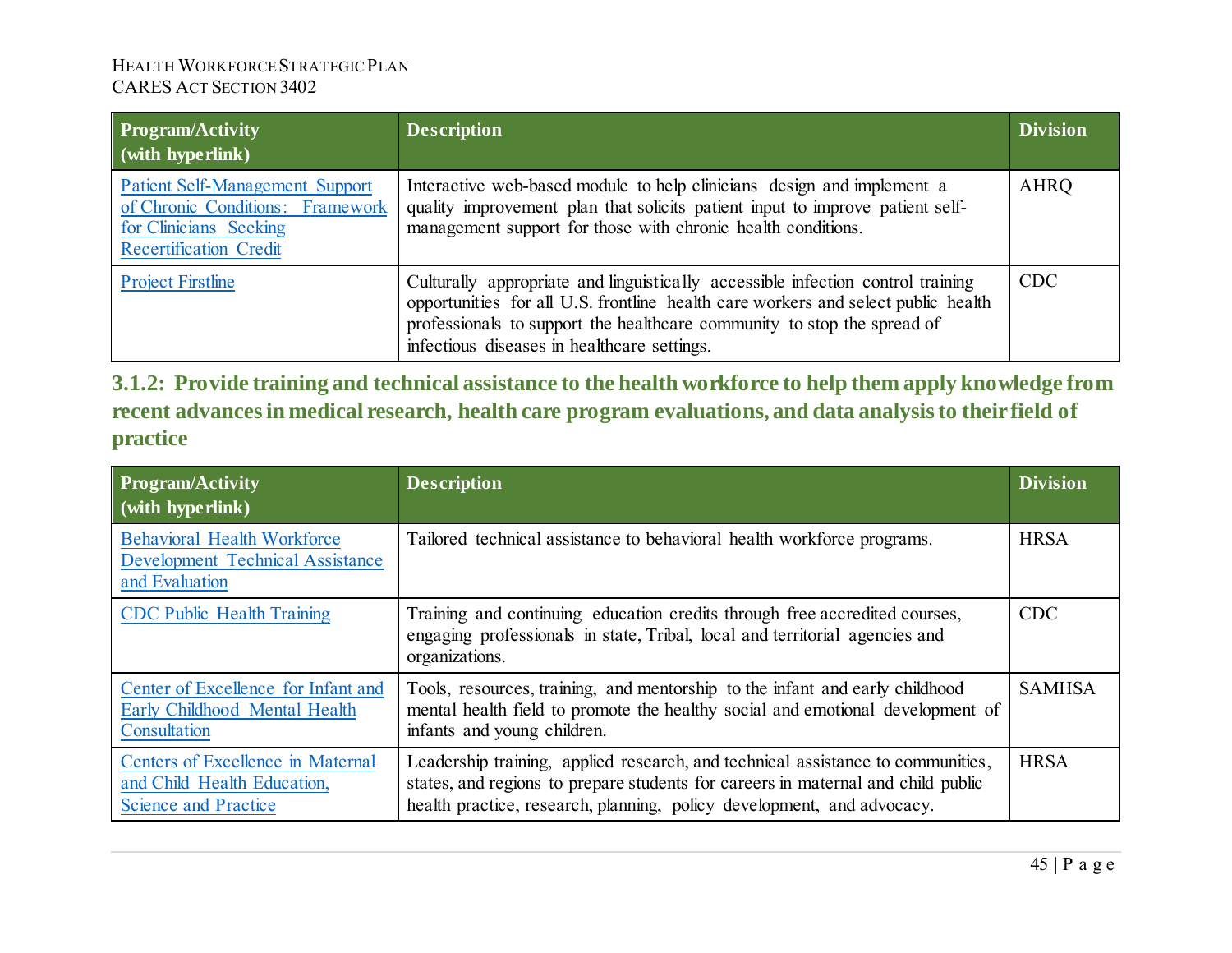| Program/Activity (with hyperlink) | Description | Division |
|---|---|---|
| Patient Self-Management Support of Chronic Conditions: Framework for Clinicians Seeking Recertification Credit | Interactive web-based module to help clinicians design and implement a quality improvement plan that solicits patient input to improve patient self-management support for those with chronic health conditions. | AHRQ |
| Project Firstline | Culturally appropriate and linguistically accessible infection control training opportunities for all U.S. frontline health care workers and select public health professionals to support the healthcare community to stop the spread of infectious diseases in healthcare settings. | CDC |

### 3.1.2: Provide training and technical assistance to the health workforce to help them apply knowledge from recent advances in medical research, health care program evaluations, and data analysis to their field of practice

| Program/Activity (with hyperlink) | Description | Division |
|---|---|---|
| Behavioral Health Workforce Development Technical Assistance and Evaluation | Tailored technical assistance to behavioral health workforce programs. | HRSA |
| CDC Public Health Training | Training and continuing education credits through free accredited courses, engaging professionals in state, Tribal, local and territorial agencies and organizations. | CDC |
| Center of Excellence for Infant and Early Childhood Mental Health Consultation | Tools, resources, training, and mentorship to the infant and early childhood mental health field to promote the healthy social and emotional development of infants and young children. | SAMHSA |
| Centers of Excellence in Maternal and Child Health Education, Science and Practice | Leadership training, applied research, and technical assistance to communities, states, and regions to prepare students for careers in maternal and child public health practice, research, planning, policy development, and advocacy. | HRSA |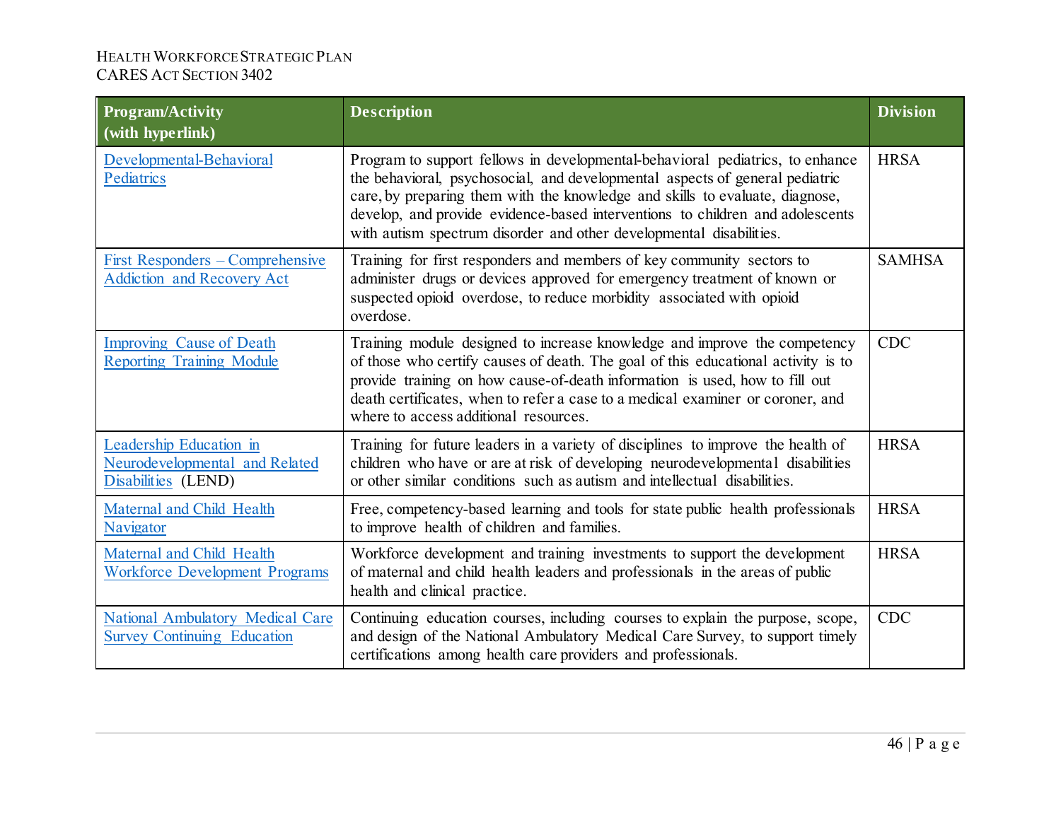| Program/Activity (with hyperlink) | Description | Division |
|---|---|---|
| Developmental-Behavioral Pediatrics | Program to support fellows in developmental-behavioral pediatrics, to enhance the behavioral, psychosocial, and developmental aspects of general pediatric care, by preparing them with the knowledge and skills to evaluate, diagnose, develop, and provide evidence-based interventions to children and adolescents with autism spectrum disorder and other developmental disabilities. | HRSA |
| First Responders – Comprehensive Addiction and Recovery Act | Training for first responders and members of key community sectors to administer drugs or devices approved for emergency treatment of known or suspected opioid overdose, to reduce morbidity associated with opioid overdose. | SAMHSA |
| Improving Cause of Death Reporting Training Module | Training module designed to increase knowledge and improve the competency of those who certify causes of death. The goal of this educational activity is to provide training on how cause-of-death information is used, how to fill out death certificates, when to refer a case to a medical examiner or coroner, and where to access additional resources. | CDC |
| Leadership Education in Neurodevelopmental and Related Disabilities (LEND) | Training for future leaders in a variety of disciplines to improve the health of children who have or are at risk of developing neurodevelopmental disabilities or other similar conditions such as autism and intellectual disabilities. | HRSA |
| Maternal and Child Health Navigator | Free, competency-based learning and tools for state public health professionals to improve health of children and families. | HRSA |
| Maternal and Child Health Workforce Development Programs | Workforce development and training investments to support the development of maternal and child health leaders and professionals in the areas of public health and clinical practice. | HRSA |
| National Ambulatory Medical Care Survey Continuing Education | Continuing education courses, including courses to explain the purpose, scope, and design of the National Ambulatory Medical Care Survey, to support timely certifications among health care providers and professionals. | CDC |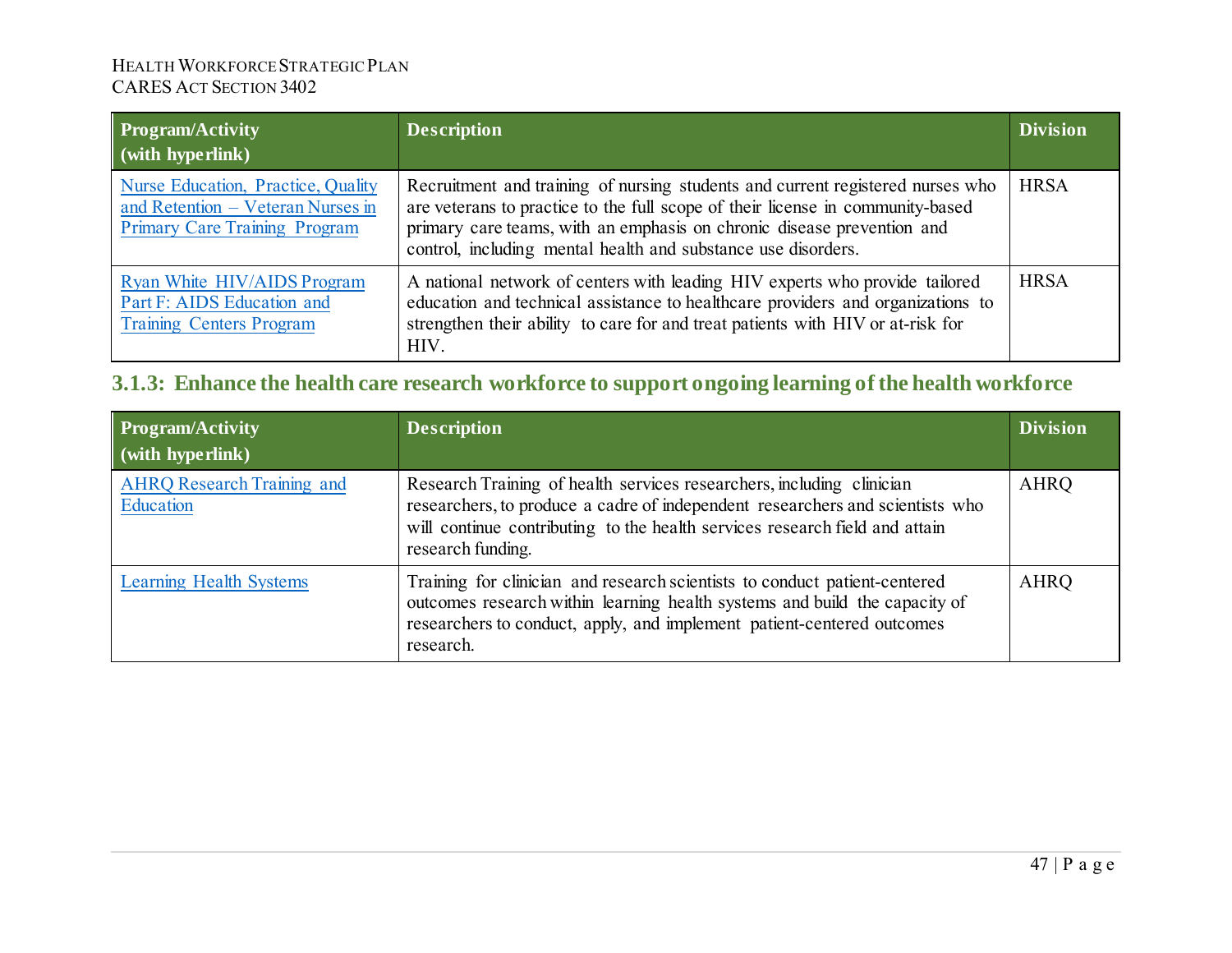| Program/Activity (with hyperlink) | Description | Division |
|---|---|---|
| Nurse Education, Practice, Quality and Retention – Veteran Nurses in Primary Care Training Program | Recruitment and training of nursing students and current registered nurses who are veterans to practice to the full scope of their license in community-based primary care teams, with an emphasis on chronic disease prevention and control, including mental health and substance use disorders. | HRSA |
| Ryan White HIV/AIDS Program Part F: AIDS Education and Training Centers Program | A national network of centers with leading HIV experts who provide tailored education and technical assistance to healthcare providers and organizations to strengthen their ability to care for and treat patients with HIV or at-risk for HIV. | HRSA |

### 3.1.3: Enhance the health care research workforce to support ongoing learning of the health workforce

| Program/Activity (with hyperlink) | Description | Division |
|---|---|---|
| AHRQ Research Training and Education | Research Training of health services researchers, including clinician researchers, to produce a cadre of independent researchers and scientists who will continue contributing to the health services research field and attain research funding. | AHRQ |
| Learning Health Systems | Training for clinician and research scientists to conduct patient-centered outcomes research within learning health systems and build the capacity of researchers to conduct, apply, and implement patient-centered outcomes research. | AHRQ |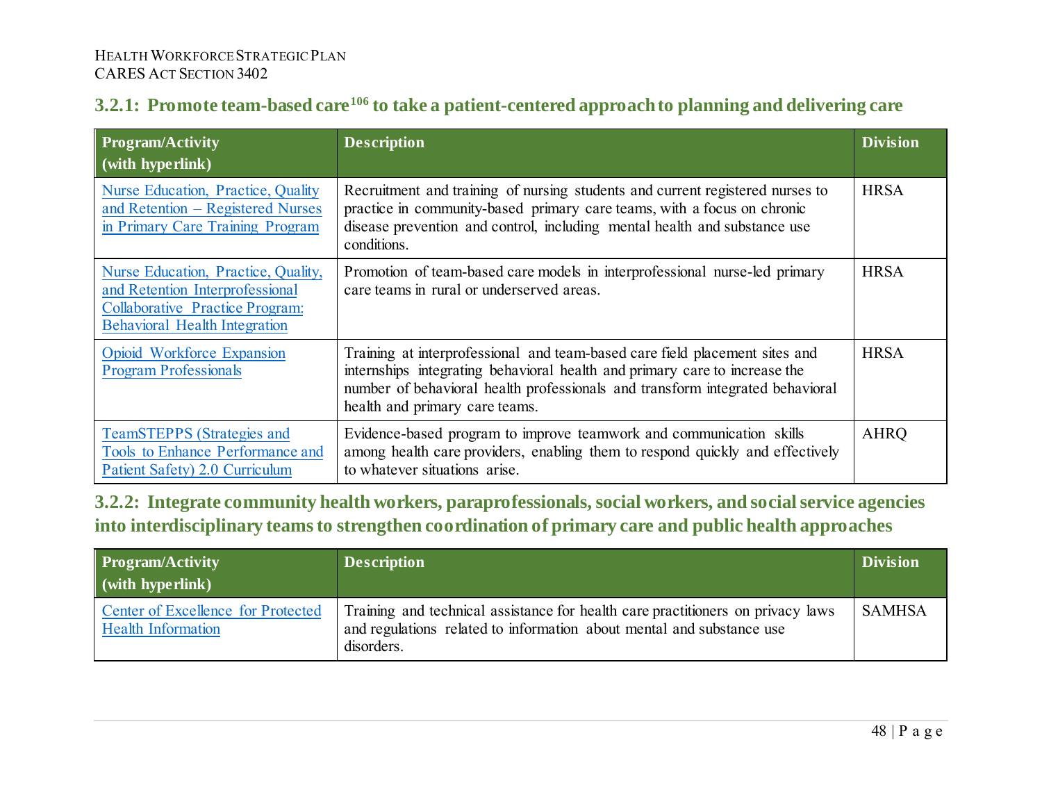### 3.2.1: Promote team-based care[106] to take a patient-centered approach to planning and delivering care

| Program/Activity (with hyperlink) | Description | Division |
|---|---|---|
| Nurse Education, Practice, Quality and Retention – Registered Nurses in Primary Care Training Program | Recruitment and training of nursing students and current registered nurses to practice in community-based primary care teams, with a focus on chronic disease prevention and control, including mental health and substance use conditions. | HRSA |
| Nurse Education, Practice, Quality, and Retention Interprofessional Collaborative Practice Program: Behavioral Health Integration | Promotion of team-based care models in interprofessional nurse-led primary care teams in rural or underserved areas. | HRSA |
| Opioid Workforce Expansion Program Professionals | Training at interprofessional and team-based care field placement sites and internships integrating behavioral health and primary care to increase the number of behavioral health professionals and transform integrated behavioral health and primary care teams. | HRSA |
| TeamSTEPPS (Strategies and Tools to Enhance Performance and Patient Safety) 2.0 Curriculum | Evidence-based program to improve teamwork and communication skills among health care providers, enabling them to respond quickly and effectively to whatever situations arise. | AHRQ |

### 3.2.2: Integrate community health workers, paraprofessionals, social workers, and social service agencies into interdisciplinary teams to strengthen coordination of primary care and public health approaches

| Program/Activity (with hyperlink) | Description | Division |
|---|---|---|
| Center of Excellence for Protected Health Information | Training and technical assistance for health care practitioners on privacy laws and regulations related to information about mental and substance use disorders. | SAMHSA |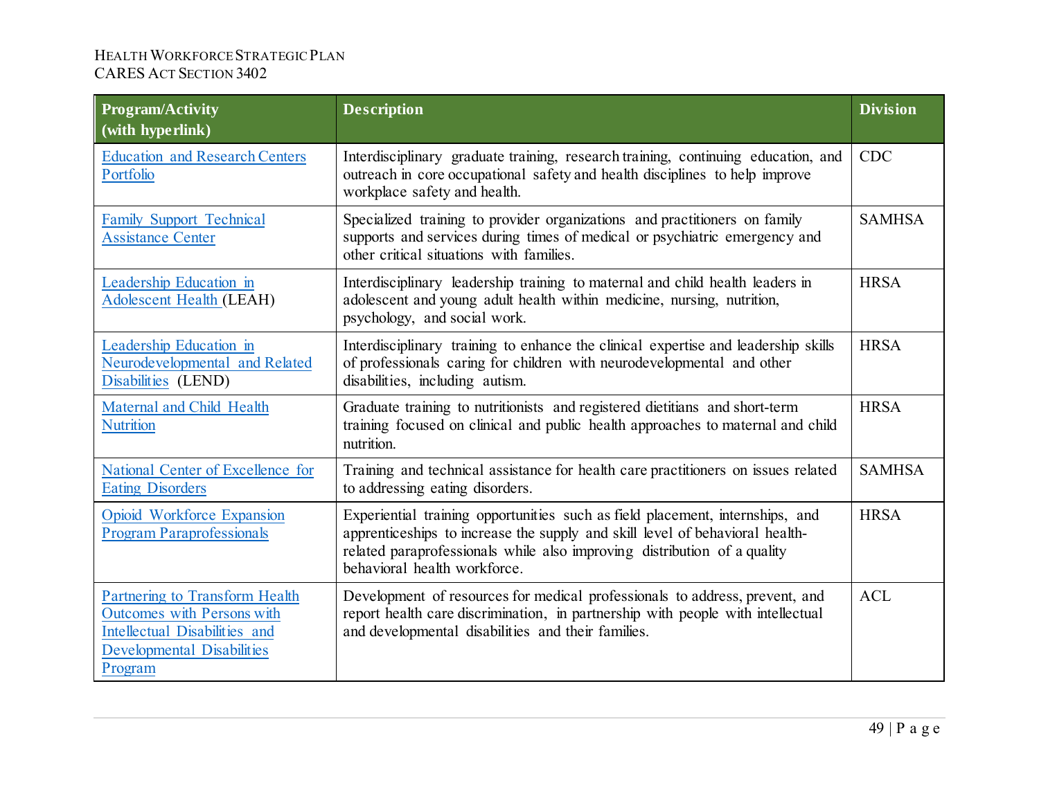| Program/Activity (with hyperlink) | Description | Division |
|---|---|---|
| Education and Research Centers Portfolio | Interdisciplinary graduate training, research training, continuing education, and outreach in core occupational safety and health disciplines to help improve workplace safety and health. | CDC |
| Family Support Technical Assistance Center | Specialized training to provider organizations and practitioners on family supports and services during times of medical or psychiatric emergency and other critical situations with families. | SAMHSA |
| Leadership Education in Adolescent Health (LEAH) | Interdisciplinary leadership training to maternal and child health leaders in adolescent and young adult health within medicine, nursing, nutrition, psychology, and social work. | HRSA |
| Leadership Education in Neurodevelopmental and Related Disabilities (LEND) | Interdisciplinary training to enhance the clinical expertise and leadership skills of professionals caring for children with neurodevelopmental and other disabilities, including autism. | HRSA |
| Maternal and Child Health Nutrition | Graduate training to nutritionists and registered dietitians and short-term training focused on clinical and public health approaches to maternal and child nutrition. | HRSA |
| National Center of Excellence for Eating Disorders | Training and technical assistance for health care practitioners on issues related to addressing eating disorders. | SAMHSA |
| Opioid Workforce Expansion Program Paraprofessionals | Experiential training opportunities such as field placement, internships, and apprenticeships to increase the supply and skill level of behavioral health-related paraprofessionals while also improving distribution of a quality behavioral health workforce. | HRSA |
| Partnering to Transform Health Outcomes with Persons with Intellectual Disabilities and Developmental Disabilities Program | Development of resources for medical professionals to address, prevent, and report health care discrimination, in partnership with people with intellectual and developmental disabilities and their families. | ACL |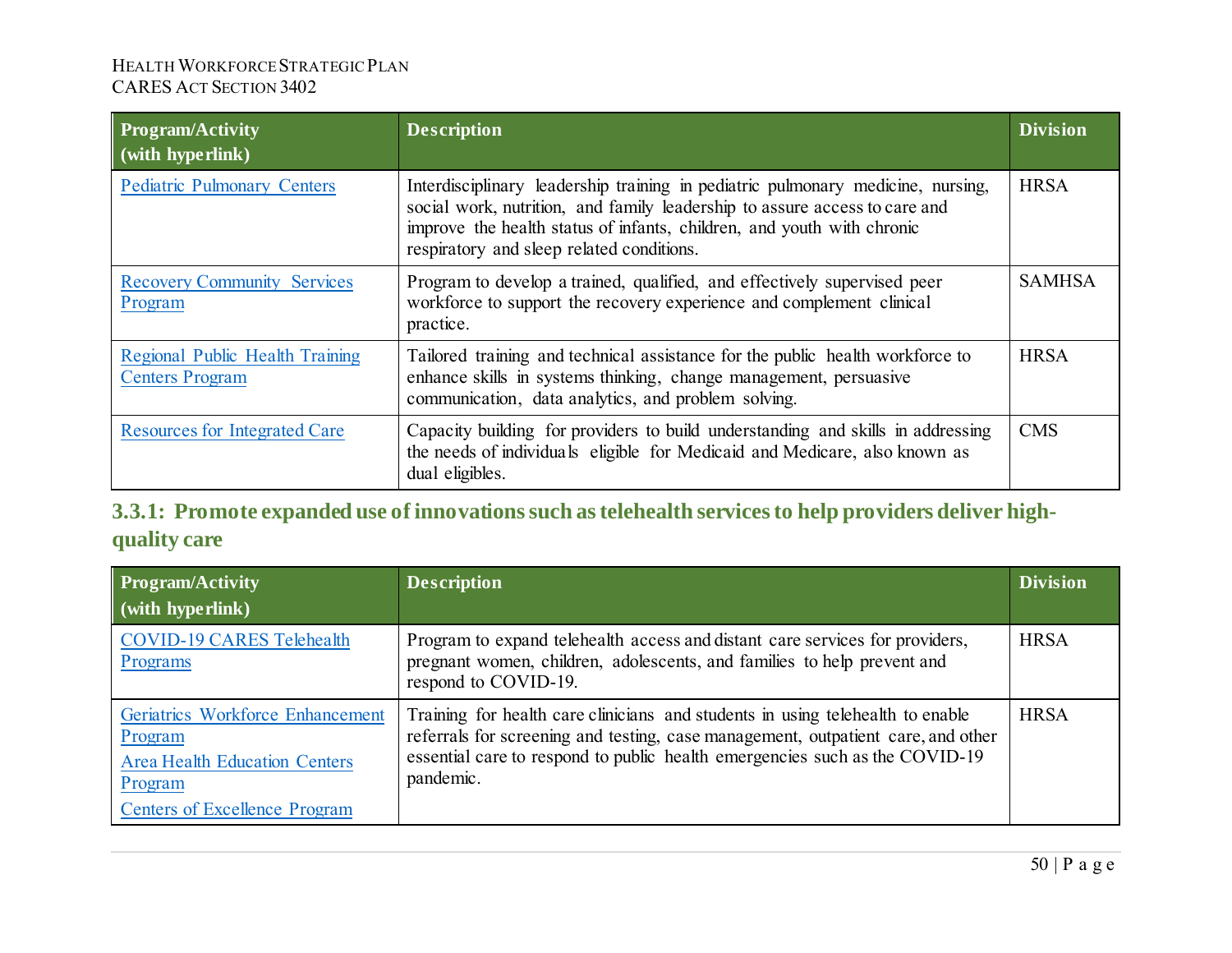| Program/Activity (with hyperlink) | Description | Division |
| --- | --- | --- |
| Pediatric Pulmonary Centers | Interdisciplinary leadership training in pediatric pulmonary medicine, nursing, social work, nutrition, and family leadership to assure access to care and improve the health status of infants, children, and youth with chronic respiratory and sleep related conditions. | HRSA |
| Recovery Community Services Program | Program to develop a trained, qualified, and effectively supervised peer workforce to support the recovery experience and complement clinical practice. | SAMHSA |
| Regional Public Health Training Centers Program | Tailored training and technical assistance for the public health workforce to enhance skills in systems thinking, change management, persuasive communication, data analytics, and problem solving. | HRSA |
| Resources for Integrated Care | Capacity building for providers to build understanding and skills in addressing the needs of individuals eligible for Medicaid and Medicare, also known as dual eligibles. | CMS |

### 3.3.1: Promote expanded use of innovations such as telehealth services to help providers deliver high-quality care

| Program/Activity (with hyperlink) | Description | Division |
| --- | --- | --- |
| COVID-19 CARES Telehealth Programs | Program to expand telehealth access and distant care services for providers, pregnant women, children, adolescents, and families to help prevent and respond to COVID-19. | HRSA |
| Geriatrics Workforce Enhancement Program<br>Area Health Education Centers Program<br>Centers of Excellence Program | Training for health care clinicians and students in using telehealth to enable referrals for screening and testing, case management, outpatient care, and other essential care to respond to public health emergencies such as the COVID-19 pandemic. | HRSA |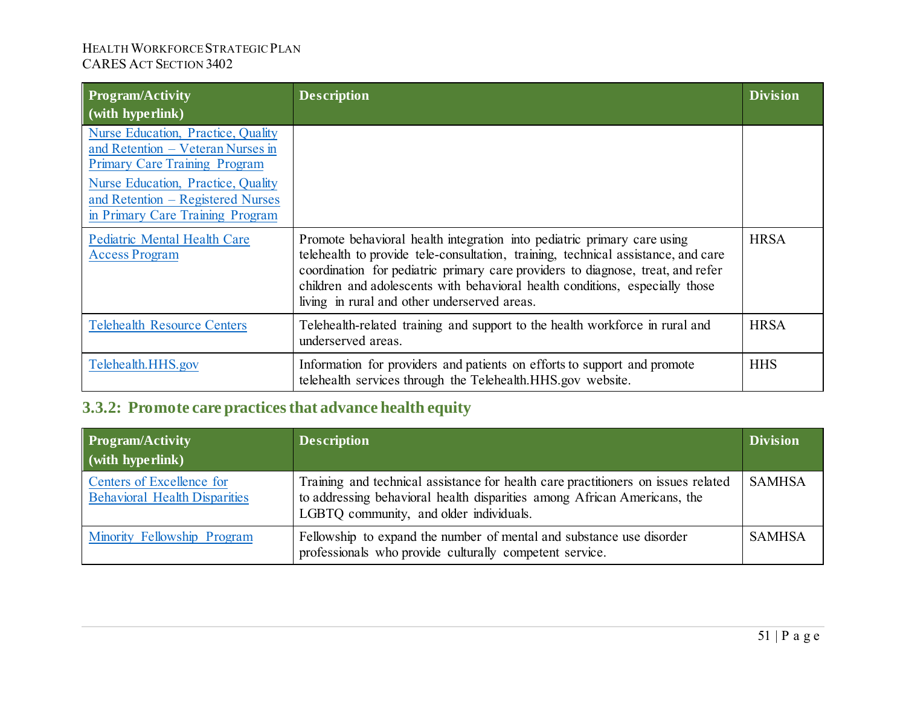| Program/Activity (with hyperlink) | Description | Division |
|---|---|---|
| Nurse Education, Practice, Quality and Retention – Veteran Nurses in Primary Care Training Program<br>Nurse Education, Practice, Quality and Retention – Registered Nurses in Primary Care Training Program | | |
| Pediatric Mental Health Care Access Program | Promote behavioral health integration into pediatric primary care using telehealth to provide tele-consultation, training, technical assistance, and care coordination for pediatric primary care providers to diagnose, treat, and refer children and adolescents with behavioral health conditions, especially those living in rural and other underserved areas. | HRSA |
| Telehealth Resource Centers | Telehealth-related training and support to the health workforce in rural and underserved areas. | HRSA |
| Telehealth.HHS.gov | Information for providers and patients on efforts to support and promote telehealth services through the Telehealth.HHS.gov website. | HHS |

### 3.3.2: Promote care practices that advance health equity

| Program/Activity (with hyperlink) | Description | Division |
|---|---|---|
| Centers of Excellence for Behavioral Health Disparities | Training and technical assistance for health care practitioners on issues related to addressing behavioral health disparities among African Americans, the LGBTQ community, and older individuals. | SAMHSA |
| Minority Fellowship Program | Fellowship to expand the number of mental and substance use disorder professionals who provide culturally competent service. | SAMHSA |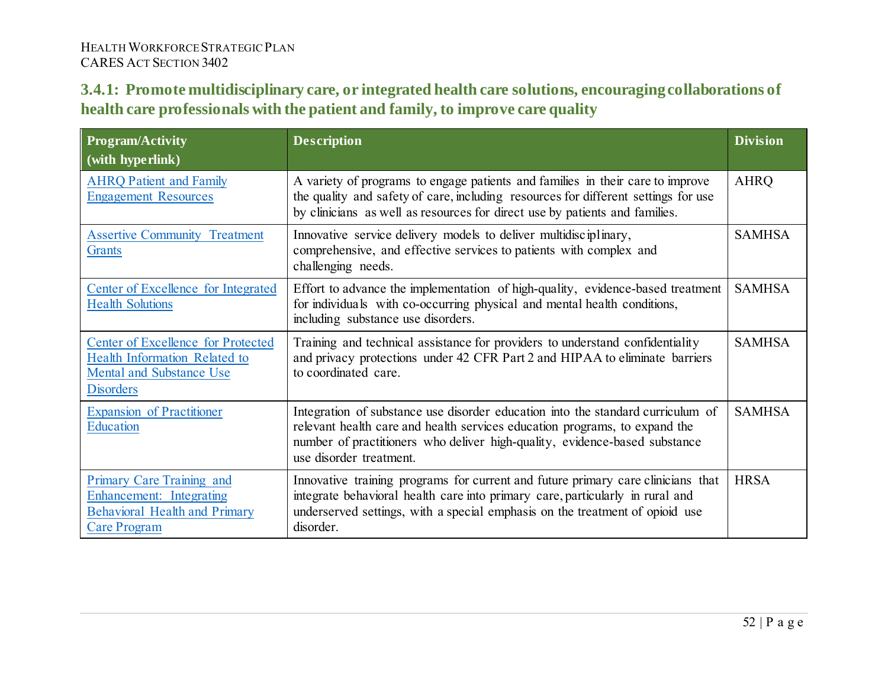### 3.4.1: Promote multidisciplinary care, or integrated health care solutions, encouraging collaborations of health care professionals with the patient and family, to improve care quality

| Program/Activity (with hyperlink) | Description | Division |
|---|---|---|
| AHRQ Patient and Family Engagement Resources | A variety of programs to engage patients and families in their care to improve the quality and safety of care, including resources for different settings for use by clinicians as well as resources for direct use by patients and families. | AHRQ |
| Assertive Community Treatment Grants | Innovative service delivery models to deliver multidisciplinary, comprehensive, and effective services to patients with complex and challenging needs. | SAMHSA |
| Center of Excellence for Integrated Health Solutions | Effort to advance the implementation of high-quality, evidence-based treatment for individuals with co-occurring physical and mental health conditions, including substance use disorders. | SAMHSA |
| Center of Excellence for Protected Health Information Related to Mental and Substance Use Disorders | Training and technical assistance for providers to understand confidentiality and privacy protections under 42 CFR Part 2 and HIPAA to eliminate barriers to coordinated care. | SAMHSA |
| Expansion of Practitioner Education | Integration of substance use disorder education into the standard curriculum of relevant health care and health services education programs, to expand the number of practitioners who deliver high-quality, evidence-based substance use disorder treatment. | SAMHSA |
| Primary Care Training and Enhancement: Integrating Behavioral Health and Primary Care Program | Innovative training programs for current and future primary care clinicians that integrate behavioral health care into primary care, particularly in rural and underserved settings, with a special emphasis on the treatment of opioid use disorder. | HRSA |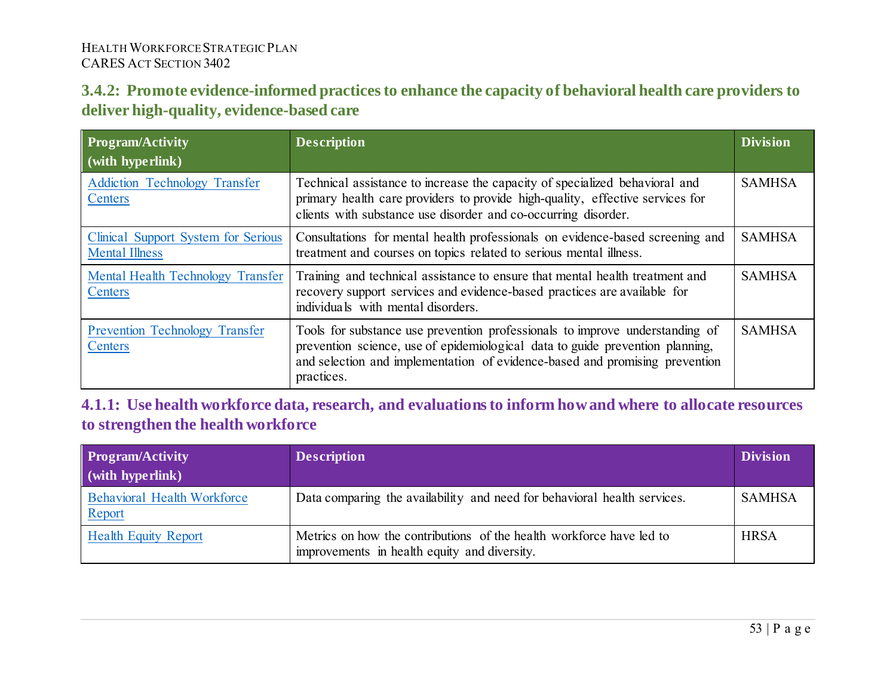### 3.4.2: Promote evidence-informed practices to enhance the capacity of behavioral health care providers to deliver high-quality, evidence-based care

| Program/Activity (with hyperlink) | Description | Division |
|---|---|---|
| Addiction Technology Transfer Centers | Technical assistance to increase the capacity of specialized behavioral and primary health care providers to provide high-quality, effective services for clients with substance use disorder and co-occurring disorder. | SAMHSA |
| Clinical Support System for Serious Mental Illness | Consultations for mental health professionals on evidence-based screening and treatment and courses on topics related to serious mental illness. | SAMHSA |
| Mental Health Technology Transfer Centers | Training and technical assistance to ensure that mental health treatment and recovery support services and evidence-based practices are available for individuals with mental disorders. | SAMHSA |
| Prevention Technology Transfer Centers | Tools for substance use prevention professionals to improve understanding of prevention science, use of epidemiological data to guide prevention planning, and selection and implementation of evidence-based and promising prevention practices. | SAMHSA |

### 4.1.1: Use health workforce data, research, and evaluations to inform how and where to allocate resources to strengthen the health workforce

| Program/Activity (with hyperlink) | Description | Division |
|---|---|---|
| Behavioral Health Workforce Report | Data comparing the availability and need for behavioral health services. | SAMHSA |
| Health Equity Report | Metrics on how the contributions of the health workforce have led to improvements in health equity and diversity. | HRSA |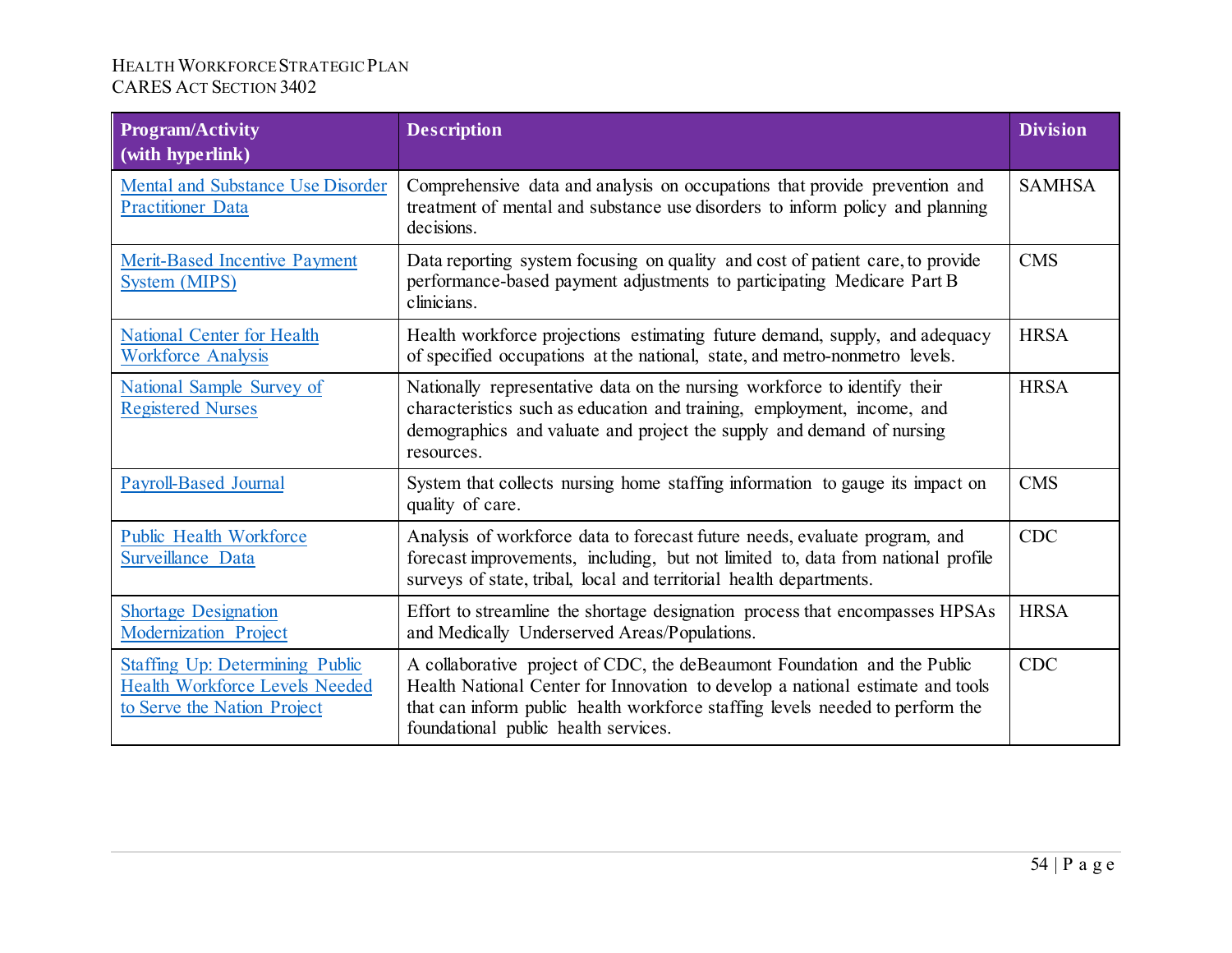| Program/Activity (with hyperlink) | Description | Division |
| --- | --- | --- |
| Mental and Substance Use Disorder Practitioner Data | Comprehensive data and analysis on occupations that provide prevention and treatment of mental and substance use disorders to inform policy and planning decisions. | SAMHSA |
| Merit-Based Incentive Payment System (MIPS) | Data reporting system focusing on quality and cost of patient care, to provide performance-based payment adjustments to participating Medicare Part B clinicians. | CMS |
| National Center for Health Workforce Analysis | Health workforce projections estimating future demand, supply, and adequacy of specified occupations at the national, state, and metro-nonmetro levels. | HRSA |
| National Sample Survey of Registered Nurses | Nationally representative data on the nursing workforce to identify their characteristics such as education and training, employment, income, and demographics and valuate and project the supply and demand of nursing resources. | HRSA |
| Payroll-Based Journal | System that collects nursing home staffing information to gauge its impact on quality of care. | CMS |
| Public Health Workforce Surveillance Data | Analysis of workforce data to forecast future needs, evaluate program, and forecast improvements, including, but not limited to, data from national profile surveys of state, tribal, local and territorial health departments. | CDC |
| Shortage Designation Modernization Project | Effort to streamline the shortage designation process that encompasses HPSAs and Medically Underserved Areas/Populations. | HRSA |
| Staffing Up: Determining Public Health Workforce Levels Needed to Serve the Nation Project | A collaborative project of CDC, the deBeaumont Foundation and the Public Health National Center for Innovation to develop a national estimate and tools that can inform public health workforce staffing levels needed to perform the foundational public health services. | CDC |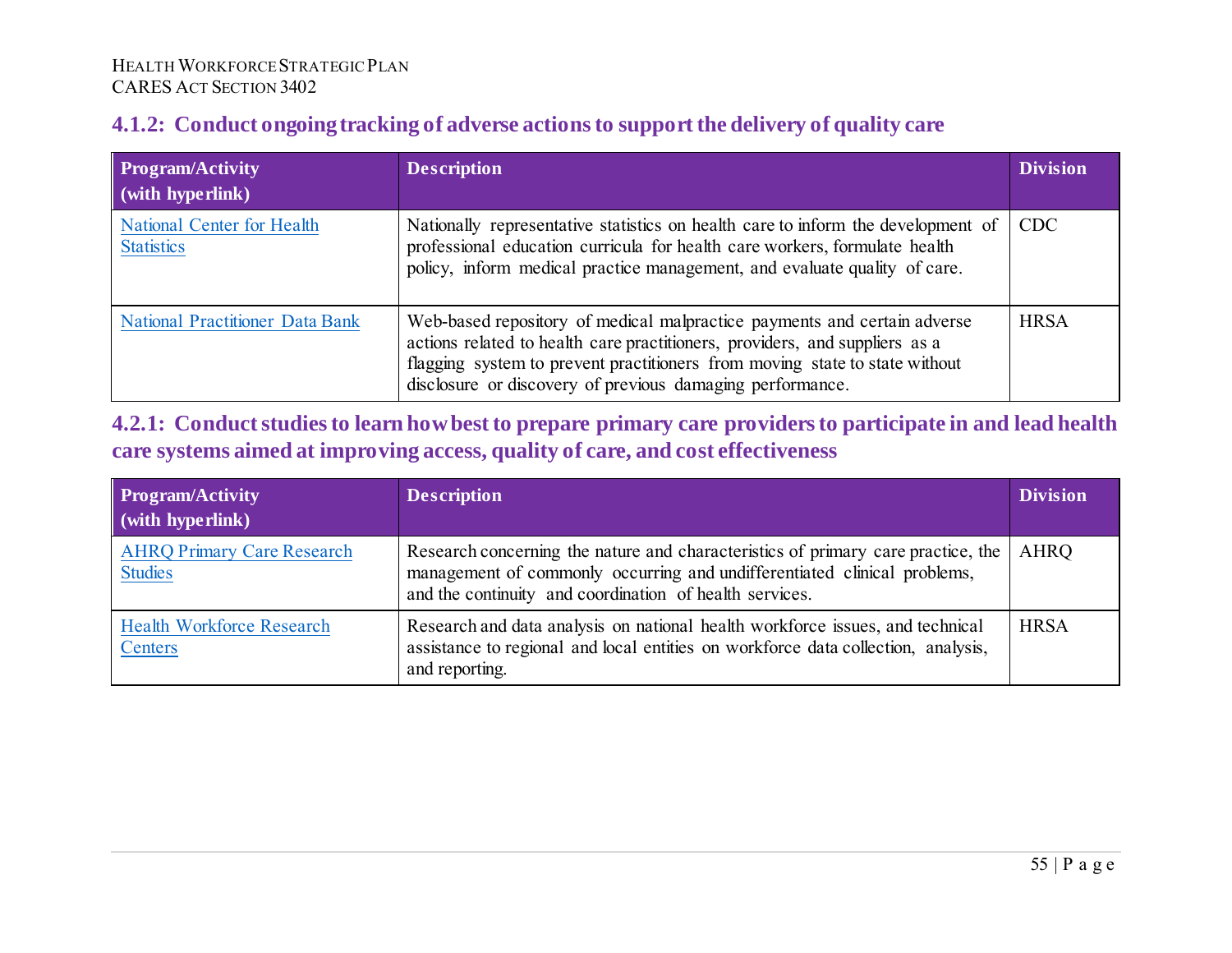### 4.1.2: Conduct ongoing tracking of adverse actions to support the delivery of quality care

| Program/Activity (with hyperlink) | Description | Division |
|---|---|---|
| National Center for Health Statistics | Nationally representative statistics on health care to inform the development of professional education curricula for health care workers, formulate health policy, inform medical practice management, and evaluate quality of care. | CDC |
| National Practitioner Data Bank | Web-based repository of medical malpractice payments and certain adverse actions related to health care practitioners, providers, and suppliers as a flagging system to prevent practitioners from moving state to state without disclosure or discovery of previous damaging performance. | HRSA |

### 4.2.1: Conduct studies to learn how best to prepare primary care providers to participate in and lead health care systems aimed at improving access, quality of care, and cost effectiveness

| Program/Activity (with hyperlink) | Description | Division |
|---|---|---|
| AHRQ Primary Care Research Studies | Research concerning the nature and characteristics of primary care practice, the management of commonly occurring and undifferentiated clinical problems, and the continuity and coordination of health services. | AHRQ |
| Health Workforce Research Centers | Research and data analysis on national health workforce issues, and technical assistance to regional and local entities on workforce data collection, analysis, and reporting. | HRSA |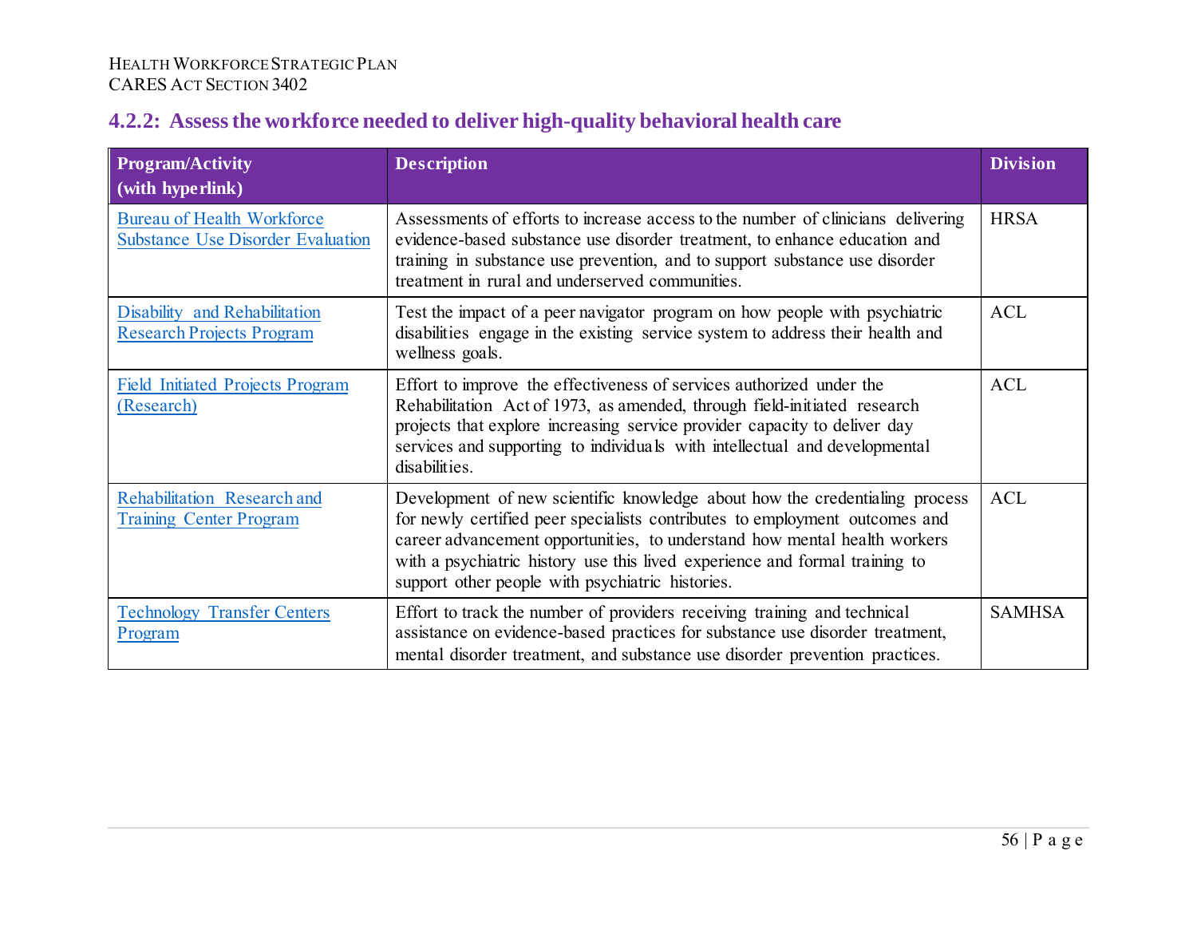### 4.2.2: Assess the workforce needed to deliver high-quality behavioral health care

| Program/Activity (with hyperlink) | Description | Division |
|---|---|---|
| Bureau of Health Workforce Substance Use Disorder Evaluation | Assessments of efforts to increase access to the number of clinicians delivering evidence-based substance use disorder treatment, to enhance education and training in substance use prevention, and to support substance use disorder treatment in rural and underserved communities. | HRSA |
| Disability and Rehabilitation Research Projects Program | Test the impact of a peer navigator program on how people with psychiatric disabilities engage in the existing service system to address their health and wellness goals. | ACL |
| Field Initiated Projects Program (Research) | Effort to improve the effectiveness of services authorized under the Rehabilitation Act of 1973, as amended, through field-initiated research projects that explore increasing service provider capacity to deliver day services and supporting to individuals with intellectual and developmental disabilities. | ACL |
| Rehabilitation Research and Training Center Program | Development of new scientific knowledge about how the credentialing process for newly certified peer specialists contributes to employment outcomes and career advancement opportunities, to understand how mental health workers with a psychiatric history use this lived experience and formal training to support other people with psychiatric histories. | ACL |
| Technology Transfer Centers Program | Effort to track the number of providers receiving training and technical assistance on evidence-based practices for substance use disorder treatment, mental disorder treatment, and substance use disorder prevention practices. | SAMHSA |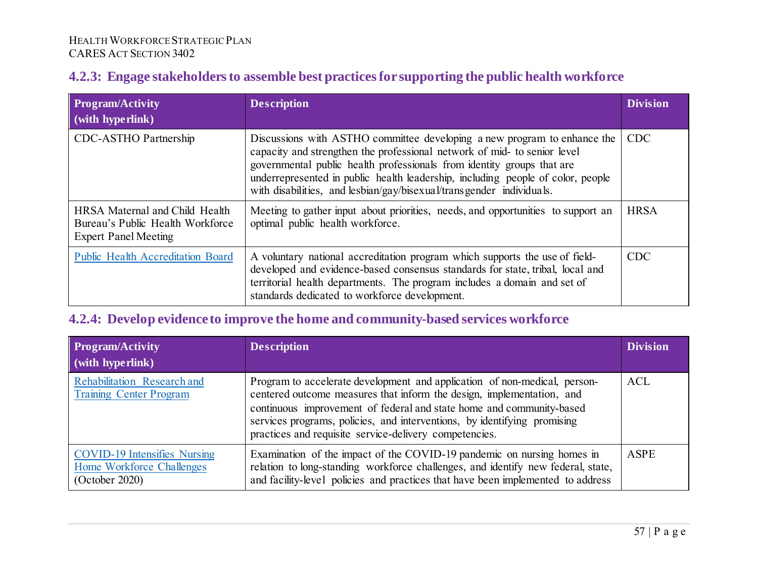### 4.2.3: Engage stakeholders to assemble best practices for supporting the public health workforce

| Program/Activity (with hyperlink) | Description | Division |
|---|---|---|
| CDC-ASTHO Partnership | Discussions with ASTHO committee developing a new program to enhance the capacity and strengthen the professional network of mid- to senior level governmental public health professionals from identity groups that are underrepresented in public health leadership, including people of color, people with disabilities, and lesbian/gay/bisexual/transgender individuals. | CDC |
| HRSA Maternal and Child Health Bureau's Public Health Workforce Expert Panel Meeting | Meeting to gather input about priorities, needs, and opportunities to support an optimal public health workforce. | HRSA |
| Public Health Accreditation Board | A voluntary national accreditation program which supports the use of field-developed and evidence-based consensus standards for state, tribal, local and territorial health departments. The program includes a domain and set of standards dedicated to workforce development. | CDC |

### 4.2.4: Develop evidence to improve the home and community-based services workforce

| Program/Activity (with hyperlink) | Description | Division |
|---|---|---|
| Rehabilitation Research and Training Center Program | Program to accelerate development and application of non-medical, person-centered outcome measures that inform the design, implementation, and continuous improvement of federal and state home and community-based services programs, policies, and interventions, by identifying promising practices and requisite service-delivery competencies. | ACL |
| COVID-19 Intensifies Nursing Home Workforce Challenges (October 2020) | Examination of the impact of the COVID-19 pandemic on nursing homes in relation to long-standing workforce challenges, and identify new federal, state, and facility-level policies and practices that have been implemented to address | ASPE |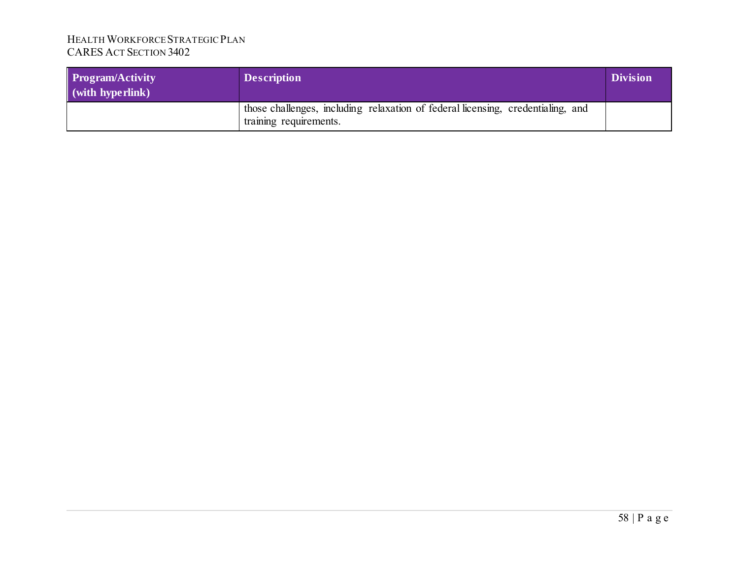| Program/Activity (with hyperlink) | Description | Division |
| --- | --- | --- |
| | those challenges, including relaxation of federal licensing, credentialing, and training requirements. | |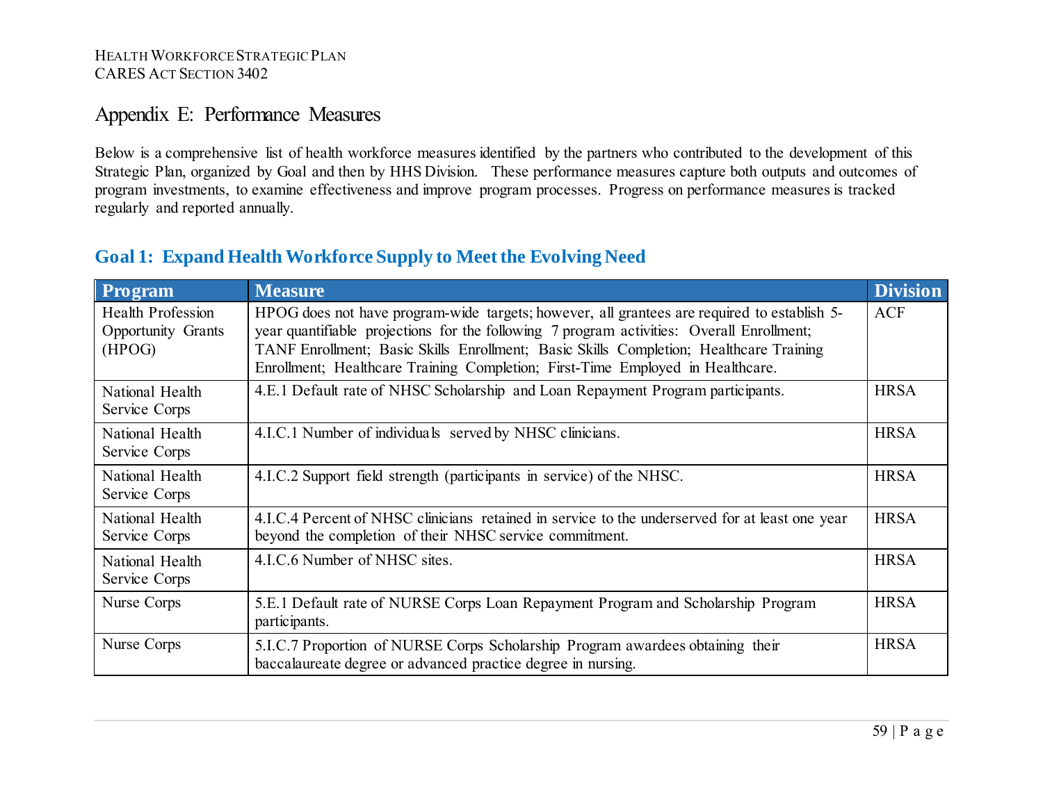# Appendix E: Performance Measures

Below is a comprehensive list of health workforce measures identified by the partners who contributed to the development of this Strategic Plan, organized by Goal and then by HHS Division. These performance measures capture both outputs and outcomes of program investments, to examine effectiveness and improve program processes. Progress on performance measures is tracked regularly and reported annually.

## Goal 1: Expand Health Workforce Supply to Meet the Evolving Need

| Program | Measure | Division |
|---|---|---|
| Health Profession Opportunity Grants (HPOG) | HPOG does not have program-wide targets; however, all grantees are required to establish 5-year quantifiable projections for the following 7 program activities: Overall Enrollment; TANF Enrollment; Basic Skills Enrollment; Basic Skills Completion; Healthcare Training Enrollment; Healthcare Training Completion; First-Time Employed in Healthcare. | ACF |
| National Health Service Corps | 4.E.1 Default rate of NHSC Scholarship and Loan Repayment Program participants. | HRSA |
| National Health Service Corps | 4.I.C.1 Number of individuals served by NHSC clinicians. | HRSA |
| National Health Service Corps | 4.I.C.2 Support field strength (participants in service) of the NHSC. | HRSA |
| National Health Service Corps | 4.I.C.4 Percent of NHSC clinicians retained in service to the underserved for at least one year beyond the completion of their NHSC service commitment. | HRSA |
| National Health Service Corps | 4.I.C.6 Number of NHSC sites. | HRSA |
| Nurse Corps | 5.E.1 Default rate of NURSE Corps Loan Repayment Program and Scholarship Program participants. | HRSA |
| Nurse Corps | 5.I.C.7 Proportion of NURSE Corps Scholarship Program awardees obtaining their baccalaureate degree or advanced practice degree in nursing. | HRSA |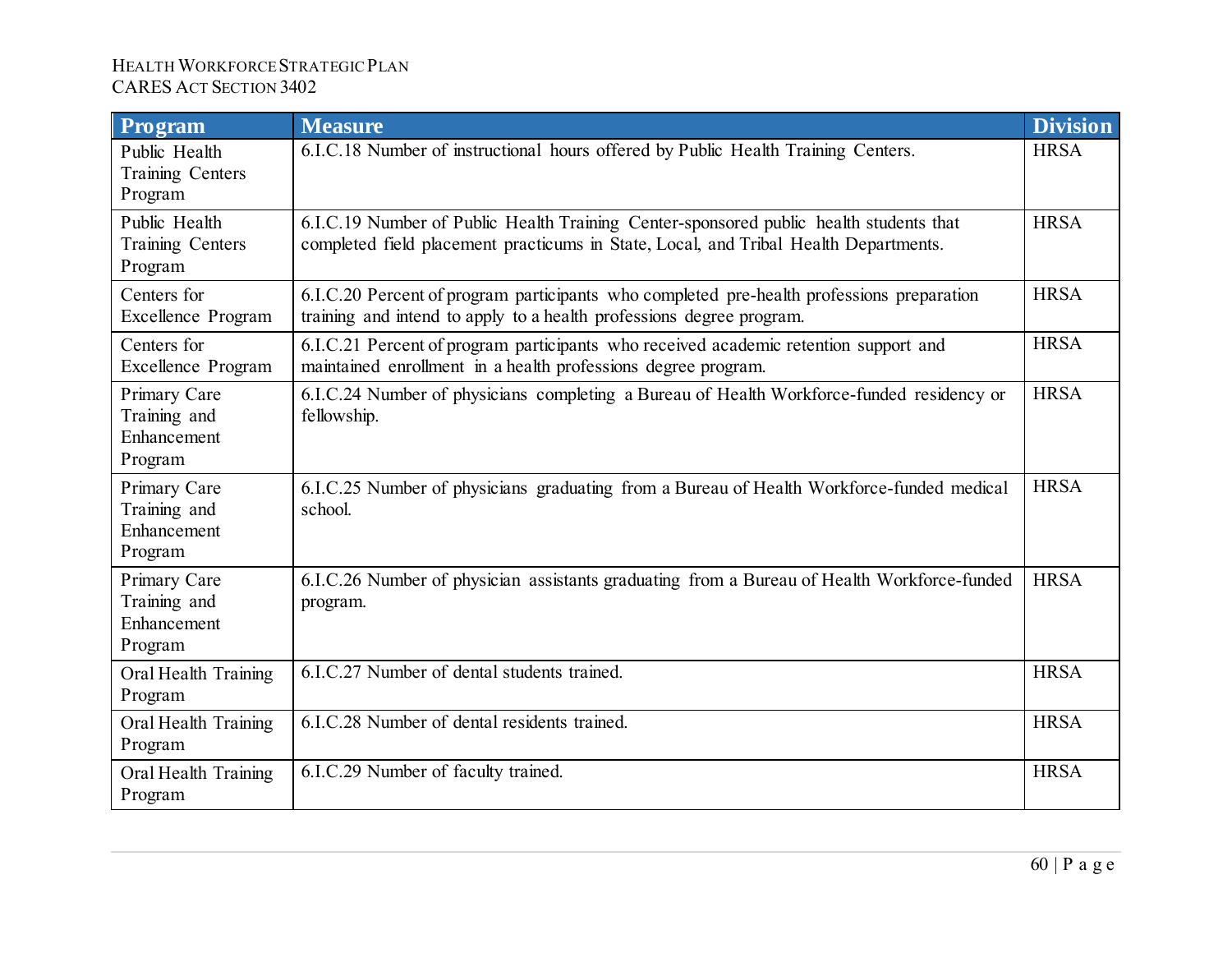| Program | Measure | Division |
|---|---|---|
| Public Health Training Centers Program | 6.I.C.18 Number of instructional hours offered by Public Health Training Centers. | HRSA |
| Public Health Training Centers Program | 6.I.C.19 Number of Public Health Training Center-sponsored public health students that completed field placement practicums in State, Local, and Tribal Health Departments. | HRSA |
| Centers for Excellence Program | 6.I.C.20 Percent of program participants who completed pre-health professions preparation training and intend to apply to a health professions degree program. | HRSA |
| Centers for Excellence Program | 6.I.C.21 Percent of program participants who received academic retention support and maintained enrollment in a health professions degree program. | HRSA |
| Primary Care Training and Enhancement Program | 6.I.C.24 Number of physicians completing a Bureau of Health Workforce-funded residency or fellowship. | HRSA |
| Primary Care Training and Enhancement Program | 6.I.C.25 Number of physicians graduating from a Bureau of Health Workforce-funded medical school. | HRSA |
| Primary Care Training and Enhancement Program | 6.I.C.26 Number of physician assistants graduating from a Bureau of Health Workforce-funded program. | HRSA |
| Oral Health Training Program | 6.I.C.27 Number of dental students trained. | HRSA |
| Oral Health Training Program | 6.I.C.28 Number of dental residents trained. | HRSA |
| Oral Health Training Program | 6.I.C.29 Number of faculty trained. | HRSA |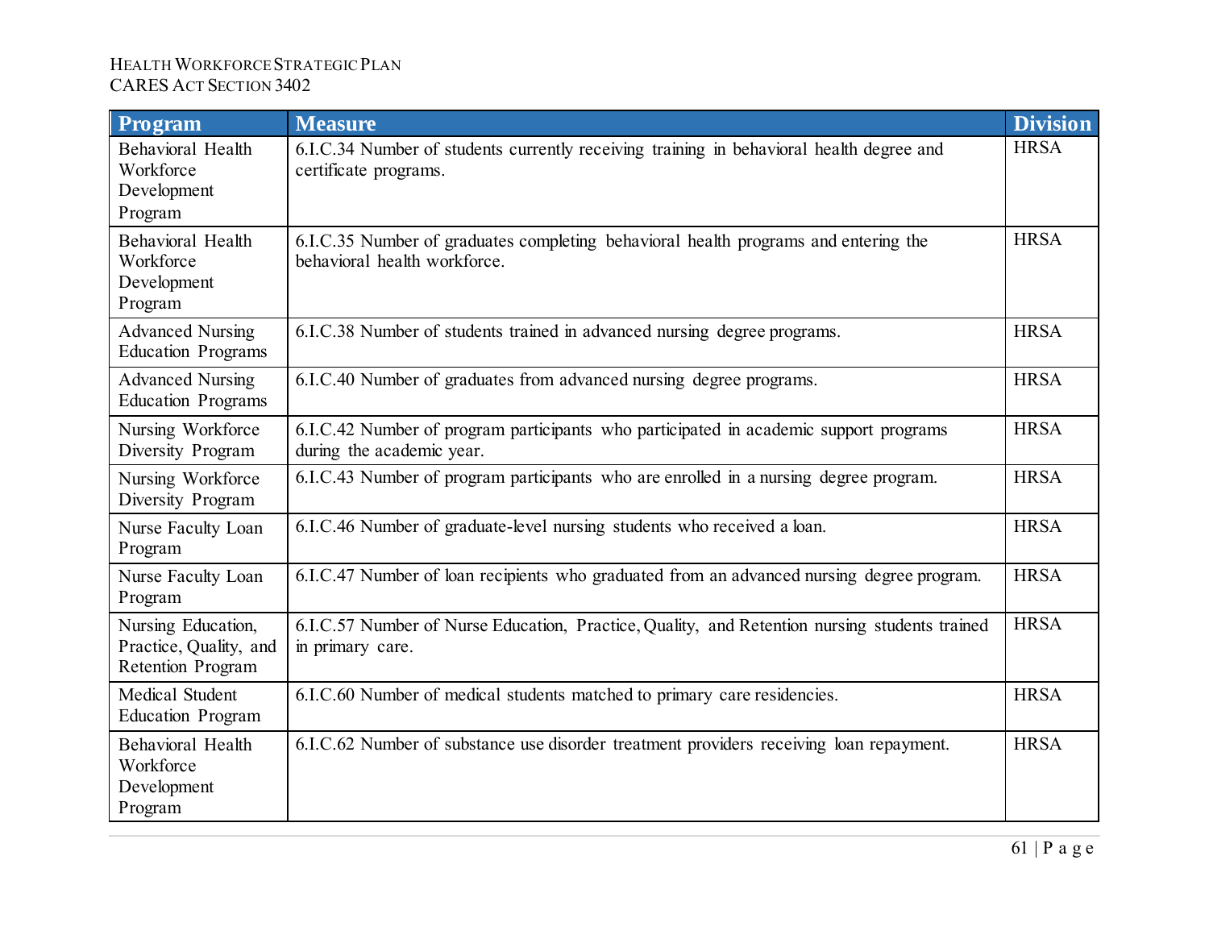| Program | Measure | Division |
|---|---|---|
| Behavioral Health Workforce Development Program | 6.I.C.34 Number of students currently receiving training in behavioral health degree and certificate programs. | HRSA |
| Behavioral Health Workforce Development Program | 6.I.C.35 Number of graduates completing behavioral health programs and entering the behavioral health workforce. | HRSA |
| Advanced Nursing Education Programs | 6.I.C.38 Number of students trained in advanced nursing degree programs. | HRSA |
| Advanced Nursing Education Programs | 6.I.C.40 Number of graduates from advanced nursing degree programs. | HRSA |
| Nursing Workforce Diversity Program | 6.I.C.42 Number of program participants who participated in academic support programs during the academic year. | HRSA |
| Nursing Workforce Diversity Program | 6.I.C.43 Number of program participants who are enrolled in a nursing degree program. | HRSA |
| Nurse Faculty Loan Program | 6.I.C.46 Number of graduate-level nursing students who received a loan. | HRSA |
| Nurse Faculty Loan Program | 6.I.C.47 Number of loan recipients who graduated from an advanced nursing degree program. | HRSA |
| Nursing Education, Practice, Quality, and Retention Program | 6.I.C.57 Number of Nurse Education, Practice, Quality, and Retention nursing students trained in primary care. | HRSA |
| Medical Student Education Program | 6.I.C.60 Number of medical students matched to primary care residencies. | HRSA |
| Behavioral Health Workforce Development Program | 6.I.C.62 Number of substance use disorder treatment providers receiving loan repayment. | HRSA |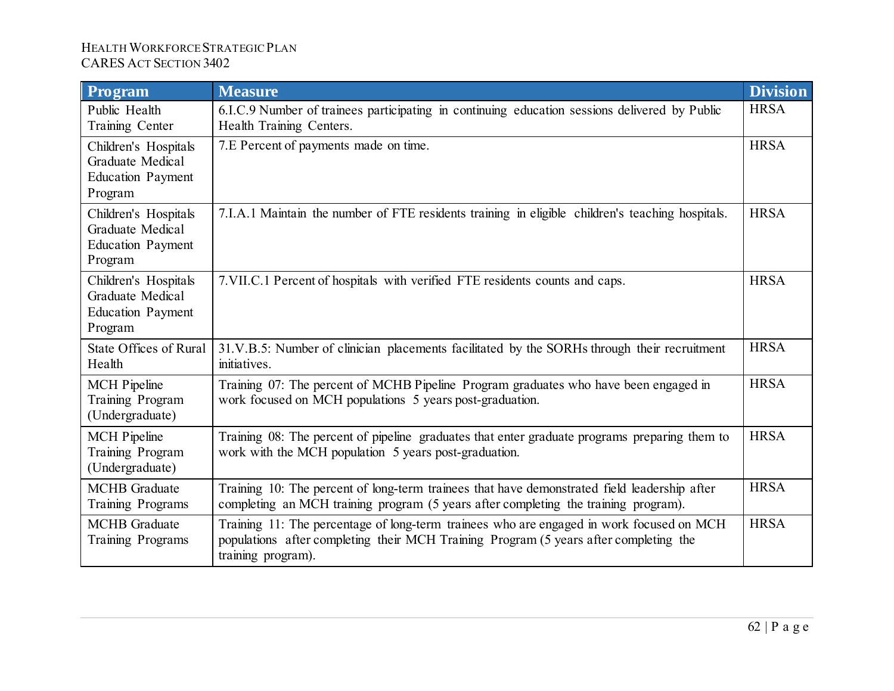| Program | Measure | Division |
|---|---|---|
| Public Health Training Center | 6.I.C.9 Number of trainees participating in continuing education sessions delivered by Public Health Training Centers. | HRSA |
| Children's Hospitals Graduate Medical Education Payment Program | 7.E Percent of payments made on time. | HRSA |
| Children's Hospitals Graduate Medical Education Payment Program | 7.I.A.1 Maintain the number of FTE residents training in eligible children's teaching hospitals. | HRSA |
| Children's Hospitals Graduate Medical Education Payment Program | 7.VII.C.1 Percent of hospitals with verified FTE residents counts and caps. | HRSA |
| State Offices of Rural Health | 31.V.B.5: Number of clinician placements facilitated by the SORHs through their recruitment initiatives. | HRSA |
| MCH Pipeline Training Program (Undergraduate) | Training 07: The percent of MCHB Pipeline Program graduates who have been engaged in work focused on MCH populations 5 years post-graduation. | HRSA |
| MCH Pipeline Training Program (Undergraduate) | Training 08: The percent of pipeline graduates that enter graduate programs preparing them to work with the MCH population 5 years post-graduation. | HRSA |
| MCHB Graduate Training Programs | Training 10: The percent of long-term trainees that have demonstrated field leadership after completing an MCH training program (5 years after completing the training program). | HRSA |
| MCHB Graduate Training Programs | Training 11: The percentage of long-term trainees who are engaged in work focused on MCH populations after completing their MCH Training Program (5 years after completing the training program). | HRSA |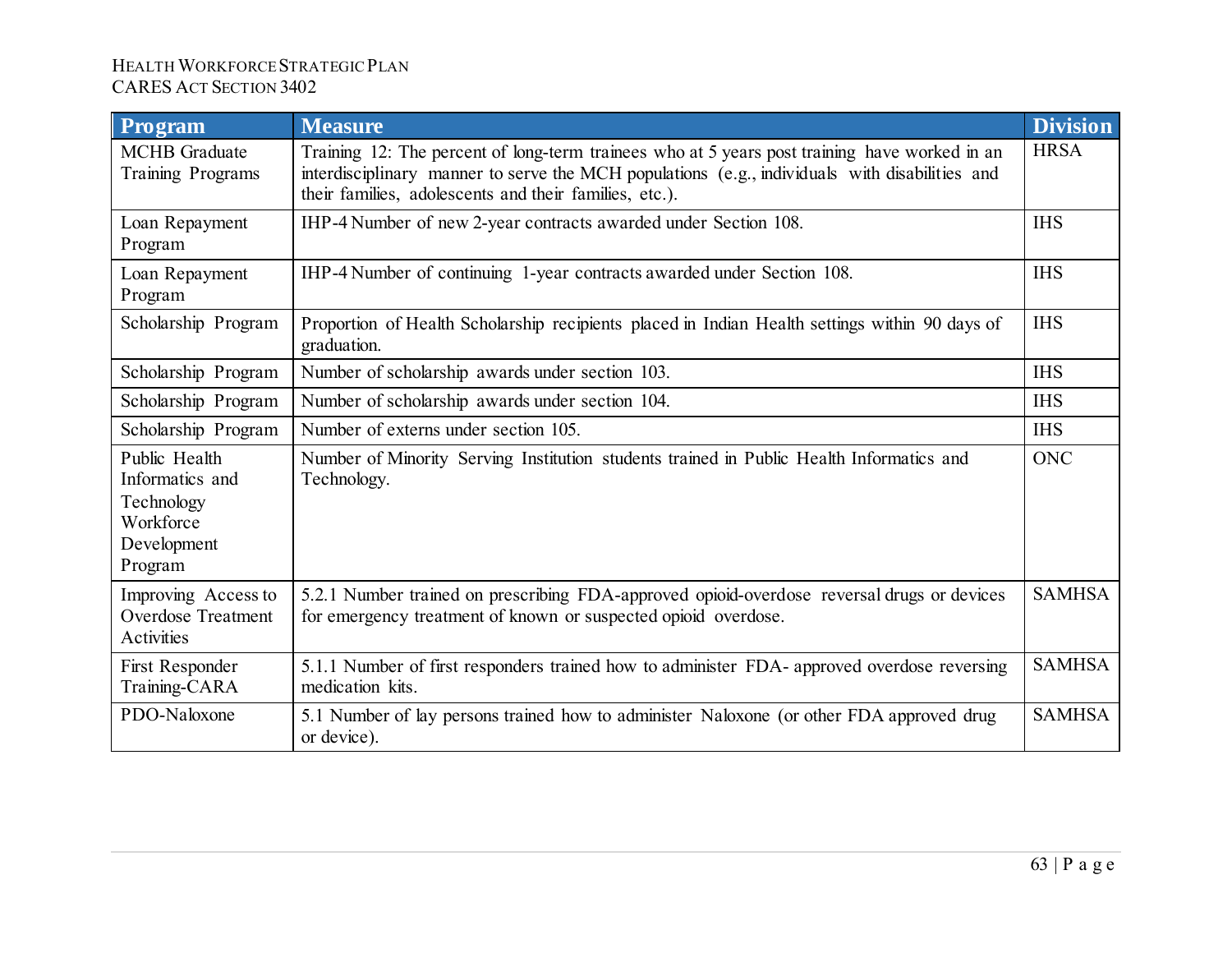| Program | Measure | Division |
|---|---|---|
| MCHB Graduate Training Programs | Training 12: The percent of long-term trainees who at 5 years post training have worked in an interdisciplinary manner to serve the MCH populations (e.g., individuals with disabilities and their families, adolescents and their families, etc.). | HRSA |
| Loan Repayment Program | IHP-4 Number of new 2-year contracts awarded under Section 108. | IHS |
| Loan Repayment Program | IHP-4 Number of continuing 1-year contracts awarded under Section 108. | IHS |
| Scholarship Program | Proportion of Health Scholarship recipients placed in Indian Health settings within 90 days of graduation. | IHS |
| Scholarship Program | Number of scholarship awards under section 103. | IHS |
| Scholarship Program | Number of scholarship awards under section 104. | IHS |
| Scholarship Program | Number of externs under section 105. | IHS |
| Public Health Informatics and Technology Workforce Development Program | Number of Minority Serving Institution students trained in Public Health Informatics and Technology. | ONC |
| Improving Access to Overdose Treatment Activities | 5.2.1 Number trained on prescribing FDA-approved opioid-overdose reversal drugs or devices for emergency treatment of known or suspected opioid overdose. | SAMHSA |
| First Responder Training-CARA | 5.1.1 Number of first responders trained how to administer FDA- approved overdose reversing medication kits. | SAMHSA |
| PDO-Naloxone | 5.1 Number of lay persons trained how to administer Naloxone (or other FDA approved drug or device). | SAMHSA |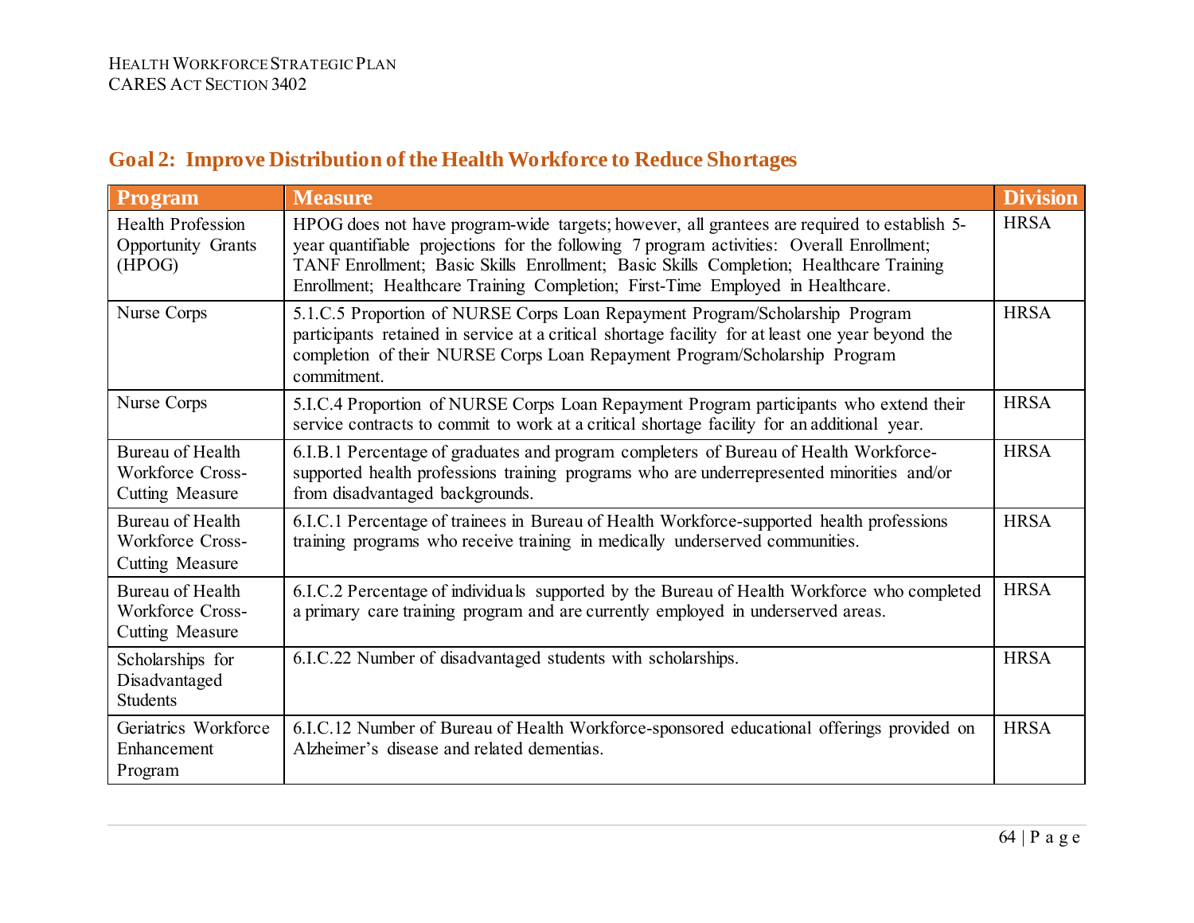## Goal 2: Improve Distribution of the Health Workforce to Reduce Shortages

| Program | Measure | Division |
| --- | --- | --- |
| Health Profession Opportunity Grants (HPOG) | HPOG does not have program-wide targets; however, all grantees are required to establish 5-year quantifiable projections for the following 7 program activities: Overall Enrollment; TANF Enrollment; Basic Skills Enrollment; Basic Skills Completion; Healthcare Training Enrollment; Healthcare Training Completion; First-Time Employed in Healthcare. | HRSA |
| Nurse Corps | 5.1.C.5 Proportion of NURSE Corps Loan Repayment Program/Scholarship Program participants retained in service at a critical shortage facility for at least one year beyond the completion of their NURSE Corps Loan Repayment Program/Scholarship Program commitment. | HRSA |
| Nurse Corps | 5.I.C.4 Proportion of NURSE Corps Loan Repayment Program participants who extend their service contracts to commit to work at a critical shortage facility for an additional year. | HRSA |
| Bureau of Health Workforce Cross-Cutting Measure | 6.I.B.1 Percentage of graduates and program completers of Bureau of Health Workforce-supported health professions training programs who are underrepresented minorities and/or from disadvantaged backgrounds. | HRSA |
| Bureau of Health Workforce Cross-Cutting Measure | 6.I.C.1 Percentage of trainees in Bureau of Health Workforce-supported health professions training programs who receive training in medically underserved communities. | HRSA |
| Bureau of Health Workforce Cross-Cutting Measure | 6.I.C.2 Percentage of individuals supported by the Bureau of Health Workforce who completed a primary care training program and are currently employed in underserved areas. | HRSA |
| Scholarships for Disadvantaged Students | 6.I.C.22 Number of disadvantaged students with scholarships. | HRSA |
| Geriatrics Workforce Enhancement Program | 6.I.C.12 Number of Bureau of Health Workforce-sponsored educational offerings provided on Alzheimer's disease and related dementias. | HRSA |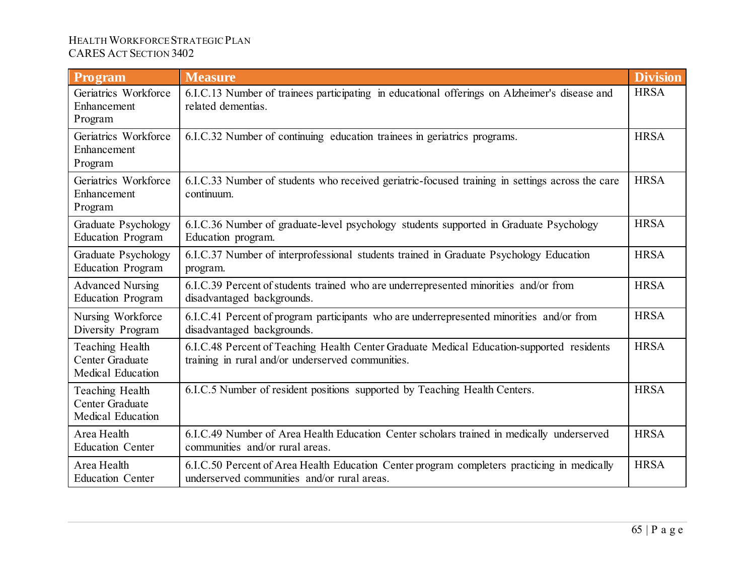| Program | Measure | Division |
|---|---|---|
| Geriatrics Workforce Enhancement Program | 6.I.C.13 Number of trainees participating in educational offerings on Alzheimer's disease and related dementias. | HRSA |
| Geriatrics Workforce Enhancement Program | 6.I.C.32 Number of continuing education trainees in geriatrics programs. | HRSA |
| Geriatrics Workforce Enhancement Program | 6.I.C.33 Number of students who received geriatric-focused training in settings across the care continuum. | HRSA |
| Graduate Psychology Education Program | 6.I.C.36 Number of graduate-level psychology students supported in Graduate Psychology Education program. | HRSA |
| Graduate Psychology Education Program | 6.I.C.37 Number of interprofessional students trained in Graduate Psychology Education program. | HRSA |
| Advanced Nursing Education Program | 6.I.C.39 Percent of students trained who are underrepresented minorities and/or from disadvantaged backgrounds. | HRSA |
| Nursing Workforce Diversity Program | 6.I.C.41 Percent of program participants who are underrepresented minorities and/or from disadvantaged backgrounds. | HRSA |
| Teaching Health Center Graduate Medical Education | 6.I.C.48 Percent of Teaching Health Center Graduate Medical Education-supported residents training in rural and/or underserved communities. | HRSA |
| Teaching Health Center Graduate Medical Education | 6.I.C.5 Number of resident positions supported by Teaching Health Centers. | HRSA |
| Area Health Education Center | 6.I.C.49 Number of Area Health Education Center scholars trained in medically underserved communities and/or rural areas. | HRSA |
| Area Health Education Center | 6.I.C.50 Percent of Area Health Education Center program completers practicing in medically underserved communities and/or rural areas. | HRSA |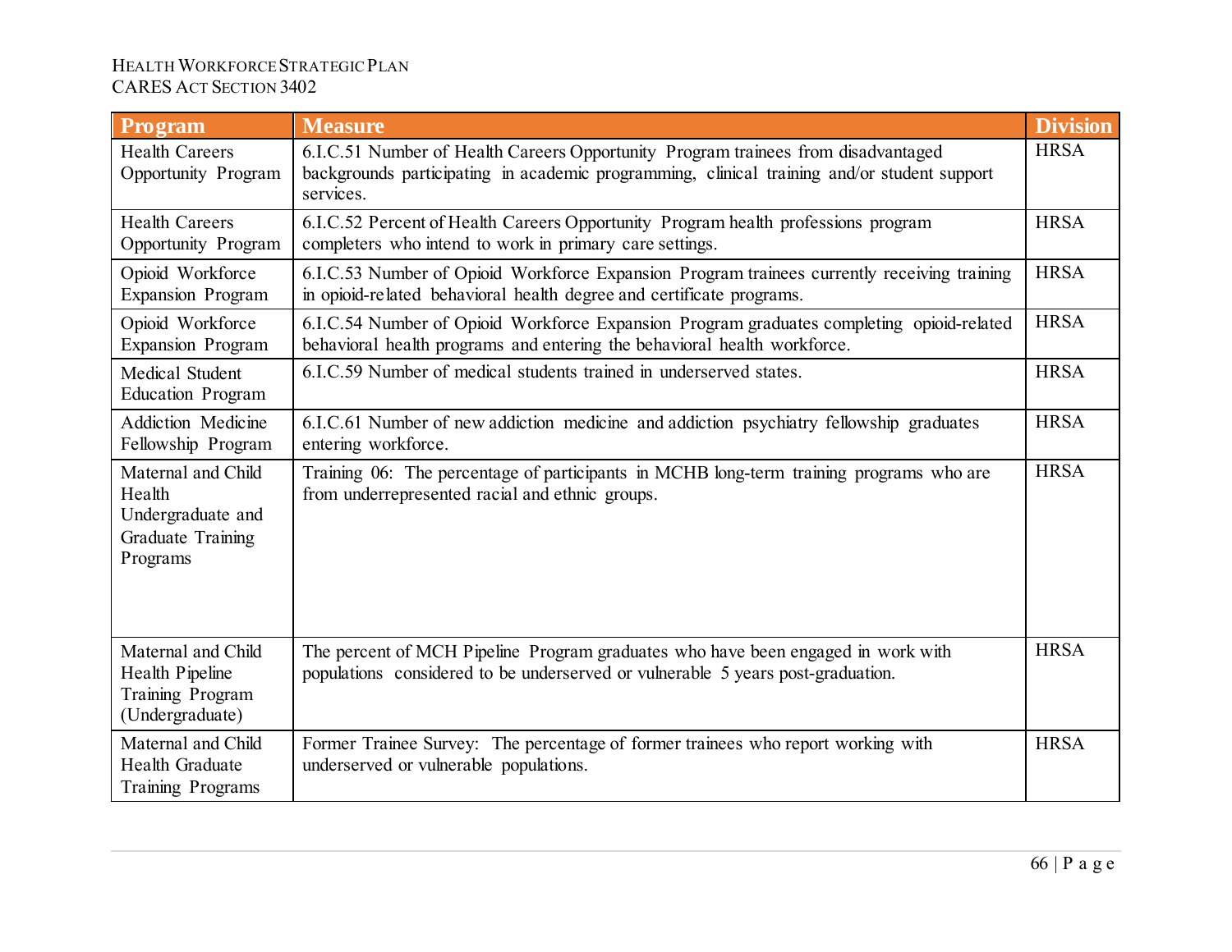| Program | Measure | Division |
|---|---|---|
| Health Careers Opportunity Program | 6.I.C.51 Number of Health Careers Opportunity Program trainees from disadvantaged backgrounds participating in academic programming, clinical training and/or student support services. | HRSA |
| Health Careers Opportunity Program | 6.I.C.52 Percent of Health Careers Opportunity Program health professions program completers who intend to work in primary care settings. | HRSA |
| Opioid Workforce Expansion Program | 6.I.C.53 Number of Opioid Workforce Expansion Program trainees currently receiving training in opioid-related behavioral health degree and certificate programs. | HRSA |
| Opioid Workforce Expansion Program | 6.I.C.54 Number of Opioid Workforce Expansion Program graduates completing opioid-related behavioral health programs and entering the behavioral health workforce. | HRSA |
| Medical Student Education Program | 6.I.C.59 Number of medical students trained in underserved states. | HRSA |
| Addiction Medicine Fellowship Program | 6.I.C.61 Number of new addiction medicine and addiction psychiatry fellowship graduates entering workforce. | HRSA |
| Maternal and Child Health Undergraduate and Graduate Training Programs | Training 06: The percentage of participants in MCHB long-term training programs who are from underrepresented racial and ethnic groups. | HRSA |
| Maternal and Child Health Pipeline Training Program (Undergraduate) | The percent of MCH Pipeline Program graduates who have been engaged in work with populations considered to be underserved or vulnerable 5 years post-graduation. | HRSA |
| Maternal and Child Health Graduate Training Programs | Former Trainee Survey: The percentage of former trainees who report working with underserved or vulnerable populations. | HRSA |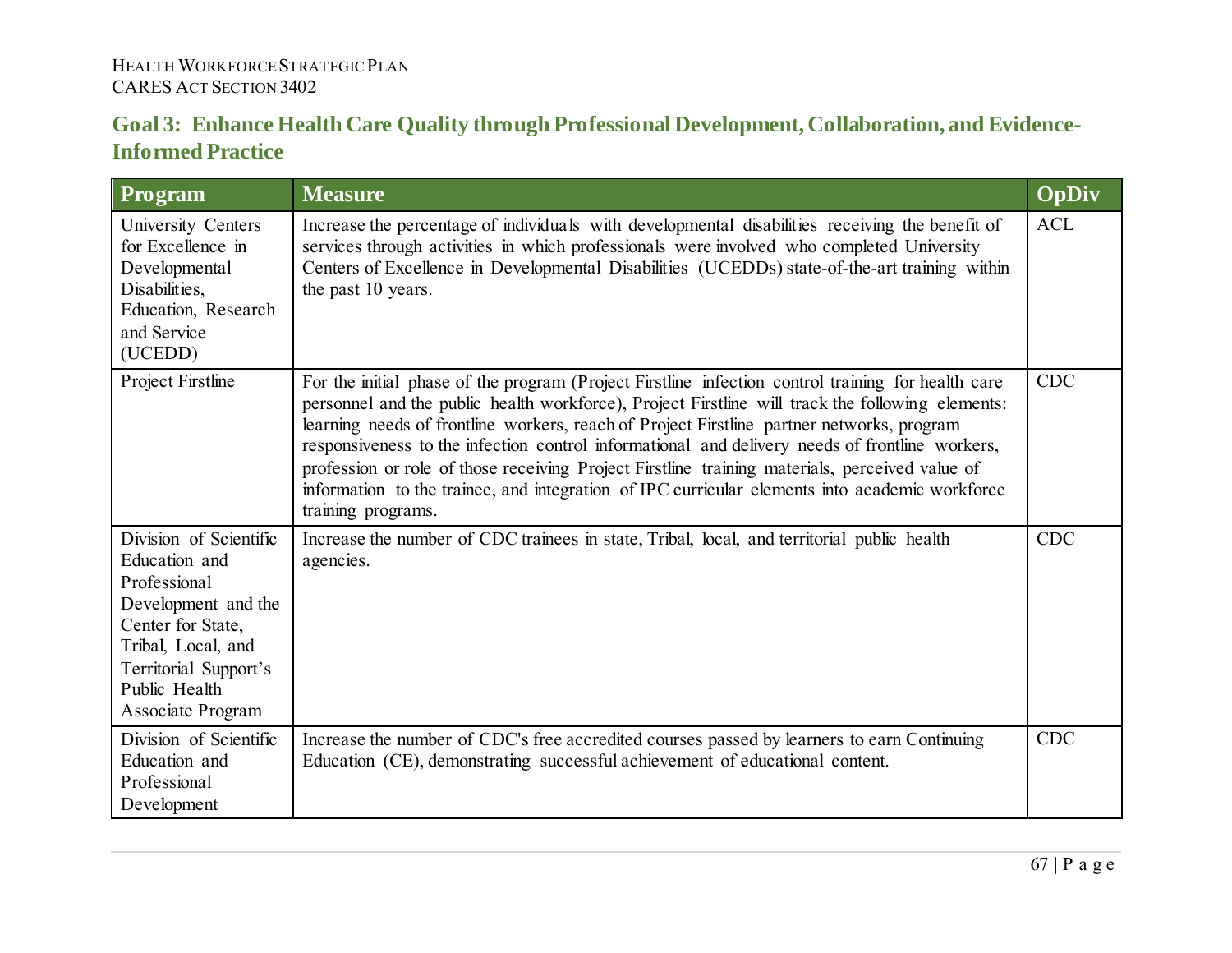## Goal 3: Enhance Health Care Quality through Professional Development, Collaboration, and Evidence-Informed Practice

| Program | Measure | OpDiv |
|---|---|---|
| University Centers for Excellence in Developmental Disabilities, Education, Research and Service (UCEDD) | Increase the percentage of individuals with developmental disabilities receiving the benefit of services through activities in which professionals were involved who completed University Centers of Excellence in Developmental Disabilities (UCEDDs) state-of-the-art training within the past 10 years. | ACL |
| Project Firstline | For the initial phase of the program (Project Firstline infection control training for health care personnel and the public health workforce), Project Firstline will track the following elements: learning needs of frontline workers, reach of Project Firstline partner networks, program responsiveness to the infection control informational and delivery needs of frontline workers, profession or role of those receiving Project Firstline training materials, perceived value of information to the trainee, and integration of IPC curricular elements into academic workforce training programs. | CDC |
| Division of Scientific Education and Professional Development and the Center for State, Tribal, Local, and Territorial Support's Public Health Associate Program | Increase the number of CDC trainees in state, Tribal, local, and territorial public health agencies. | CDC |
| Division of Scientific Education and Professional Development | Increase the number of CDC's free accredited courses passed by learners to earn Continuing Education (CE), demonstrating successful achievement of educational content. | CDC |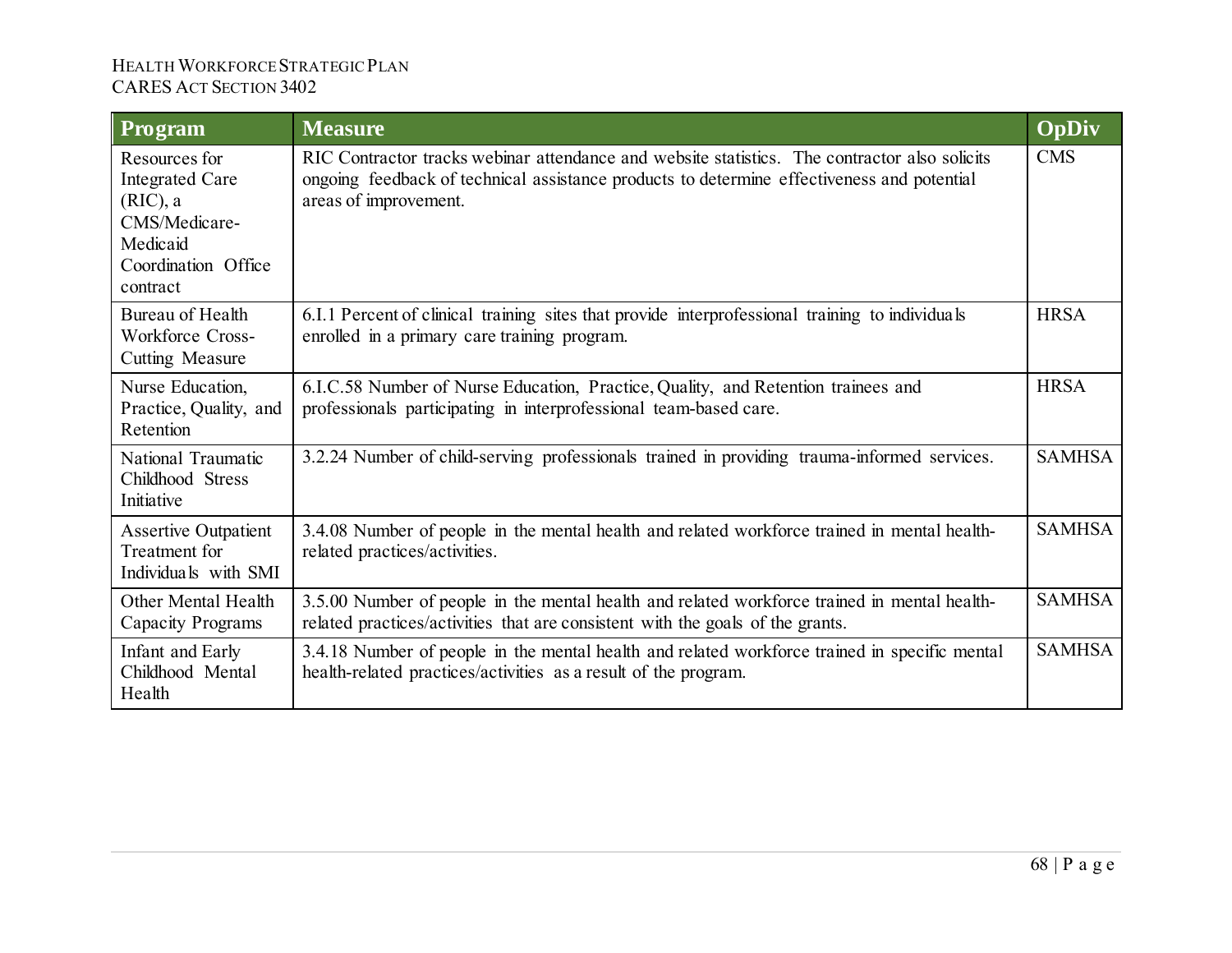| Program | Measure | OpDiv |
| --- | --- | --- |
| Resources for Integrated Care (RIC), a CMS/Medicare-Medicaid Coordination Office contract | RIC Contractor tracks webinar attendance and website statistics. The contractor also solicits ongoing feedback of technical assistance products to determine effectiveness and potential areas of improvement. | CMS |
| Bureau of Health Workforce Cross-Cutting Measure | 6.I.1 Percent of clinical training sites that provide interprofessional training to individuals enrolled in a primary care training program. | HRSA |
| Nurse Education, Practice, Quality, and Retention | 6.I.C.58 Number of Nurse Education, Practice, Quality, and Retention trainees and professionals participating in interprofessional team-based care. | HRSA |
| National Traumatic Childhood Stress Initiative | 3.2.24 Number of child-serving professionals trained in providing trauma-informed services. | SAMHSA |
| Assertive Outpatient Treatment for Individuals with SMI | 3.4.08 Number of people in the mental health and related workforce trained in mental health-related practices/activities. | SAMHSA |
| Other Mental Health Capacity Programs | 3.5.00 Number of people in the mental health and related workforce trained in mental health-related practices/activities that are consistent with the goals of the grants. | SAMHSA |
| Infant and Early Childhood Mental Health | 3.4.18 Number of people in the mental health and related workforce trained in specific mental health-related practices/activities as a result of the program. | SAMHSA |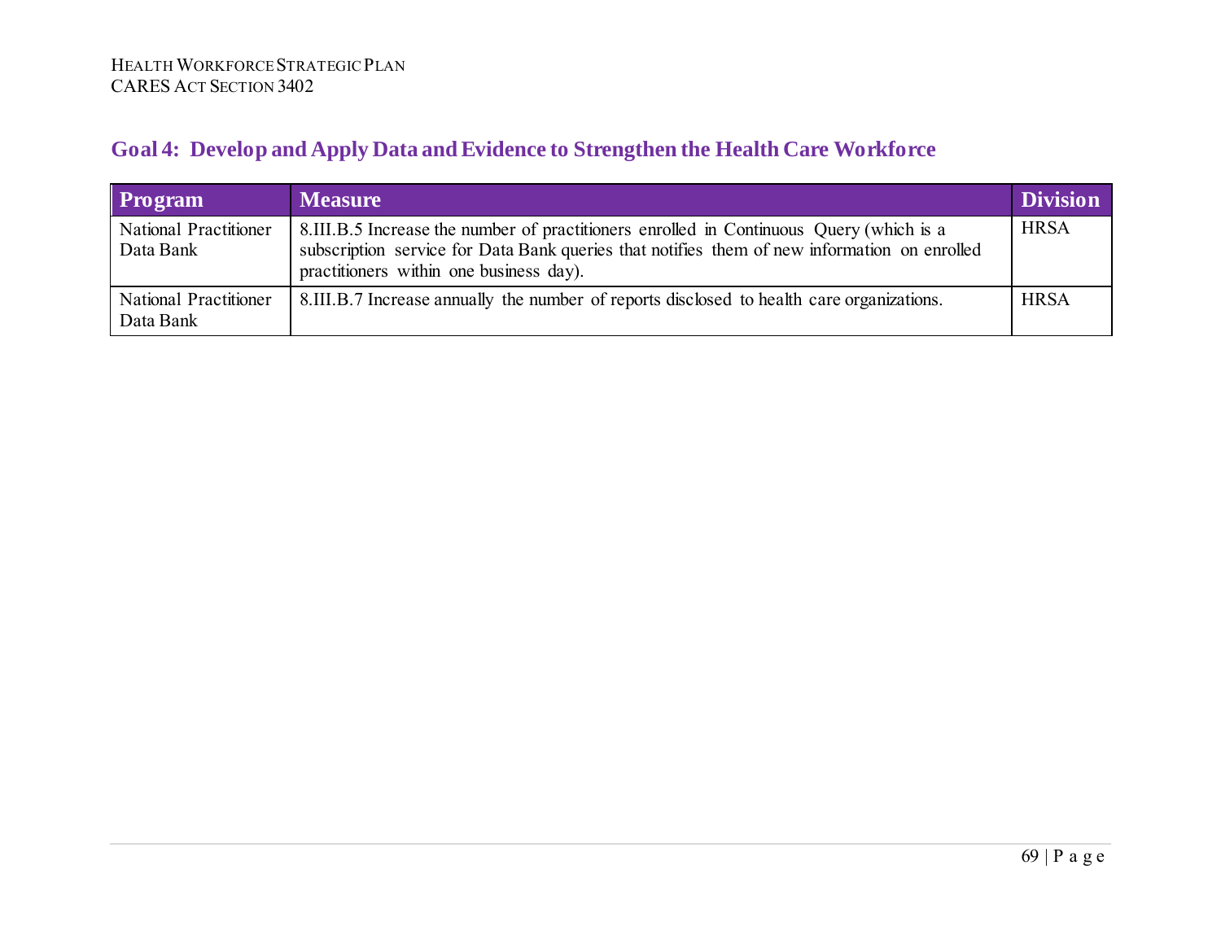## Goal 4: Develop and Apply Data and Evidence to Strengthen the Health Care Workforce

| Program | Measure | Division |
|---|---|---|
| National Practitioner Data Bank | 8.III.B.5 Increase the number of practitioners enrolled in Continuous Query (which is a subscription service for Data Bank queries that notifies them of new information on enrolled practitioners within one business day). | HRSA |
| National Practitioner Data Bank | 8.III.B.7 Increase annually the number of reports disclosed to health care organizations. | HRSA |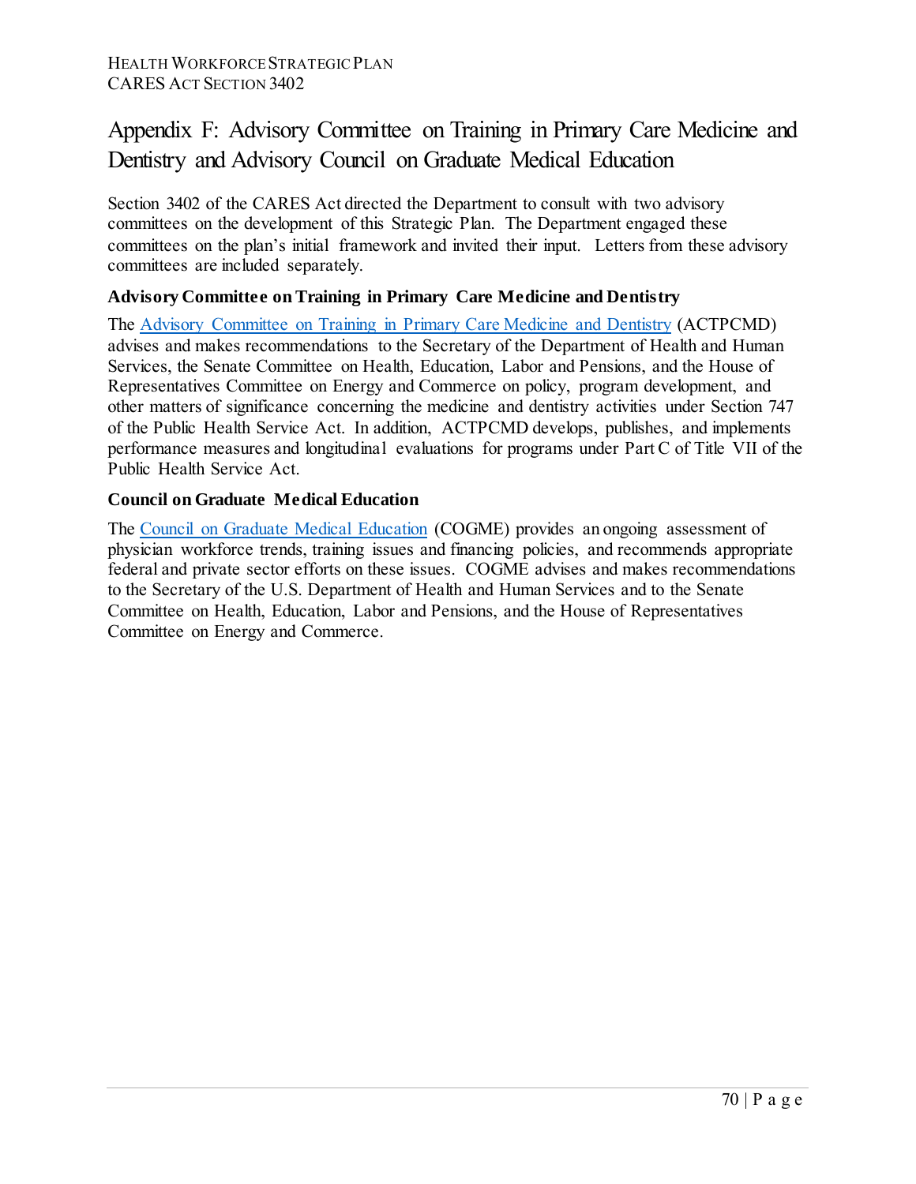# Appendix F: Advisory Committee on Training in Primary Care Medicine and Dentistry and Advisory Council on Graduate Medical Education

Section 3402 of the CARES Act directed the Department to consult with two advisory committees on the development of this Strategic Plan. The Department engaged these committees on the plan's initial framework and invited their input. Letters from these advisory committees are included separately.

### Advisory Committee on Training in Primary Care Medicine and Dentistry

The Advisory Committee on Training in Primary Care Medicine and Dentistry (ACTPCMD) advises and makes recommendations to the Secretary of the Department of Health and Human Services, the Senate Committee on Health, Education, Labor and Pensions, and the House of Representatives Committee on Energy and Commerce on policy, program development, and other matters of significance concerning the medicine and dentistry activities under Section 747 of the Public Health Service Act. In addition, ACTPCMD develops, publishes, and implements performance measures and longitudinal evaluations for programs under Part C of Title VII of the Public Health Service Act.

### Council on Graduate Medical Education

The Council on Graduate Medical Education (COGME) provides an ongoing assessment of physician workforce trends, training issues and financing policies, and recommends appropriate federal and private sector efforts on these issues. COGME advises and makes recommendations to the Secretary of the U.S. Department of Health and Human Services and to the Senate Committee on Health, Education, Labor and Pensions, and the House of Representatives Committee on Energy and Commerce.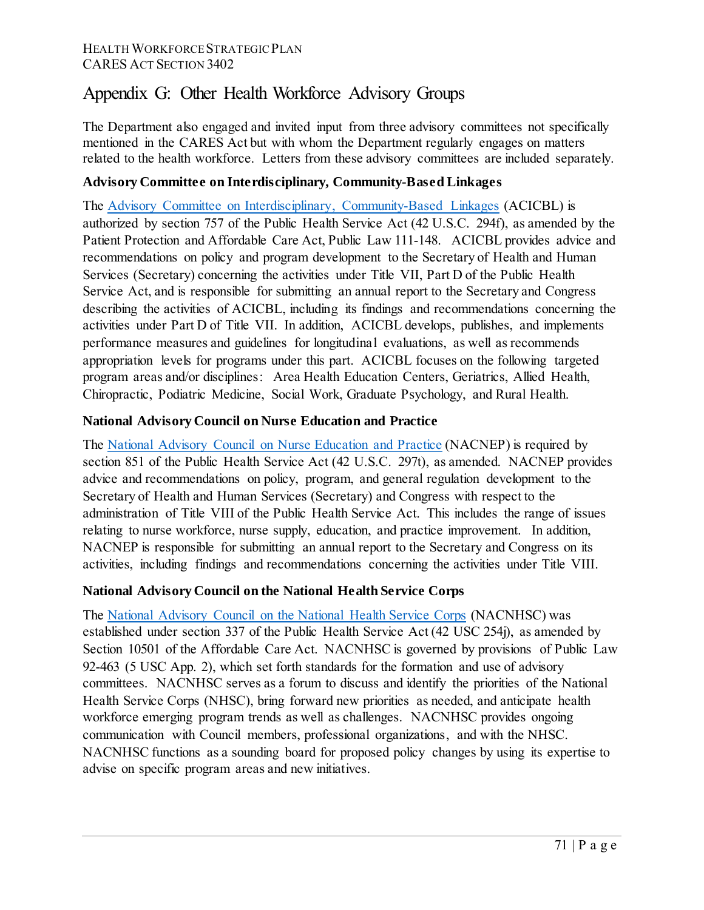# Appendix G: Other Health Workforce Advisory Groups

The Department also engaged and invited input from three advisory committees not specifically mentioned in the CARES Act but with whom the Department regularly engages on matters related to the health workforce. Letters from these advisory committees are included separately.

### Advisory Committee on Interdisciplinary, Community-Based Linkages

The Advisory Committee on Interdisciplinary, Community-Based Linkages (ACICBL) is authorized by section 757 of the Public Health Service Act (42 U.S.C. 294f), as amended by the Patient Protection and Affordable Care Act, Public Law 111-148. ACICBL provides advice and recommendations on policy and program development to the Secretary of Health and Human Services (Secretary) concerning the activities under Title VII, Part D of the Public Health Service Act, and is responsible for submitting an annual report to the Secretary and Congress describing the activities of ACICBL, including its findings and recommendations concerning the activities under Part D of Title VII. In addition, ACICBL develops, publishes, and implements performance measures and guidelines for longitudinal evaluations, as well as recommends appropriation levels for programs under this part. ACICBL focuses on the following targeted program areas and/or disciplines: Area Health Education Centers, Geriatrics, Allied Health, Chiropractic, Podiatric Medicine, Social Work, Graduate Psychology, and Rural Health.

### National Advisory Council on Nurse Education and Practice

The National Advisory Council on Nurse Education and Practice (NACNEP) is required by section 851 of the Public Health Service Act (42 U.S.C. 297t), as amended. NACNEP provides advice and recommendations on policy, program, and general regulation development to the Secretary of Health and Human Services (Secretary) and Congress with respect to the administration of Title VIII of the Public Health Service Act. This includes the range of issues relating to nurse workforce, nurse supply, education, and practice improvement. In addition, NACNEP is responsible for submitting an annual report to the Secretary and Congress on its activities, including findings and recommendations concerning the activities under Title VIII.

### National Advisory Council on the National Health Service Corps

The National Advisory Council on the National Health Service Corps (NACNHSC) was established under section 337 of the Public Health Service Act (42 USC 254j), as amended by Section 10501 of the Affordable Care Act. NACNHSC is governed by provisions of Public Law 92-463 (5 USC App. 2), which set forth standards for the formation and use of advisory committees. NACNHSC serves as a forum to discuss and identify the priorities of the National Health Service Corps (NHSC), bring forward new priorities as needed, and anticipate health workforce emerging program trends as well as challenges. NACNHSC provides ongoing communication with Council members, professional organizations, and with the NHSC. NACNHSC functions as a sounding board for proposed policy changes by using its expertise to advise on specific program areas and new initiatives.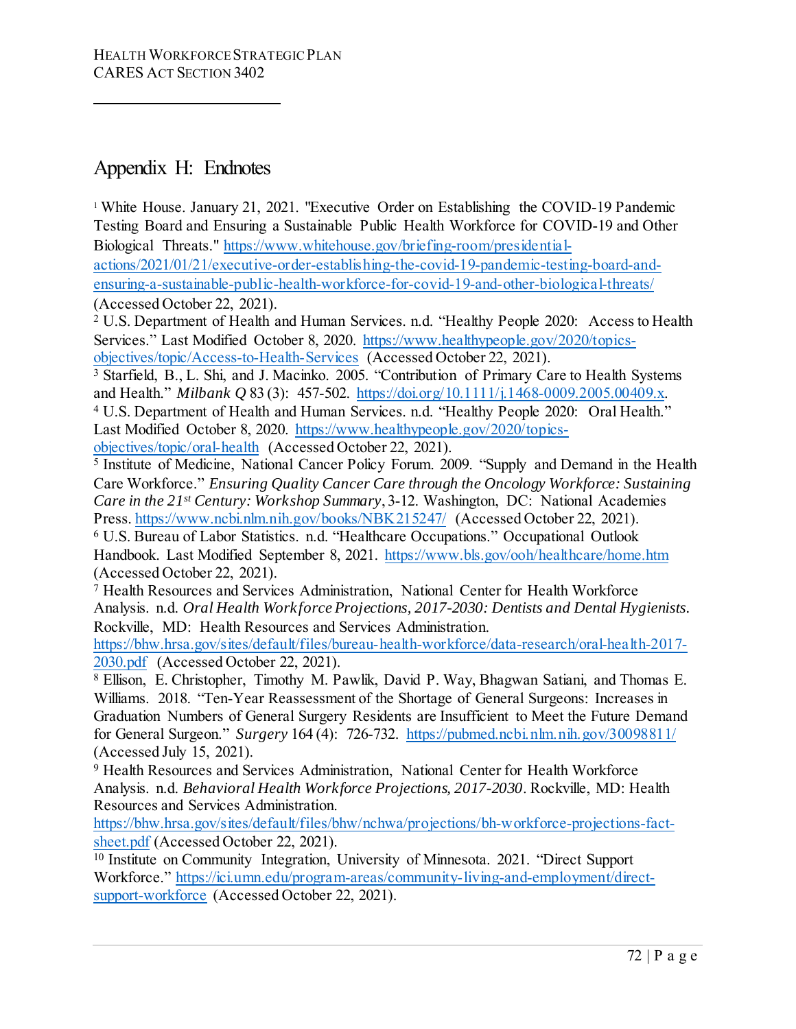## Appendix H: Endnotes

[1] White House. January 21, 2021. "Executive Order on Establishing the COVID-19 Pandemic Testing Board and Ensuring a Sustainable Public Health Workforce for COVID-19 and Other Biological Threats." https://www.whitehouse.gov/briefing-room/presidential-actions/2021/01/21/executive-order-establishing-the-covid-19-pandemic-testing-board-and-ensuring-a-sustainable-public-health-workforce-for-covid-19-and-other-biological-threats/ (Accessed October 22, 2021).

[2] U.S. Department of Health and Human Services. n.d. "Healthy People 2020: Access to Health Services." Last Modified October 8, 2020. https://www.healthypeople.gov/2020/topics-objectives/topic/Access-to-Health-Services (Accessed October 22, 2021).

[3] Starfield, B., L. Shi, and J. Macinko. 2005. "Contribution of Primary Care to Health Systems and Health." *Milbank Q* 83 (3): 457-502. https://doi.org/10.1111/j.1468-0009.2005.00409.x.

[4] U.S. Department of Health and Human Services. n.d. "Healthy People 2020: Oral Health." Last Modified October 8, 2020. https://www.healthypeople.gov/2020/topics-objectives/topic/oral-health (Accessed October 22, 2021).

[5] Institute of Medicine, National Cancer Policy Forum. 2009. "Supply and Demand in the Health Care Workforce." *Ensuring Quality Cancer Care through the Oncology Workforce: Sustaining Care in the 21st Century: Workshop Summary*, 3-12. Washington, DC: National Academies Press. https://www.ncbi.nlm.nih.gov/books/NBK215247/ (Accessed October 22, 2021).

[6] U.S. Bureau of Labor Statistics. n.d. "Healthcare Occupations." Occupational Outlook Handbook. Last Modified September 8, 2021. https://www.bls.gov/ooh/healthcare/home.htm (Accessed October 22, 2021).

[7] Health Resources and Services Administration, National Center for Health Workforce Analysis. n.d. *Oral Health Workforce Projections, 2017-2030: Dentists and Dental Hygienists.* Rockville, MD: Health Resources and Services Administration. https://bhw.hrsa.gov/sites/default/files/bureau-health-workforce/data-research/oral-health-2017-2030.pdf (Accessed October 22, 2021).

[8] Ellison, E. Christopher, Timothy M. Pawlik, David P. Way, Bhagwan Satiani, and Thomas E. Williams. 2018. "Ten-Year Reassessment of the Shortage of General Surgeons: Increases in Graduation Numbers of General Surgery Residents are Insufficient to Meet the Future Demand for General Surgeon." *Surgery* 164 (4): 726-732. https://pubmed.ncbi.nlm.nih.gov/30098811/ (Accessed July 15, 2021).

[9] Health Resources and Services Administration, National Center for Health Workforce Analysis. n.d. *Behavioral Health Workforce Projections, 2017-2030*. Rockville, MD: Health Resources and Services Administration. https://bhw.hrsa.gov/sites/default/files/bhw/nchwa/projections/bh-workforce-projections-fact-sheet.pdf (Accessed October 22, 2021).

[10] Institute on Community Integration, University of Minnesota. 2021. "Direct Support Workforce." https://ici.umn.edu/program-areas/community-living-and-employment/direct-support-workforce (Accessed October 22, 2021).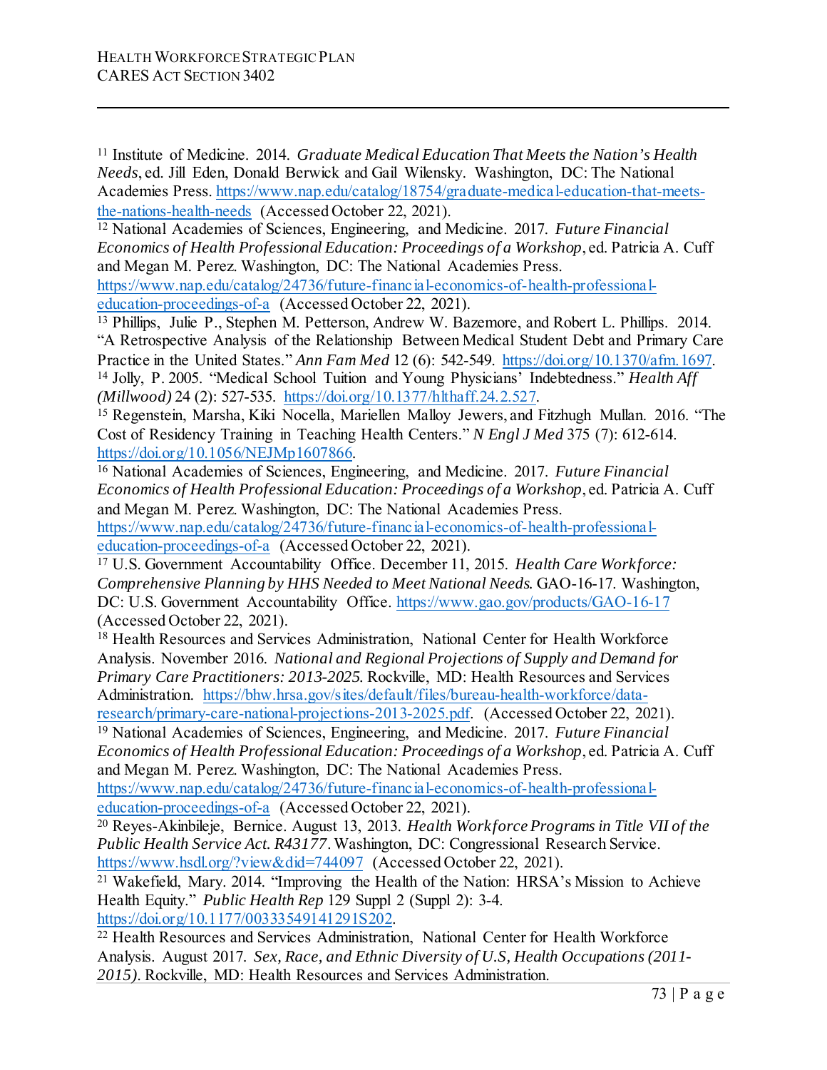[11] Institute of Medicine. 2014. *Graduate Medical Education That Meets the Nation's Health Needs*, ed. Jill Eden, Donald Berwick and Gail Wilensky. Washington, DC: The National Academies Press. https://www.nap.edu/catalog/18754/graduate-medical-education-that-meets-the-nations-health-needs (Accessed October 22, 2021).

[12] National Academies of Sciences, Engineering, and Medicine. 2017. *Future Financial Economics of Health Professional Education: Proceedings of a Workshop*, ed. Patricia A. Cuff and Megan M. Perez. Washington, DC: The National Academies Press. https://www.nap.edu/catalog/24736/future-financial-economics-of-health-professional-education-proceedings-of-a (Accessed October 22, 2021).

[13] Phillips, Julie P., Stephen M. Petterson, Andrew W. Bazemore, and Robert L. Phillips. 2014. "A Retrospective Analysis of the Relationship Between Medical Student Debt and Primary Care Practice in the United States." *Ann Fam Med* 12 (6): 542-549. https://doi.org/10.1370/afm.1697.

[14] Jolly, P. 2005. "Medical School Tuition and Young Physicians' Indebtedness." *Health Aff (Millwood)* 24 (2): 527-535. https://doi.org/10.1377/hlthaff.24.2.527.

[15] Regenstein, Marsha, Kiki Nocella, Mariellen Malloy Jewers, and Fitzhugh Mullan. 2016. "The Cost of Residency Training in Teaching Health Centers." *N Engl J Med* 375 (7): 612-614. https://doi.org/10.1056/NEJMp1607866.

[16] National Academies of Sciences, Engineering, and Medicine. 2017. *Future Financial Economics of Health Professional Education: Proceedings of a Workshop*, ed. Patricia A. Cuff and Megan M. Perez. Washington, DC: The National Academies Press. https://www.nap.edu/catalog/24736/future-financial-economics-of-health-professional-education-proceedings-of-a (Accessed October 22, 2021).

[17] U.S. Government Accountability Office. December 11, 2015. *Health Care Workforce: Comprehensive Planning by HHS Needed to Meet National Needs.* GAO-16-17. Washington, DC: U.S. Government Accountability Office. https://www.gao.gov/products/GAO-16-17 (Accessed October 22, 2021).

[18] Health Resources and Services Administration, National Center for Health Workforce Analysis. November 2016. *National and Regional Projections of Supply and Demand for Primary Care Practitioners: 2013-2025.* Rockville, MD: Health Resources and Services Administration. https://bhw.hrsa.gov/sites/default/files/bureau-health-workforce/data-research/primary-care-national-projections-2013-2025.pdf. (Accessed October 22, 2021).

[19] National Academies of Sciences, Engineering, and Medicine. 2017. *Future Financial Economics of Health Professional Education: Proceedings of a Workshop*, ed. Patricia A. Cuff and Megan M. Perez. Washington, DC: The National Academies Press. https://www.nap.edu/catalog/24736/future-financial-economics-of-health-professional-education-proceedings-of-a (Accessed October 22, 2021).

[20] Reyes-Akinbileje, Bernice. August 13, 2013. *Health Workforce Programs in Title VII of the Public Health Service Act. R43177*. Washington, DC: Congressional Research Service. https://www.hsdl.org/?view&did=744097 (Accessed October 22, 2021).

[21] Wakefield, Mary. 2014. "Improving the Health of the Nation: HRSA's Mission to Achieve Health Equity." *Public Health Rep* 129 Suppl 2 (Suppl 2): 3-4. https://doi.org/10.1177/00333549141291S202.

[22] Health Resources and Services Administration, National Center for Health Workforce Analysis. August 2017. *Sex, Race, and Ethnic Diversity of U.S, Health Occupations (2011-2015).* Rockville, MD: Health Resources and Services Administration.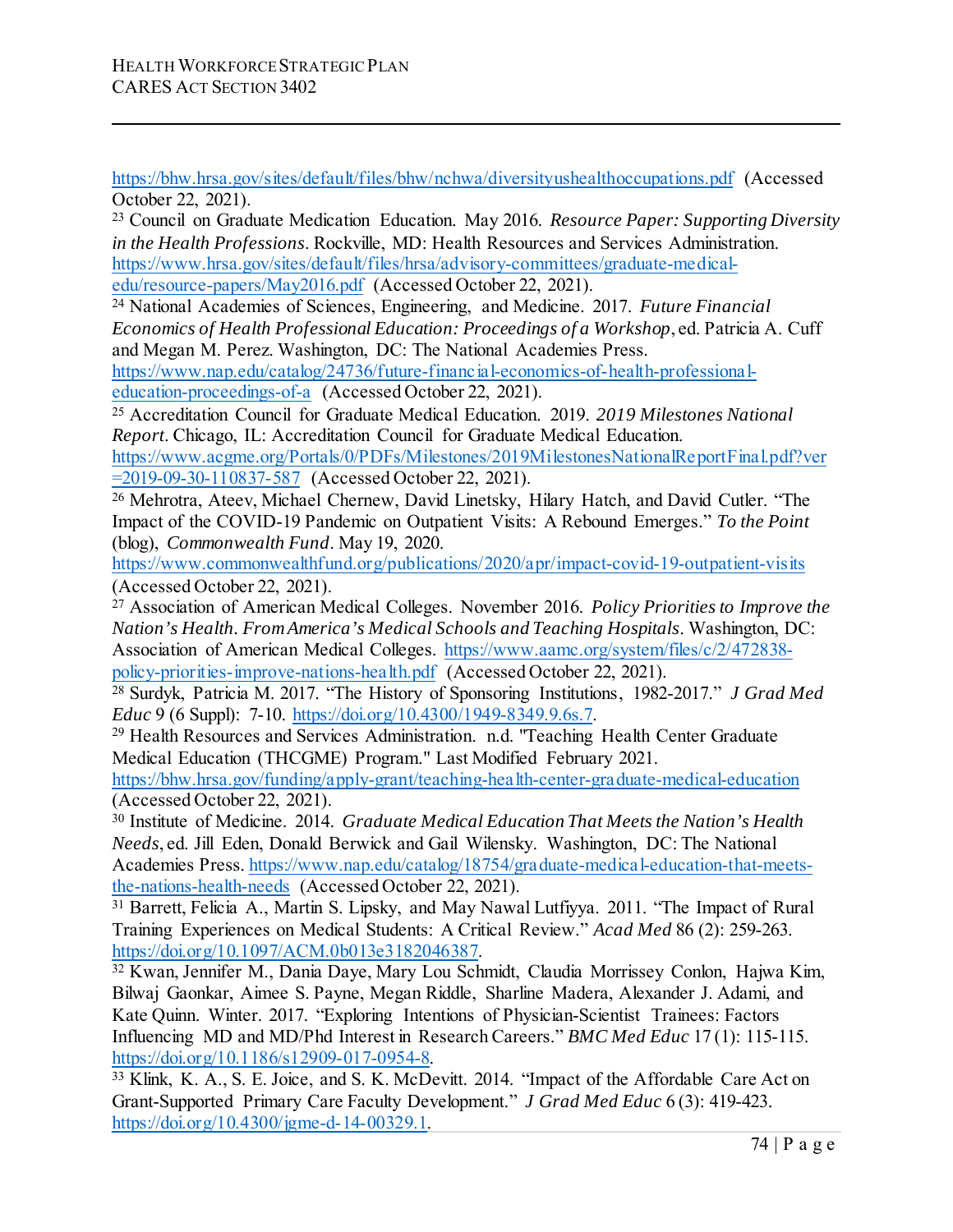https://bhw.hrsa.gov/sites/default/files/bhw/nchwa/diversityushealthoccupations.pdf (Accessed October 22, 2021).

[23] Council on Graduate Medication Education. May 2016. *Resource Paper: Supporting Diversity in the Health Professions*. Rockville, MD: Health Resources and Services Administration. https://www.hrsa.gov/sites/default/files/hrsa/advisory-committees/graduate-medical-edu/resource-papers/May2016.pdf (Accessed October 22, 2021).

[24] National Academies of Sciences, Engineering, and Medicine. 2017. *Future Financial Economics of Health Professional Education: Proceedings of a Workshop*, ed. Patricia A. Cuff and Megan M. Perez. Washington, DC: The National Academies Press. https://www.nap.edu/catalog/24736/future-financial-economics-of-health-professional-education-proceedings-of-a (Accessed October 22, 2021).

[25] Accreditation Council for Graduate Medical Education. 2019. *2019 Milestones National Report*. Chicago, IL: Accreditation Council for Graduate Medical Education. https://www.acgme.org/Portals/0/PDFs/Milestones/2019MilestonesNationalReportFinal.pdf?ver=2019-09-30-110837-587 (Accessed October 22, 2021).

[26] Mehrotra, Ateev, Michael Chernew, David Linetsky, Hilary Hatch, and David Cutler. "The Impact of the COVID-19 Pandemic on Outpatient Visits: A Rebound Emerges." *To the Point* (blog), *Commonwealth Fund*. May 19, 2020. https://www.commonwealthfund.org/publications/2020/apr/impact-covid-19-outpatient-visits (Accessed October 22, 2021).

[27] Association of American Medical Colleges. November 2016. *Policy Priorities to Improve the Nation's Health. From America's Medical Schools and Teaching Hospitals*. Washington, DC: Association of American Medical Colleges. https://www.aamc.org/system/files/c/2/472838-policy-priorities-improve-nations-health.pdf (Accessed October 22, 2021).

[28] Surdyk, Patricia M. 2017. "The History of Sponsoring Institutions, 1982-2017." *J Grad Med Educ* 9 (6 Suppl): 7-10. https://doi.org/10.4300/1949-8349.9.6s.7.

[29] Health Resources and Services Administration. n.d. "Teaching Health Center Graduate Medical Education (THCGME) Program." Last Modified February 2021. https://bhw.hrsa.gov/funding/apply-grant/teaching-health-center-graduate-medical-education (Accessed October 22, 2021).

[30] Institute of Medicine. 2014. *Graduate Medical Education That Meets the Nation's Health Needs*, ed. Jill Eden, Donald Berwick and Gail Wilensky. Washington, DC: The National Academies Press. https://www.nap.edu/catalog/18754/graduate-medical-education-that-meets-the-nations-health-needs (Accessed October 22, 2021).

[31] Barrett, Felicia A., Martin S. Lipsky, and May Nawal Lutfiyya. 2011. "The Impact of Rural Training Experiences on Medical Students: A Critical Review." *Acad Med* 86 (2): 259-263. https://doi.org/10.1097/ACM.0b013e3182046387.

[32] Kwan, Jennifer M., Dania Daye, Mary Lou Schmidt, Claudia Morrissey Conlon, Hajwa Kim, Bilwaj Gaonkar, Aimee S. Payne, Megan Riddle, Sharline Madera, Alexander J. Adami, and Kate Quinn. Winter. 2017. "Exploring Intentions of Physician-Scientist Trainees: Factors Influencing MD and MD/Phd Interest in Research Careers." *BMC Med Educ* 17 (1): 115-115. https://doi.org/10.1186/s12909-017-0954-8.

[33] Klink, K. A., S. E. Joice, and S. K. McDevitt. 2014. "Impact of the Affordable Care Act on Grant-Supported Primary Care Faculty Development." *J Grad Med Educ* 6 (3): 419-423. https://doi.org/10.4300/jgme-d-14-00329.1.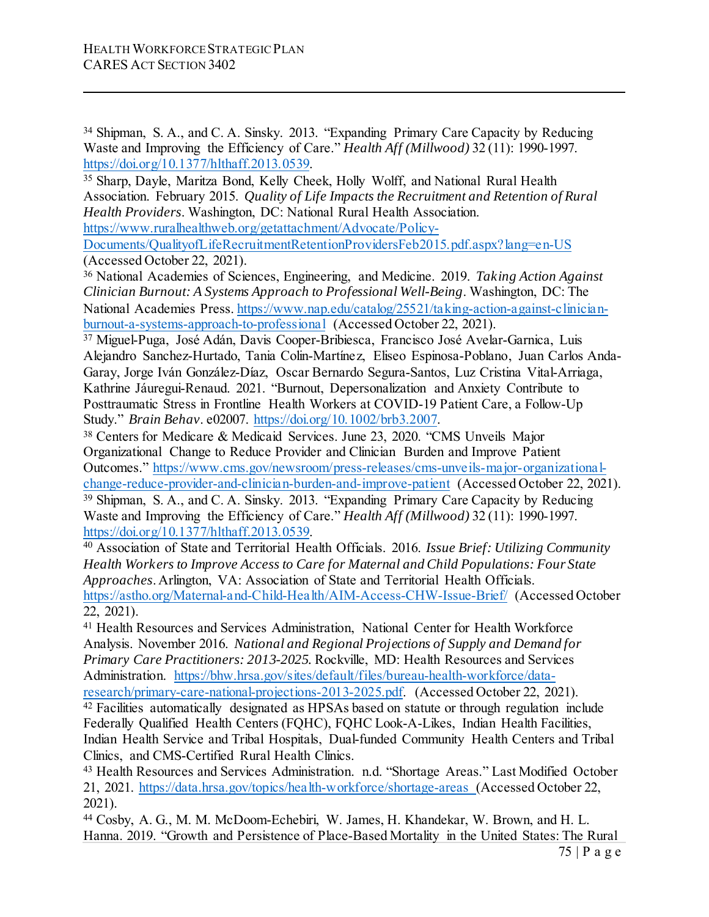[34] Shipman, S. A., and C. A. Sinsky. 2013. "Expanding Primary Care Capacity by Reducing Waste and Improving the Efficiency of Care." *Health Aff (Millwood)* 32 (11): 1990-1997. https://doi.org/10.1377/hlthaff.2013.0539.

[35] Sharp, Dayle, Maritza Bond, Kelly Cheek, Holly Wolff, and National Rural Health Association. February 2015. *Quality of Life Impacts the Recruitment and Retention of Rural Health Providers*. Washington, DC: National Rural Health Association. https://www.ruralhealthweb.org/getattachment/Advocate/Policy-Documents/QualityofLifeRecruitmentRetentionProvidersFeb2015.pdf.aspx?lang=en-US (Accessed October 22, 2021).

[36] National Academies of Sciences, Engineering, and Medicine. 2019. *Taking Action Against Clinician Burnout: A Systems Approach to Professional Well-Being*. Washington, DC: The National Academies Press. https://www.nap.edu/catalog/25521/taking-action-against-clinician-burnout-a-systems-approach-to-professional (Accessed October 22, 2021).

[37] Miguel-Puga, José Adán, Davis Cooper-Bribiesca, Francisco José Avelar-Garnica, Luis Alejandro Sanchez-Hurtado, Tania Colin-Martínez, Eliseo Espinosa-Poblano, Juan Carlos Anda-Garay, Jorge Iván González-Díaz, Oscar Bernardo Segura-Santos, Luz Cristina Vital-Arriaga, Kathrine Jáuregui-Renaud. 2021. "Burnout, Depersonalization and Anxiety Contribute to Posttraumatic Stress in Frontline Health Workers at COVID-19 Patient Care, a Follow-Up Study." *Brain Behav*. e02007. https://doi.org/10.1002/brb3.2007.

[38] Centers for Medicare & Medicaid Services. June 23, 2020. "CMS Unveils Major Organizational Change to Reduce Provider and Clinician Burden and Improve Patient Outcomes." https://www.cms.gov/newsroom/press-releases/cms-unveils-major-organizational-change-reduce-provider-and-clinician-burden-and-improve-patient (Accessed October 22, 2021).

[39] Shipman, S. A., and C. A. Sinsky. 2013. "Expanding Primary Care Capacity by Reducing Waste and Improving the Efficiency of Care." *Health Aff (Millwood)* 32 (11): 1990-1997. https://doi.org/10.1377/hlthaff.2013.0539.

[40] Association of State and Territorial Health Officials. 2016. *Issue Brief: Utilizing Community Health Workers to Improve Access to Care for Maternal and Child Populations: Four State Approaches*. Arlington, VA: Association of State and Territorial Health Officials. https://astho.org/Maternal-and-Child-Health/AIM-Access-CHW-Issue-Brief/ (Accessed October 22, 2021).

[41] Health Resources and Services Administration, National Center for Health Workforce Analysis. November 2016. *National and Regional Projections of Supply and Demand for Primary Care Practitioners: 2013-2025*. Rockville, MD: Health Resources and Services Administration. https://bhw.hrsa.gov/sites/default/files/bureau-health-workforce/data-research/primary-care-national-projections-2013-2025.pdf. (Accessed October 22, 2021).

[42] Facilities automatically designated as HPSAs based on statute or through regulation include Federally Qualified Health Centers (FQHC), FQHC Look-A-Likes, Indian Health Facilities, Indian Health Service and Tribal Hospitals, Dual-funded Community Health Centers and Tribal Clinics, and CMS-Certified Rural Health Clinics.

[43] Health Resources and Services Administration. n.d. "Shortage Areas." Last Modified October 21, 2021. https://data.hrsa.gov/topics/health-workforce/shortage-areas (Accessed October 22, 2021).

[44] Cosby, A. G., M. M. McDoom-Echebiri, W. James, H. Khandekar, W. Brown, and H. L. Hanna. 2019. "Growth and Persistence of Place-Based Mortality in the United States: The Rural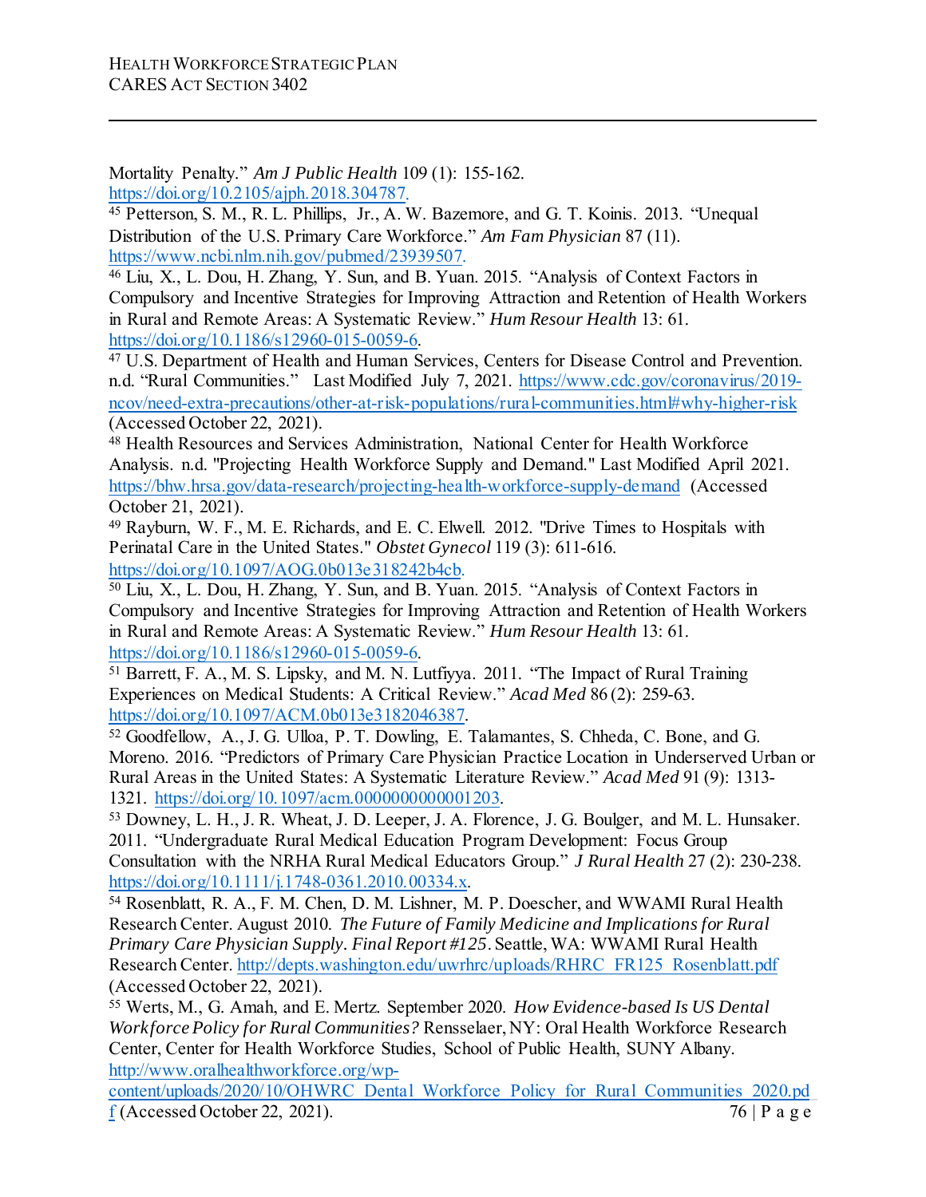Mortality Penalty." *Am J Public Health* 109 (1): 155-162. https://doi.org/10.2105/ajph.2018.304787.

[45] Petterson, S. M., R. L. Phillips, Jr., A. W. Bazemore, and G. T. Koinis. 2013. "Unequal Distribution of the U.S. Primary Care Workforce." *Am Fam Physician* 87 (11). https://www.ncbi.nlm.nih.gov/pubmed/23939507.

[46] Liu, X., L. Dou, H. Zhang, Y. Sun, and B. Yuan. 2015. "Analysis of Context Factors in Compulsory and Incentive Strategies for Improving Attraction and Retention of Health Workers in Rural and Remote Areas: A Systematic Review." *Hum Resour Health* 13: 61. https://doi.org/10.1186/s12960-015-0059-6.

[47] U.S. Department of Health and Human Services, Centers for Disease Control and Prevention. n.d. "Rural Communities." Last Modified July 7, 2021. https://www.cdc.gov/coronavirus/2019-ncov/need-extra-precautions/other-at-risk-populations/rural-communities.html#why-higher-risk (Accessed October 22, 2021).

[48] Health Resources and Services Administration, National Center for Health Workforce Analysis. n.d. "Projecting Health Workforce Supply and Demand." Last Modified April 2021. https://bhw.hrsa.gov/data-research/projecting-health-workforce-supply-demand (Accessed October 21, 2021).

[49] Rayburn, W. F., M. E. Richards, and E. C. Elwell. 2012. "Drive Times to Hospitals with Perinatal Care in the United States." *Obstet Gynecol* 119 (3): 611-616. https://doi.org/10.1097/AOG.0b013e318242b4cb.

[50] Liu, X., L. Dou, H. Zhang, Y. Sun, and B. Yuan. 2015. "Analysis of Context Factors in Compulsory and Incentive Strategies for Improving Attraction and Retention of Health Workers in Rural and Remote Areas: A Systematic Review." *Hum Resour Health* 13: 61. https://doi.org/10.1186/s12960-015-0059-6.

[51] Barrett, F. A., M. S. Lipsky, and M. N. Lutfiyya. 2011. "The Impact of Rural Training Experiences on Medical Students: A Critical Review." *Acad Med* 86 (2): 259-63. https://doi.org/10.1097/ACM.0b013e3182046387.

[52] Goodfellow, A., J. G. Ulloa, P. T. Dowling, E. Talamantes, S. Chheda, C. Bone, and G. Moreno. 2016. "Predictors of Primary Care Physician Practice Location in Underserved Urban or Rural Areas in the United States: A Systematic Literature Review." *Acad Med* 91 (9): 1313-1321. https://doi.org/10.1097/acm.0000000000001203.

[53] Downey, L. H., J. R. Wheat, J. D. Leeper, J. A. Florence, J. G. Boulger, and M. L. Hunsaker. 2011. "Undergraduate Rural Medical Education Program Development: Focus Group Consultation with the NRHA Rural Medical Educators Group." *J Rural Health* 27 (2): 230-238. https://doi.org/10.1111/j.1748-0361.2010.00334.x.

[54] Rosenblatt, R. A., F. M. Chen, D. M. Lishner, M. P. Doescher, and WWAMI Rural Health Research Center. August 2010. *The Future of Family Medicine and Implications for Rural Primary Care Physician Supply. Final Report #125*. Seattle, WA: WWAMI Rural Health Research Center. http://depts.washington.edu/uwrhrc/uploads/RHRC_FR125_Rosenblatt.pdf (Accessed October 22, 2021).

[55] Werts, M., G. Amah, and E. Mertz. September 2020. *How Evidence-based Is US Dental Workforce Policy for Rural Communities?* Rensselaer, NY: Oral Health Workforce Research Center, Center for Health Workforce Studies, School of Public Health, SUNY Albany. http://www.oralhealthworkforce.org/wp-content/uploads/2020/10/OHWRC_Dental_Workforce_Policy_for_Rural_Communities_2020.pdf (Accessed October 22, 2021).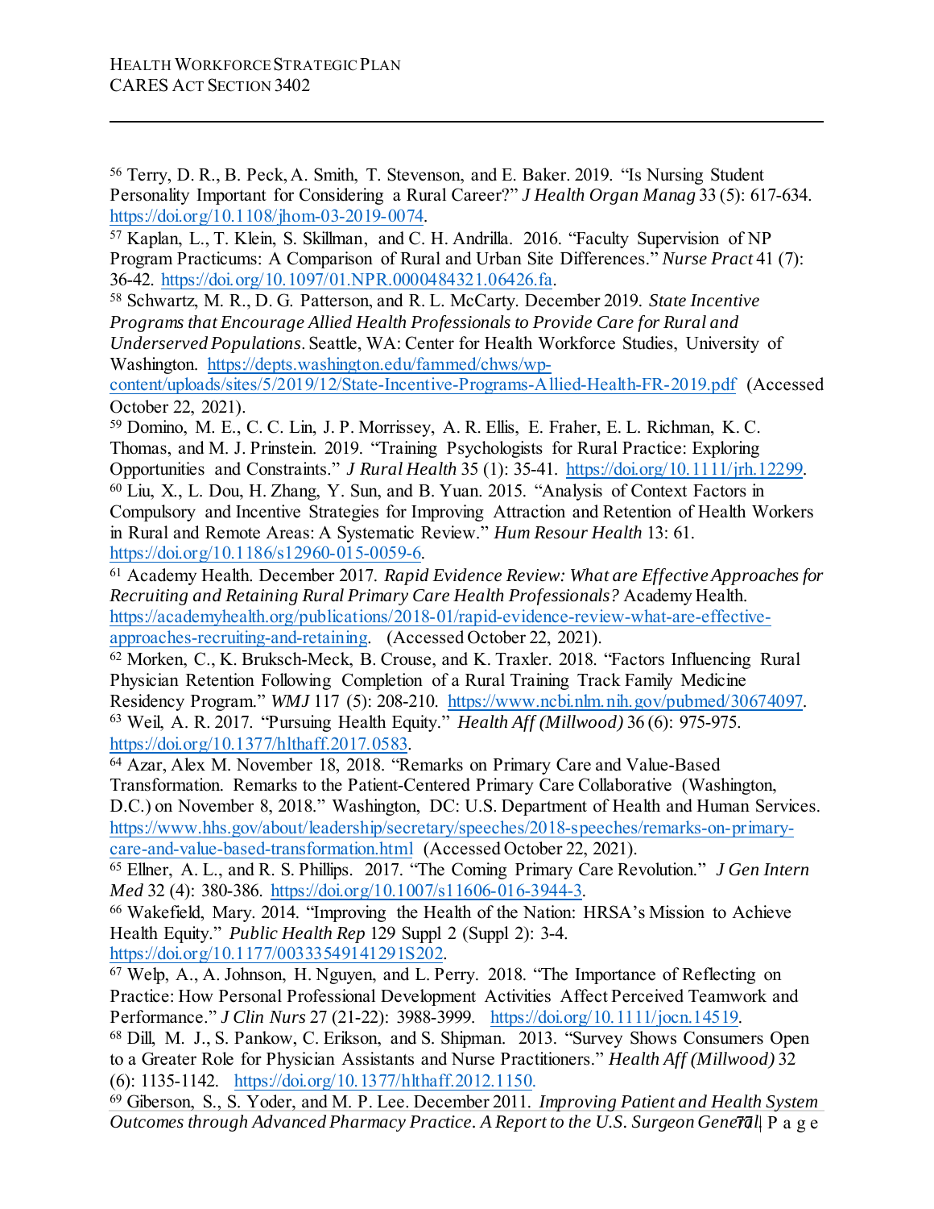[56] Terry, D. R., B. Peck, A. Smith, T. Stevenson, and E. Baker. 2019. "Is Nursing Student Personality Important for Considering a Rural Career?" *J Health Organ Manag* 33 (5): 617-634. https://doi.org/10.1108/jhom-03-2019-0074.

[57] Kaplan, L., T. Klein, S. Skillman, and C. H. Andrilla. 2016. "Faculty Supervision of NP Program Practicums: A Comparison of Rural and Urban Site Differences." *Nurse Pract* 41 (7): 36-42. https://doi.org/10.1097/01.NPR.0000484321.06426.fa.

[58] Schwartz, M. R., D. G. Patterson, and R. L. McCarty. December 2019. *State Incentive Programs that Encourage Allied Health Professionals to Provide Care for Rural and Underserved Populations*. Seattle, WA: Center for Health Workforce Studies, University of Washington. https://depts.washington.edu/fammed/chws/wp-content/uploads/sites/5/2019/12/State-Incentive-Programs-Allied-Health-FR-2019.pdf (Accessed October 22, 2021).

[59] Domino, M. E., C. C. Lin, J. P. Morrissey, A. R. Ellis, E. Fraher, E. L. Richman, K. C. Thomas, and M. J. Prinstein. 2019. "Training Psychologists for Rural Practice: Exploring Opportunities and Constraints." *J Rural Health* 35 (1): 35-41. https://doi.org/10.1111/jrh.12299.

[60] Liu, X., L. Dou, H. Zhang, Y. Sun, and B. Yuan. 2015. "Analysis of Context Factors in Compulsory and Incentive Strategies for Improving Attraction and Retention of Health Workers in Rural and Remote Areas: A Systematic Review." *Hum Resour Health* 13: 61. https://doi.org/10.1186/s12960-015-0059-6.

[61] Academy Health. December 2017. *Rapid Evidence Review: What are Effective Approaches for Recruiting and Retaining Rural Primary Care Health Professionals?* Academy Health. https://academyhealth.org/publications/2018-01/rapid-evidence-review-what-are-effective-approaches-recruiting-and-retaining. (Accessed October 22, 2021).

[62] Morken, C., K. Bruksch-Meck, B. Crouse, and K. Traxler. 2018. "Factors Influencing Rural Physician Retention Following Completion of a Rural Training Track Family Medicine Residency Program." *WMJ* 117 (5): 208-210. https://www.ncbi.nlm.nih.gov/pubmed/30674097.

[63] Weil, A. R. 2017. "Pursuing Health Equity." *Health Aff (Millwood)* 36 (6): 975-975. https://doi.org/10.1377/hlthaff.2017.0583.

[64] Azar, Alex M. November 18, 2018. "Remarks on Primary Care and Value-Based Transformation. Remarks to the Patient-Centered Primary Care Collaborative (Washington, D.C.) on November 8, 2018." Washington, DC: U.S. Department of Health and Human Services. https://www.hhs.gov/about/leadership/secretary/speeches/2018-speeches/remarks-on-primary-care-and-value-based-transformation.html (Accessed October 22, 2021).

[65] Ellner, A. L., and R. S. Phillips. 2017. "The Coming Primary Care Revolution." *J Gen Intern Med* 32 (4): 380-386. https://doi.org/10.1007/s11606-016-3944-3.

[66] Wakefield, Mary. 2014. "Improving the Health of the Nation: HRSA's Mission to Achieve Health Equity." *Public Health Rep* 129 Suppl 2 (Suppl 2): 3-4. https://doi.org/10.1177/00333549141291S202.

[67] Welp, A., A. Johnson, H. Nguyen, and L. Perry. 2018. "The Importance of Reflecting on Practice: How Personal Professional Development Activities Affect Perceived Teamwork and Performance." *J Clin Nurs* 27 (21-22): 3988-3999. https://doi.org/10.1111/jocn.14519.

[68] Dill, M. J., S. Pankow, C. Erikson, and S. Shipman. 2013. "Survey Shows Consumers Open to a Greater Role for Physician Assistants and Nurse Practitioners." *Health Aff (Millwood)* 32 (6): 1135-1142. https://doi.org/10.1377/hlthaff.2012.1150.

[69] Giberson, S., S. Yoder, and M. P. Lee. December 2011. *Improving Patient and Health System Outcomes through Advanced Pharmacy Practice. A Report to the U.S. Surgeon General*.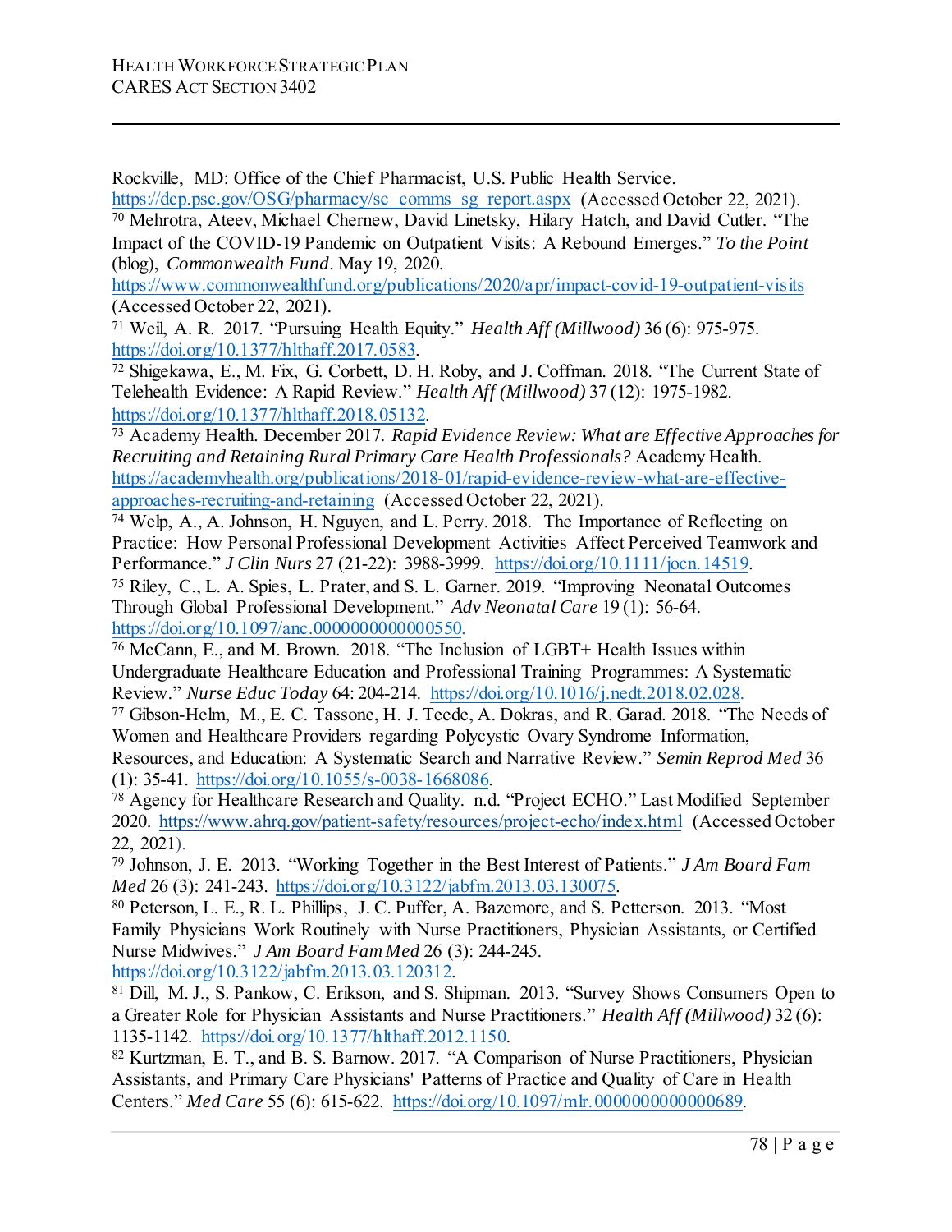Rockville, MD: Office of the Chief Pharmacist, U.S. Public Health Service. https://dcp.psc.gov/OSG/pharmacy/sc_comms_sg_report.aspx (Accessed October 22, 2021).

[70] Mehrotra, Ateev, Michael Chernew, David Linetsky, Hilary Hatch, and David Cutler. "The Impact of the COVID-19 Pandemic on Outpatient Visits: A Rebound Emerges." *To the Point* (blog), *Commonwealth Fund*. May 19, 2020. https://www.commonwealthfund.org/publications/2020/apr/impact-covid-19-outpatient-visits (Accessed October 22, 2021).

[71] Weil, A. R. 2017. "Pursuing Health Equity." *Health Aff (Millwood)* 36 (6): 975-975. https://doi.org/10.1377/hlthaff.2017.0583.

[72] Shigekawa, E., M. Fix, G. Corbett, D. H. Roby, and J. Coffman. 2018. "The Current State of Telehealth Evidence: A Rapid Review." *Health Aff (Millwood)* 37 (12): 1975-1982. https://doi.org/10.1377/hlthaff.2018.05132.

[73] Academy Health. December 2017. *Rapid Evidence Review: What are Effective Approaches for Recruiting and Retaining Rural Primary Care Health Professionals?* Academy Health. https://academyhealth.org/publications/2018-01/rapid-evidence-review-what-are-effective-approaches-recruiting-and-retaining (Accessed October 22, 2021).

[74] Welp, A., A. Johnson, H. Nguyen, and L. Perry. 2018. The Importance of Reflecting on Practice: How Personal Professional Development Activities Affect Perceived Teamwork and Performance." *J Clin Nurs* 27 (21-22): 3988-3999. https://doi.org/10.1111/jocn.14519.

[75] Riley, C., L. A. Spies, L. Prater, and S. L. Garner. 2019. "Improving Neonatal Outcomes Through Global Professional Development." *Adv Neonatal Care* 19 (1): 56-64. https://doi.org/10.1097/anc.0000000000000550.

[76] McCann, E., and M. Brown. 2018. "The Inclusion of LGBT+ Health Issues within Undergraduate Healthcare Education and Professional Training Programmes: A Systematic Review." *Nurse Educ Today* 64: 204-214. https://doi.org/10.1016/j.nedt.2018.02.028.

[77] Gibson-Helm, M., E. C. Tassone, H. J. Teede, A. Dokras, and R. Garad. 2018. "The Needs of Women and Healthcare Providers regarding Polycystic Ovary Syndrome Information, Resources, and Education: A Systematic Search and Narrative Review." *Semin Reprod Med* 36 (1): 35-41. https://doi.org/10.1055/s-0038-1668086.

[78] Agency for Healthcare Research and Quality. n.d. "Project ECHO." Last Modified September 2020. https://www.ahrq.gov/patient-safety/resources/project-echo/index.html (Accessed October 22, 2021).

[79] Johnson, J. E. 2013. "Working Together in the Best Interest of Patients." *J Am Board Fam Med* 26 (3): 241-243. https://doi.org/10.3122/jabfm.2013.03.130075.

[80] Peterson, L. E., R. L. Phillips, J. C. Puffer, A. Bazemore, and S. Petterson. 2013. "Most Family Physicians Work Routinely with Nurse Practitioners, Physician Assistants, or Certified Nurse Midwives." *J Am Board Fam Med* 26 (3): 244-245. https://doi.org/10.3122/jabfm.2013.03.120312.

[81] Dill, M. J., S. Pankow, C. Erikson, and S. Shipman. 2013. "Survey Shows Consumers Open to a Greater Role for Physician Assistants and Nurse Practitioners." *Health Aff (Millwood)* 32 (6): 1135-1142. https://doi.org/10.1377/hlthaff.2012.1150.

[82] Kurtzman, E. T., and B. S. Barnow. 2017. "A Comparison of Nurse Practitioners, Physician Assistants, and Primary Care Physicians' Patterns of Practice and Quality of Care in Health Centers." *Med Care* 55 (6): 615-622. https://doi.org/10.1097/mlr.0000000000000689.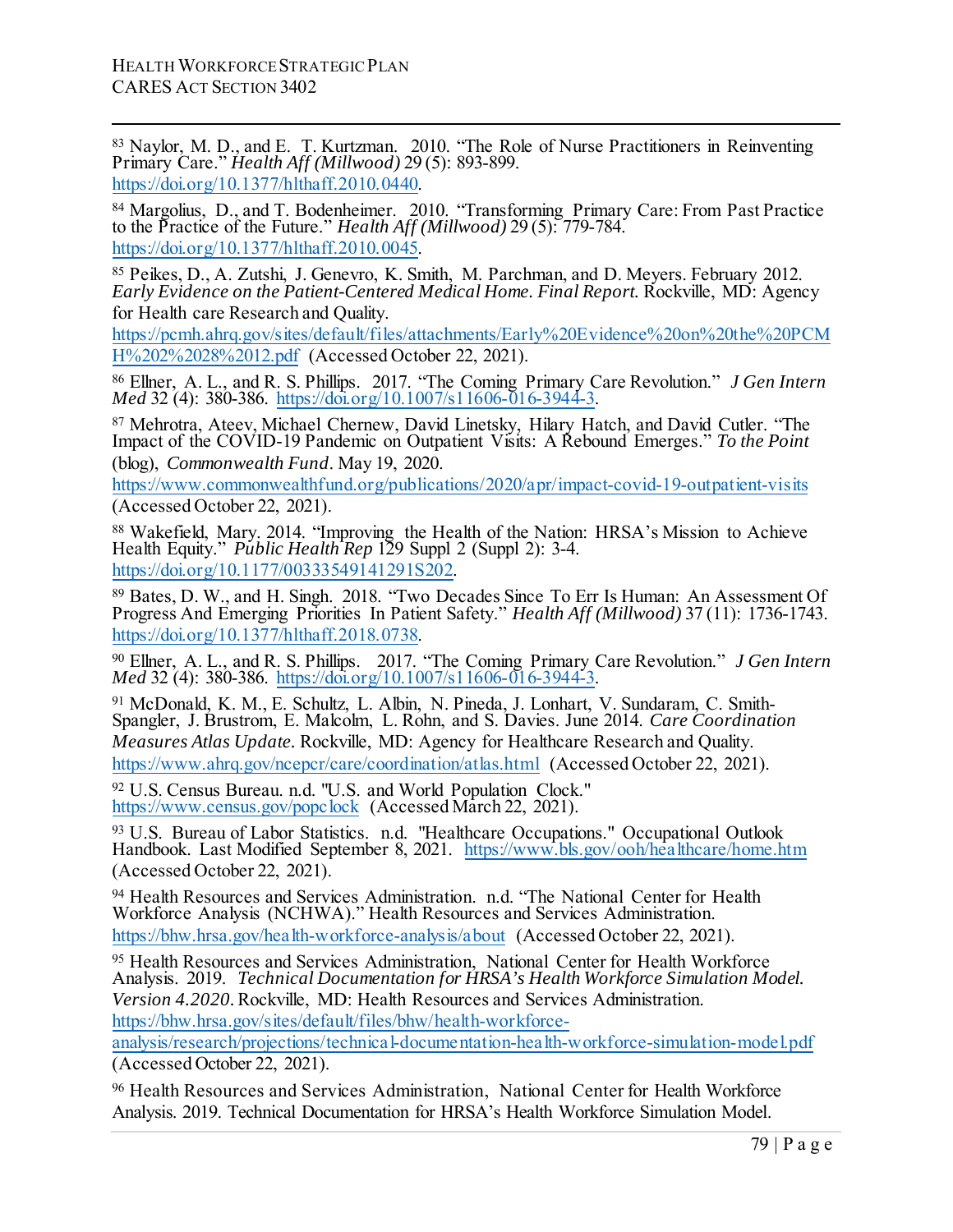[83] Naylor, M. D., and E. T. Kurtzman. 2010. "The Role of Nurse Practitioners in Reinventing Primary Care." *Health Aff (Millwood)* 29 (5): 893-899. https://doi.org/10.1377/hlthaff.2010.0440.

[84] Margolius, D., and T. Bodenheimer. 2010. "Transforming Primary Care: From Past Practice to the Practice of the Future." *Health Aff (Millwood)* 29 (5): 779-784. https://doi.org/10.1377/hlthaff.2010.0045.

[85] Peikes, D., A. Zutshi, J. Genevro, K. Smith, M. Parchman, and D. Meyers. February 2012. *Early Evidence on the Patient-Centered Medical Home. Final Report.* Rockville, MD: Agency for Health care Research and Quality. https://pcmh.ahrq.gov/sites/default/files/attachments/Early%20Evidence%20on%20the%20PCMH%202%2028%2012.pdf (Accessed October 22, 2021).

[86] Ellner, A. L., and R. S. Phillips. 2017. "The Coming Primary Care Revolution." *J Gen Intern Med* 32 (4): 380-386. https://doi.org/10.1007/s11606-016-3944-3.

[87] Mehrotra, Ateev, Michael Chernew, David Linetsky, Hilary Hatch, and David Cutler. "The Impact of the COVID-19 Pandemic on Outpatient Visits: A Rebound Emerges." *To the Point* (blog), *Commonwealth Fund*. May 19, 2020. https://www.commonwealthfund.org/publications/2020/apr/impact-covid-19-outpatient-visits (Accessed October 22, 2021).

[88] Wakefield, Mary. 2014. "Improving the Health of the Nation: HRSA's Mission to Achieve Health Equity." *Public Health Rep* 129 Suppl 2 (Suppl 2): 3-4. https://doi.org/10.1177/00333549141291S202.

[89] Bates, D. W., and H. Singh. 2018. "Two Decades Since To Err Is Human: An Assessment Of Progress And Emerging Priorities In Patient Safety." *Health Aff (Millwood)* 37 (11): 1736-1743. https://doi.org/10.1377/hlthaff.2018.0738.

[90] Ellner, A. L., and R. S. Phillips. 2017. "The Coming Primary Care Revolution." *J Gen Intern Med* 32 (4): 380-386. https://doi.org/10.1007/s11606-016-3944-3.

[91] McDonald, K. M., E. Schultz, L. Albin, N. Pineda, J. Lonhart, V. Sundaram, C. Smith-Spangler, J. Brustrom, E. Malcolm, L. Rohn, and S. Davies. June 2014. *Care Coordination Measures Atlas Update*. Rockville, MD: Agency for Healthcare Research and Quality. https://www.ahrq.gov/ncepcr/care/coordination/atlas.html (Accessed October 22, 2021).

[92] U.S. Census Bureau. n.d. "U.S. and World Population Clock." https://www.census.gov/popclock (Accessed March 22, 2021).

[93] U.S. Bureau of Labor Statistics. n.d. "Healthcare Occupations." Occupational Outlook Handbook. Last Modified September 8, 2021. https://www.bls.gov/ooh/healthcare/home.htm (Accessed October 22, 2021).

[94] Health Resources and Services Administration. n.d. "The National Center for Health Workforce Analysis (NCHWA)." Health Resources and Services Administration. https://bhw.hrsa.gov/health-workforce-analysis/about (Accessed October 22, 2021).

[95] Health Resources and Services Administration, National Center for Health Workforce Analysis. 2019. *Technical Documentation for HRSA's Health Workforce Simulation Model. Version 4.2020*. Rockville, MD: Health Resources and Services Administration. https://bhw.hrsa.gov/sites/default/files/bhw/health-workforce-analysis/research/projections/technical-documentation-health-workforce-simulation-model.pdf (Accessed October 22, 2021).

[96] Health Resources and Services Administration, National Center for Health Workforce Analysis. 2019. Technical Documentation for HRSA's Health Workforce Simulation Model.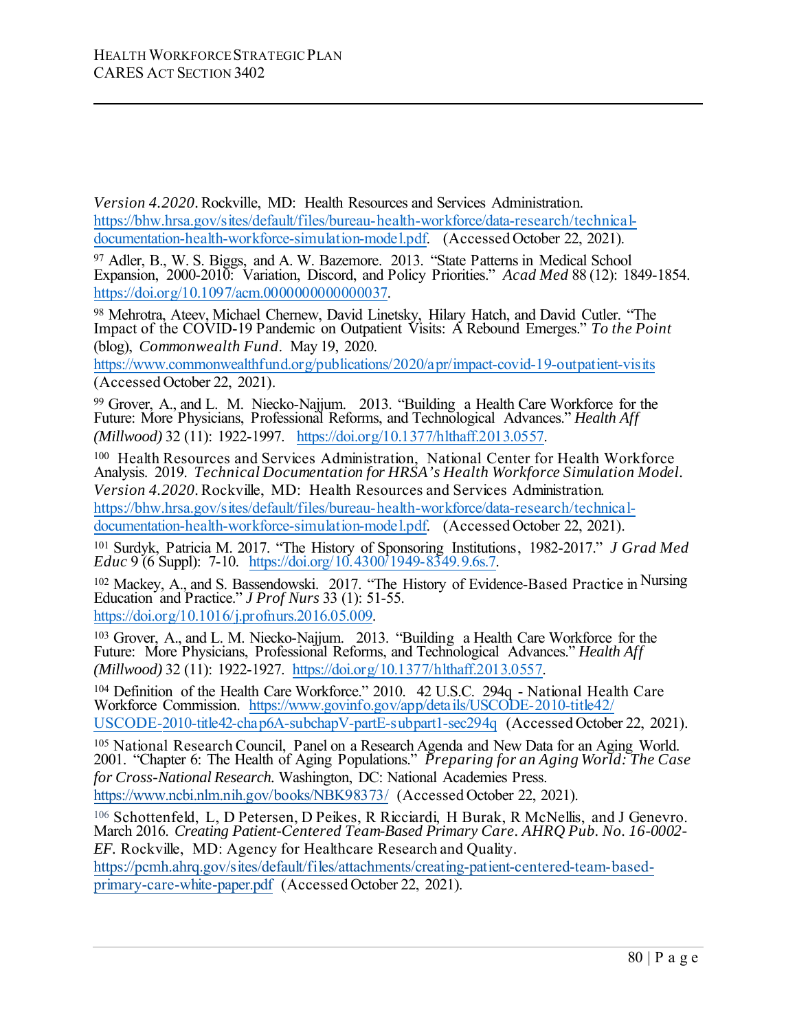*Version 4.2020*. Rockville, MD: Health Resources and Services Administration. https://bhw.hrsa.gov/sites/default/files/bureau-health-workforce/data-research/technical-documentation-health-workforce-simulation-model.pdf. (Accessed October 22, 2021).

[97] Adler, B., W. S. Biggs, and A. W. Bazemore. 2013. "State Patterns in Medical School Expansion, 2000-2010: Variation, Discord, and Policy Priorities." *Acad Med* 88 (12): 1849-1854. https://doi.org/10.1097/acm.0000000000000037.

[98] Mehrotra, Ateev, Michael Chernew, David Linetsky, Hilary Hatch, and David Cutler. "The Impact of the COVID-19 Pandemic on Outpatient Visits: A Rebound Emerges." *To the Point* (blog), *Commonwealth Fund*. May 19, 2020. https://www.commonwealthfund.org/publications/2020/apr/impact-covid-19-outpatient-visits (Accessed October 22, 2021).

[99] Grover, A., and L. M. Niecko-Najjum. 2013. "Building a Health Care Workforce for the Future: More Physicians, Professional Reforms, and Technological Advances." *Health Aff (Millwood)* 32 (11): 1922-1997. https://doi.org/10.1377/hlthaff.2013.0557.

[100] Health Resources and Services Administration, National Center for Health Workforce Analysis. 2019. *Technical Documentation for HRSA's Health Workforce Simulation Model. Version 4.2020*. Rockville, MD: Health Resources and Services Administration. https://bhw.hrsa.gov/sites/default/files/bureau-health-workforce/data-research/technical-documentation-health-workforce-simulation-model.pdf. (Accessed October 22, 2021).

[101] Surdyk, Patricia M. 2017. "The History of Sponsoring Institutions, 1982-2017." *J Grad Med Educ* 9 (6 Suppl): 7-10. https://doi.org/10.4300/1949-8349.9.6s.7.

[102] Mackey, A., and S. Bassendowski. 2017. "The History of Evidence-Based Practice in Nursing Education and Practice." *J Prof Nurs* 33 (1): 51-55. https://doi.org/10.1016/j.profnurs.2016.05.009.

[103] Grover, A., and L. M. Niecko-Najjum. 2013. "Building a Health Care Workforce for the Future: More Physicians, Professional Reforms, and Technological Advances." *Health Aff (Millwood)* 32 (11): 1922-1927. https://doi.org/10.1377/hlthaff.2013.0557.

[104] Definition of the Health Care Workforce." 2010. 42 U.S.C. 294q - National Health Care Workforce Commission. https://www.govinfo.gov/app/details/USCODE-2010-title42/USCODE-2010-title42-chap6A-subchapV-partE-subpart1-sec294q (Accessed October 22, 2021).

[105] National Research Council, Panel on a Research Agenda and New Data for an Aging World. 2001. "Chapter 6: The Health of Aging Populations." *Preparing for an Aging World: The Case for Cross-National Research*. Washington, DC: National Academies Press. https://www.ncbi.nlm.nih.gov/books/NBK98373/ (Accessed October 22, 2021).

[106] Schottenfeld, L, D Petersen, D Peikes, R Ricciardi, H Burak, R McNellis, and J Genevro. March 2016. *Creating Patient-Centered Team-Based Primary Care. AHRQ Pub. No. 16-0002-EF*. Rockville, MD: Agency for Healthcare Research and Quality. https://pcmh.ahrq.gov/sites/default/files/attachments/creating-patient-centered-team-based-primary-care-white-paper.pdf (Accessed October 22, 2021).